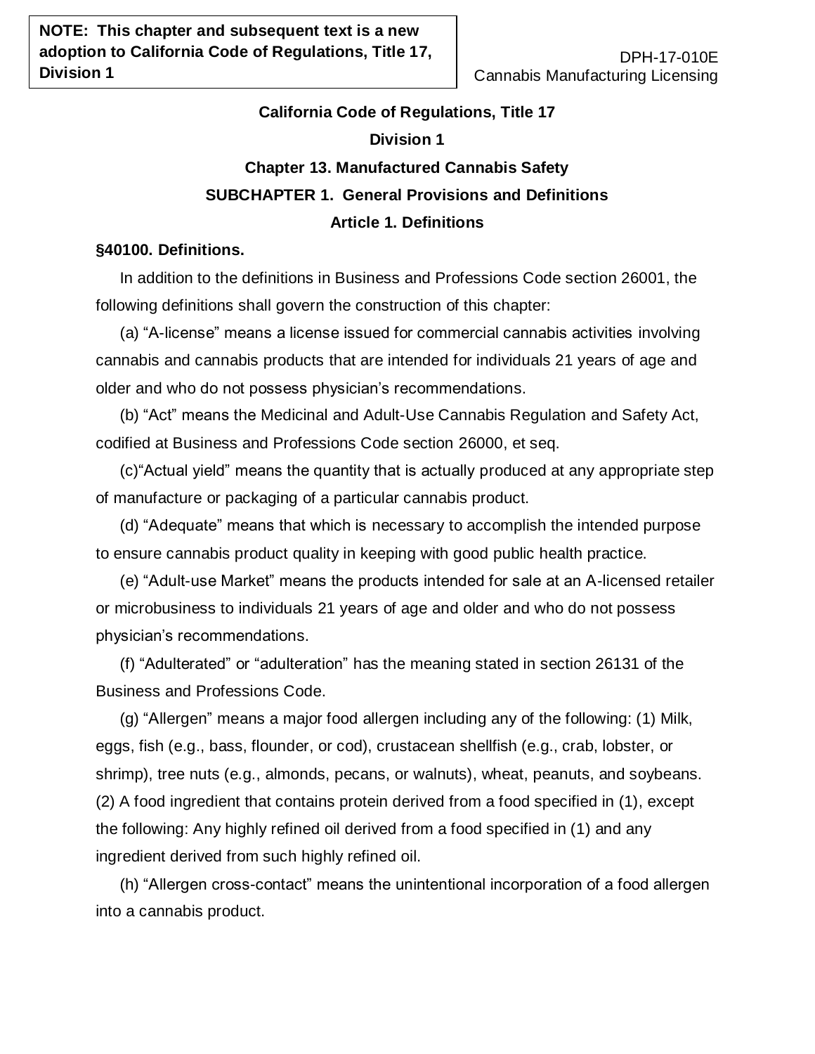**NOTE: This chapter and subsequent text is a new adoption to California Code of Regulations, Title 17, Division 1**

DPH-17-010E
Cannabis Manufacturing Licensing

# California Code of Regulations, Title 17

## Division 1

## Chapter 13. Manufactured Cannabis Safety

## SUBCHAPTER 1. General Provisions and Definitions

### Article 1. Definitions

**§40100. Definitions.**

In addition to the definitions in Business and Professions Code section 26001, the following definitions shall govern the construction of this chapter:

(a) "A-license" means a license issued for commercial cannabis activities involving cannabis and cannabis products that are intended for individuals 21 years of age and older and who do not possess physician's recommendations.

(b) "Act" means the Medicinal and Adult-Use Cannabis Regulation and Safety Act, codified at Business and Professions Code section 26000, et seq.

(c)"Actual yield" means the quantity that is actually produced at any appropriate step of manufacture or packaging of a particular cannabis product.

(d) "Adequate" means that which is necessary to accomplish the intended purpose to ensure cannabis product quality in keeping with good public health practice.

(e) "Adult-use Market" means the products intended for sale at an A-licensed retailer or microbusiness to individuals 21 years of age and older and who do not possess physician's recommendations.

(f) "Adulterated" or "adulteration" has the meaning stated in section 26131 of the Business and Professions Code.

(g) "Allergen" means a major food allergen including any of the following: (1) Milk, eggs, fish (e.g., bass, flounder, or cod), crustacean shellfish (e.g., crab, lobster, or shrimp), tree nuts (e.g., almonds, pecans, or walnuts), wheat, peanuts, and soybeans. (2) A food ingredient that contains protein derived from a food specified in (1), except the following: Any highly refined oil derived from a food specified in (1) and any ingredient derived from such highly refined oil.

(h) "Allergen cross-contact" means the unintentional incorporation of a food allergen into a cannabis product.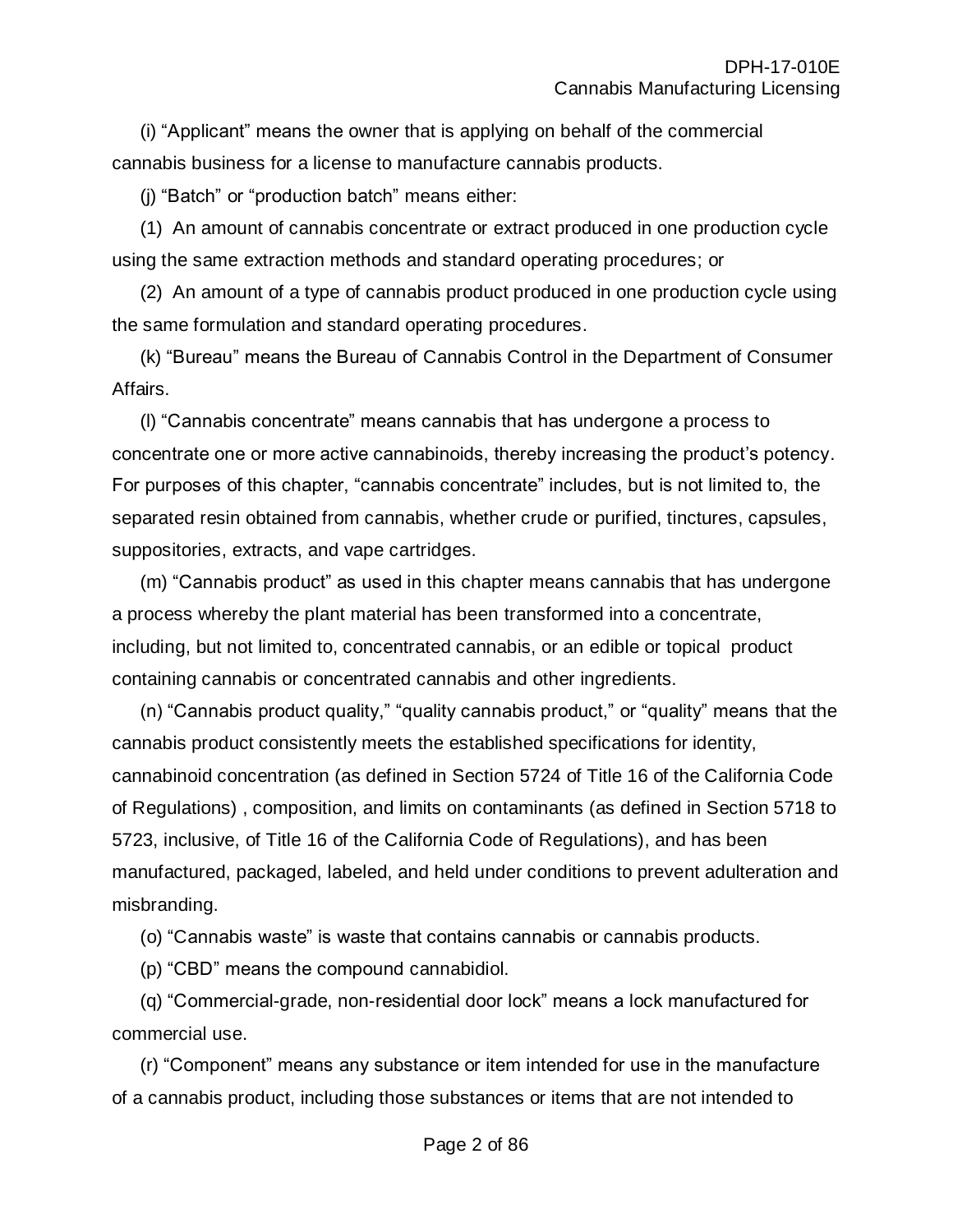(i) “Applicant” means the owner that is applying on behalf of the commercial cannabis business for a license to manufacture cannabis products.

(j) “Batch” or “production batch” means either:

(1) An amount of cannabis concentrate or extract produced in one production cycle using the same extraction methods and standard operating procedures; or

(2) An amount of a type of cannabis product produced in one production cycle using the same formulation and standard operating procedures.

(k) “Bureau” means the Bureau of Cannabis Control in the Department of Consumer Affairs.

(l) “Cannabis concentrate” means cannabis that has undergone a process to concentrate one or more active cannabinoids, thereby increasing the product’s potency. For purposes of this chapter, “cannabis concentrate” includes, but is not limited to, the separated resin obtained from cannabis, whether crude or purified, tinctures, capsules, suppositories, extracts, and vape cartridges.

(m) “Cannabis product” as used in this chapter means cannabis that has undergone a process whereby the plant material has been transformed into a concentrate, including, but not limited to, concentrated cannabis, or an edible or topical product containing cannabis or concentrated cannabis and other ingredients.

(n) “Cannabis product quality,” “quality cannabis product,” or “quality” means that the cannabis product consistently meets the established specifications for identity, cannabinoid concentration (as defined in Section 5724 of Title 16 of the California Code of Regulations) , composition, and limits on contaminants (as defined in Section 5718 to 5723, inclusive, of Title 16 of the California Code of Regulations), and has been manufactured, packaged, labeled, and held under conditions to prevent adulteration and misbranding.

(o) “Cannabis waste” is waste that contains cannabis or cannabis products.

(p) “CBD” means the compound cannabidiol.

(q) “Commercial-grade, non-residential door lock” means a lock manufactured for commercial use.

(r) “Component” means any substance or item intended for use in the manufacture of a cannabis product, including those substances or items that are not intended to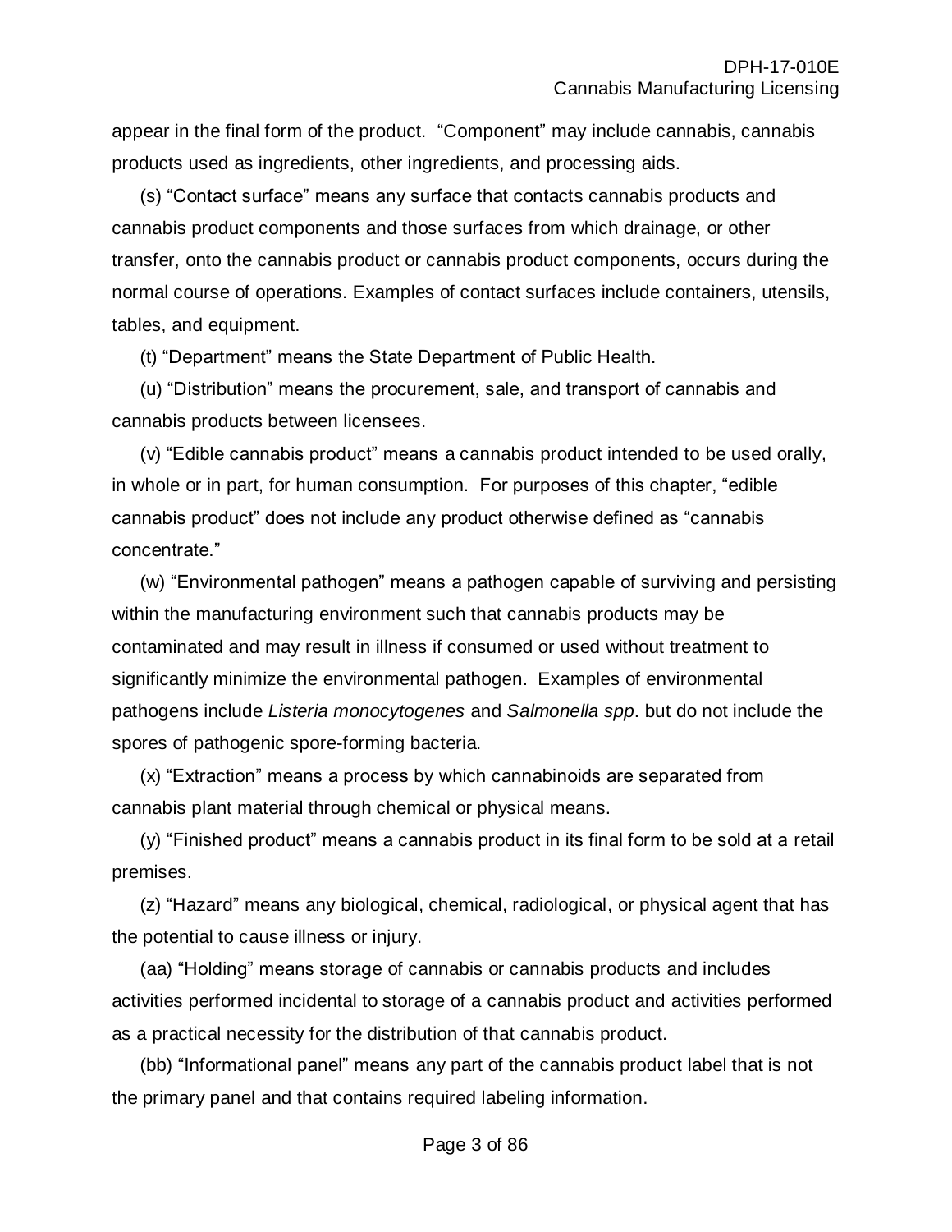appear in the final form of the product. “Component” may include cannabis, cannabis products used as ingredients, other ingredients, and processing aids.

(s) “Contact surface” means any surface that contacts cannabis products and cannabis product components and those surfaces from which drainage, or other transfer, onto the cannabis product or cannabis product components, occurs during the normal course of operations. Examples of contact surfaces include containers, utensils, tables, and equipment.

(t) “Department” means the State Department of Public Health.

(u) “Distribution” means the procurement, sale, and transport of cannabis and cannabis products between licensees.

(v) “Edible cannabis product” means a cannabis product intended to be used orally, in whole or in part, for human consumption. For purposes of this chapter, “edible cannabis product” does not include any product otherwise defined as “cannabis concentrate.”

(w) “Environmental pathogen” means a pathogen capable of surviving and persisting within the manufacturing environment such that cannabis products may be contaminated and may result in illness if consumed or used without treatment to significantly minimize the environmental pathogen. Examples of environmental pathogens include *Listeria monocytogenes* and *Salmonella spp*. but do not include the spores of pathogenic spore-forming bacteria.

(x) “Extraction” means a process by which cannabinoids are separated from cannabis plant material through chemical or physical means.

(y) “Finished product” means a cannabis product in its final form to be sold at a retail premises.

(z) “Hazard” means any biological, chemical, radiological, or physical agent that has the potential to cause illness or injury.

(aa) “Holding” means storage of cannabis or cannabis products and includes activities performed incidental to storage of a cannabis product and activities performed as a practical necessity for the distribution of that cannabis product.

(bb) “Informational panel” means any part of the cannabis product label that is not the primary panel and that contains required labeling information.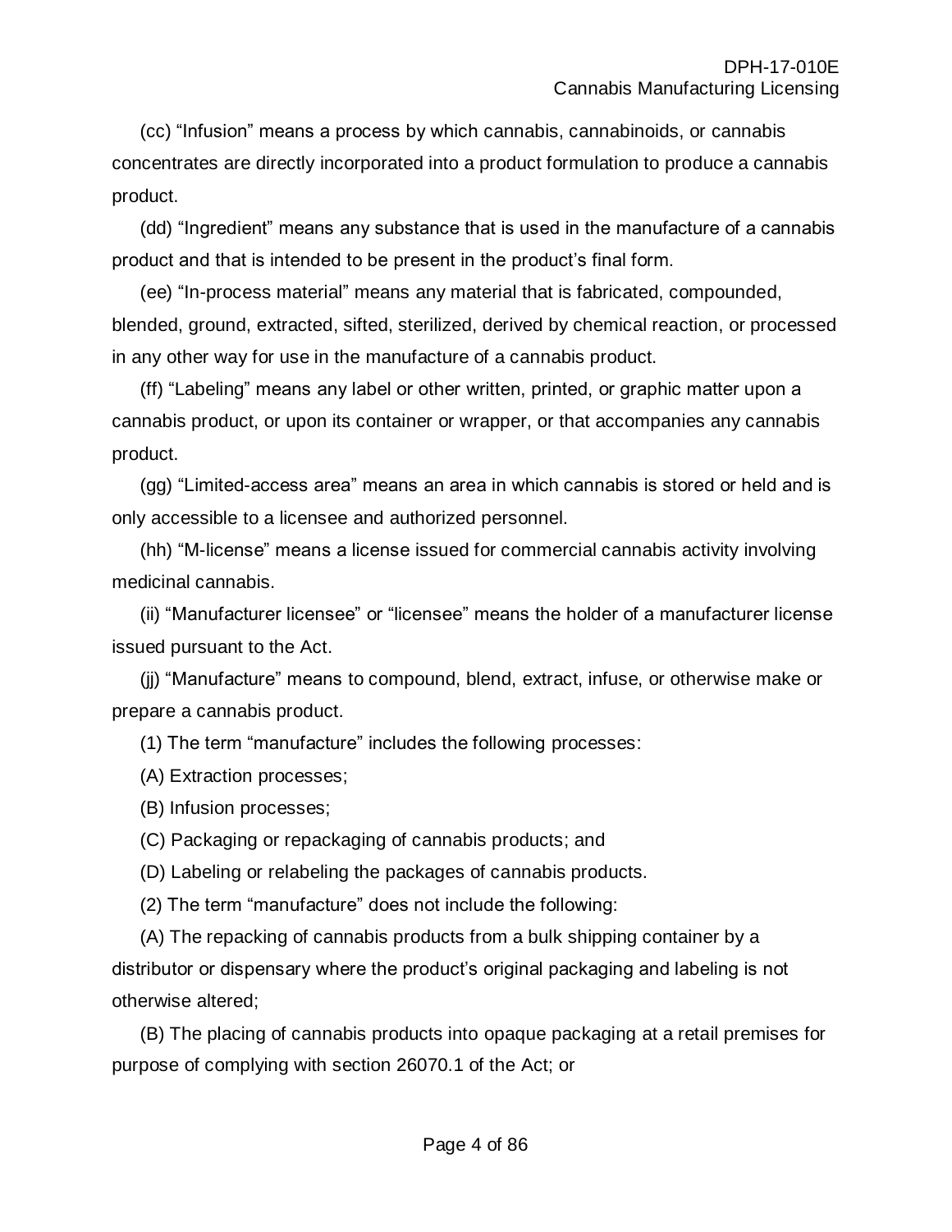(cc) “Infusion” means a process by which cannabis, cannabinoids, or cannabis concentrates are directly incorporated into a product formulation to produce a cannabis product.

(dd) “Ingredient” means any substance that is used in the manufacture of a cannabis product and that is intended to be present in the product’s final form.

(ee) “In-process material” means any material that is fabricated, compounded, blended, ground, extracted, sifted, sterilized, derived by chemical reaction, or processed in any other way for use in the manufacture of a cannabis product.

(ff) “Labeling” means any label or other written, printed, or graphic matter upon a cannabis product, or upon its container or wrapper, or that accompanies any cannabis product.

(gg) “Limited-access area” means an area in which cannabis is stored or held and is only accessible to a licensee and authorized personnel.

(hh) “M-license” means a license issued for commercial cannabis activity involving medicinal cannabis.

(ii) “Manufacturer licensee” or “licensee” means the holder of a manufacturer license issued pursuant to the Act.

(jj) “Manufacture” means to compound, blend, extract, infuse, or otherwise make or prepare a cannabis product.

(1) The term “manufacture” includes the following processes:

(A) Extraction processes;

(B) Infusion processes;

(C) Packaging or repackaging of cannabis products; and

(D) Labeling or relabeling the packages of cannabis products.

(2) The term “manufacture” does not include the following:

(A) The repacking of cannabis products from a bulk shipping container by a distributor or dispensary where the product’s original packaging and labeling is not otherwise altered;

(B) The placing of cannabis products into opaque packaging at a retail premises for purpose of complying with section 26070.1 of the Act; or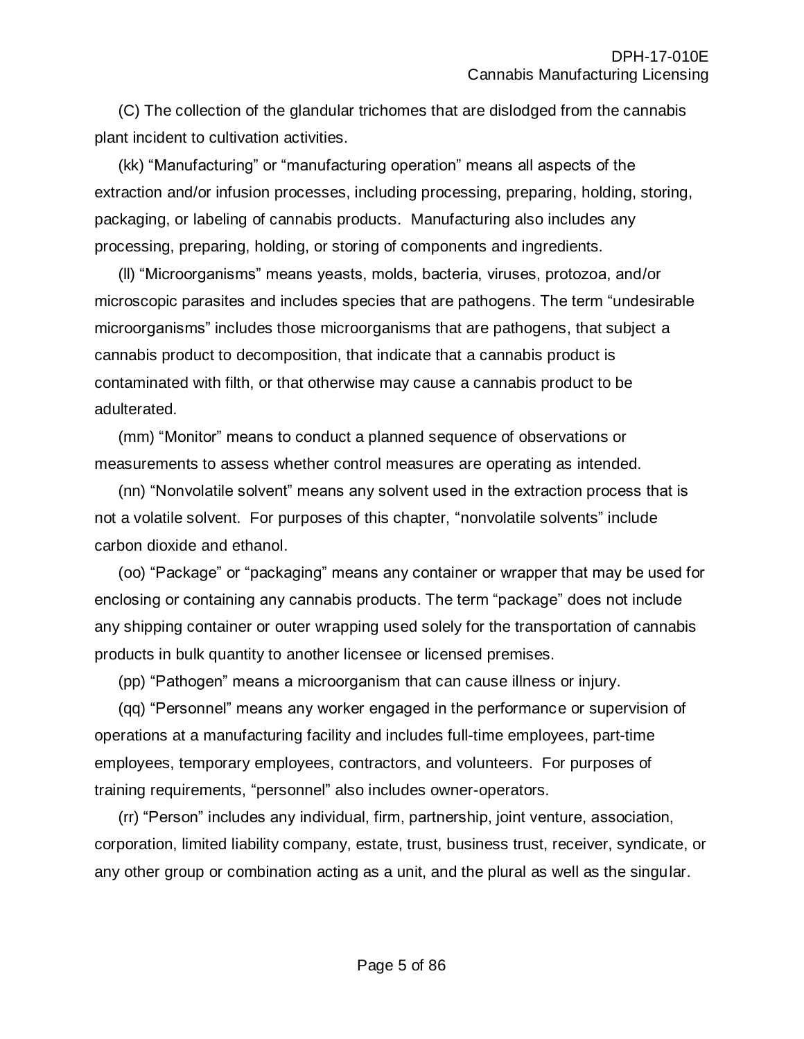(C) The collection of the glandular trichomes that are dislodged from the cannabis plant incident to cultivation activities.

(kk) “Manufacturing” or “manufacturing operation” means all aspects of the extraction and/or infusion processes, including processing, preparing, holding, storing, packaging, or labeling of cannabis products. Manufacturing also includes any processing, preparing, holding, or storing of components and ingredients.

(ll) “Microorganisms” means yeasts, molds, bacteria, viruses, protozoa, and/or microscopic parasites and includes species that are pathogens. The term “undesirable microorganisms” includes those microorganisms that are pathogens, that subject a cannabis product to decomposition, that indicate that a cannabis product is contaminated with filth, or that otherwise may cause a cannabis product to be adulterated.

(mm) “Monitor” means to conduct a planned sequence of observations or measurements to assess whether control measures are operating as intended.

(nn) “Nonvolatile solvent” means any solvent used in the extraction process that is not a volatile solvent. For purposes of this chapter, “nonvolatile solvents” include carbon dioxide and ethanol.

(oo) “Package” or “packaging” means any container or wrapper that may be used for enclosing or containing any cannabis products. The term “package” does not include any shipping container or outer wrapping used solely for the transportation of cannabis products in bulk quantity to another licensee or licensed premises.

(pp) “Pathogen” means a microorganism that can cause illness or injury.

(qq) “Personnel” means any worker engaged in the performance or supervision of operations at a manufacturing facility and includes full-time employees, part-time employees, temporary employees, contractors, and volunteers. For purposes of training requirements, “personnel” also includes owner-operators.

(rr) “Person” includes any individual, firm, partnership, joint venture, association, corporation, limited liability company, estate, trust, business trust, receiver, syndicate, or any other group or combination acting as a unit, and the plural as well as the singular.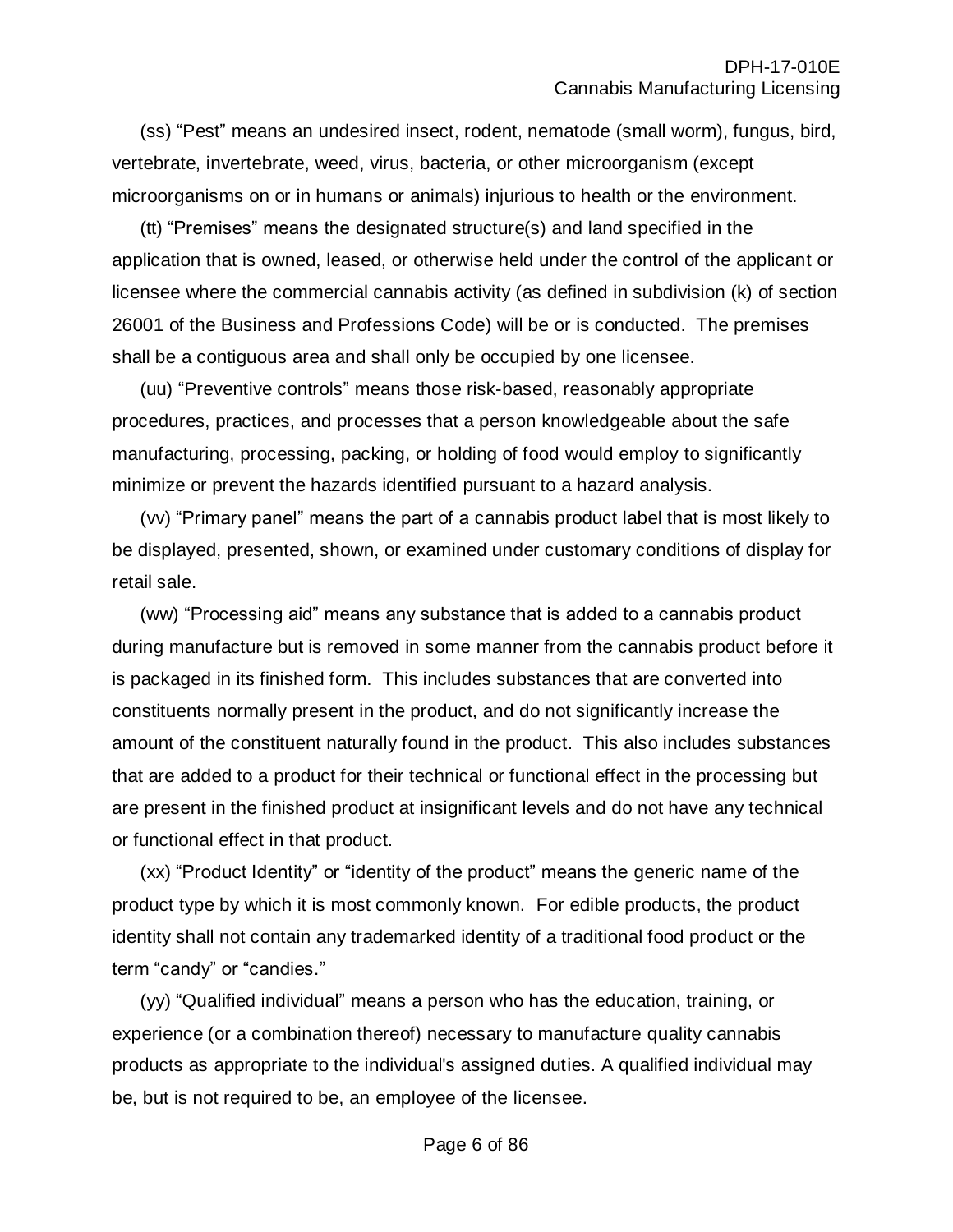(ss) “Pest” means an undesired insect, rodent, nematode (small worm), fungus, bird, vertebrate, invertebrate, weed, virus, bacteria, or other microorganism (except microorganisms on or in humans or animals) injurious to health or the environment.

(tt) “Premises” means the designated structure(s) and land specified in the application that is owned, leased, or otherwise held under the control of the applicant or licensee where the commercial cannabis activity (as defined in subdivision (k) of section 26001 of the Business and Professions Code) will be or is conducted. The premises shall be a contiguous area and shall only be occupied by one licensee.

(uu) “Preventive controls” means those risk-based, reasonably appropriate procedures, practices, and processes that a person knowledgeable about the safe manufacturing, processing, packing, or holding of food would employ to significantly minimize or prevent the hazards identified pursuant to a hazard analysis.

(vv) “Primary panel” means the part of a cannabis product label that is most likely to be displayed, presented, shown, or examined under customary conditions of display for retail sale.

(ww) “Processing aid” means any substance that is added to a cannabis product during manufacture but is removed in some manner from the cannabis product before it is packaged in its finished form. This includes substances that are converted into constituents normally present in the product, and do not significantly increase the amount of the constituent naturally found in the product. This also includes substances that are added to a product for their technical or functional effect in the processing but are present in the finished product at insignificant levels and do not have any technical or functional effect in that product.

(xx) “Product Identity” or “identity of the product” means the generic name of the product type by which it is most commonly known. For edible products, the product identity shall not contain any trademarked identity of a traditional food product or the term “candy” or “candies.”

(yy) “Qualified individual” means a person who has the education, training, or experience (or a combination thereof) necessary to manufacture quality cannabis products as appropriate to the individual's assigned duties. A qualified individual may be, but is not required to be, an employee of the licensee.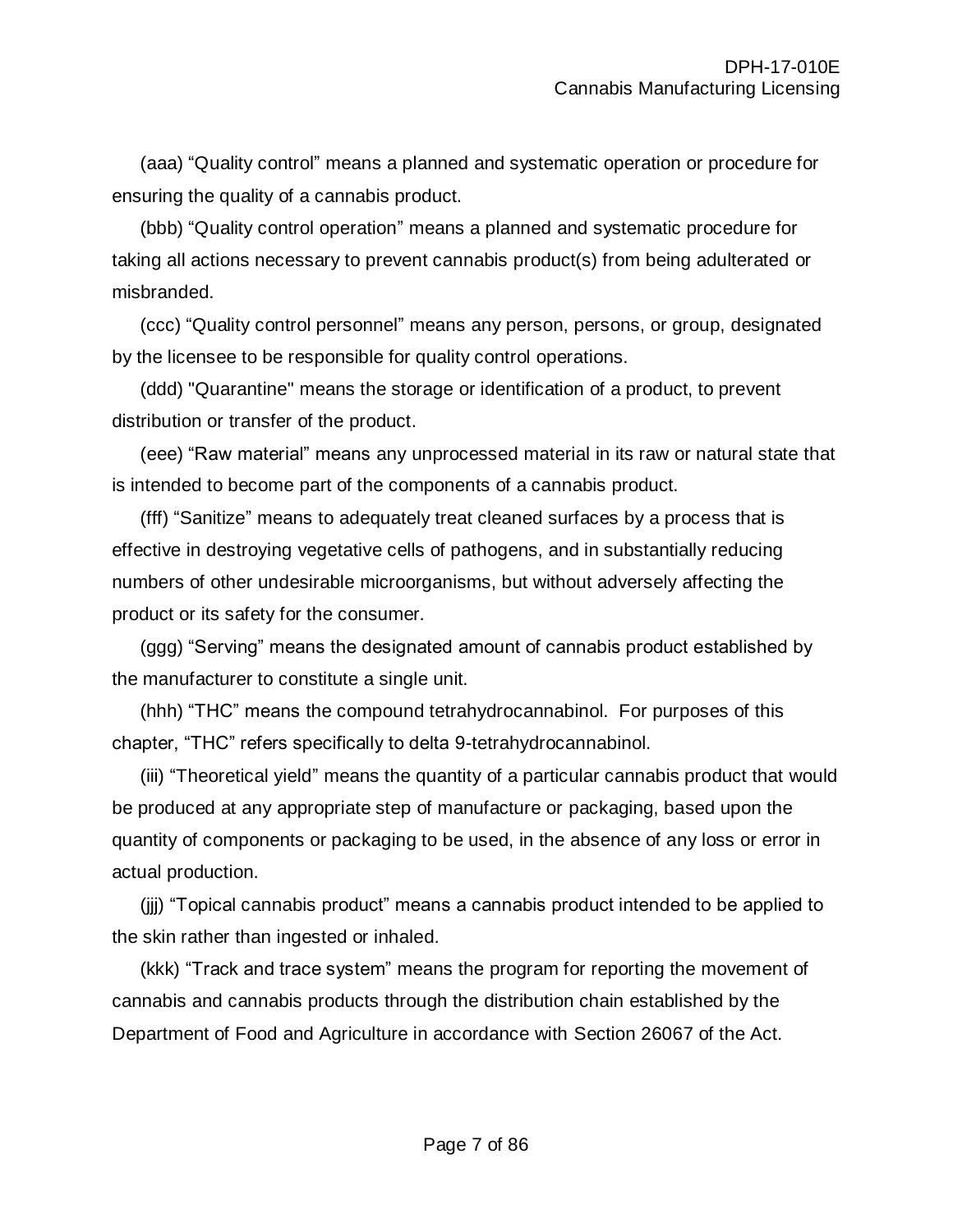(aaa) “Quality control” means a planned and systematic operation or procedure for ensuring the quality of a cannabis product.

(bbb) “Quality control operation” means a planned and systematic procedure for taking all actions necessary to prevent cannabis product(s) from being adulterated or misbranded.

(ccc) “Quality control personnel” means any person, persons, or group, designated by the licensee to be responsible for quality control operations.

(ddd) "Quarantine" means the storage or identification of a product, to prevent distribution or transfer of the product.

(eee) “Raw material” means any unprocessed material in its raw or natural state that is intended to become part of the components of a cannabis product.

(fff) “Sanitize” means to adequately treat cleaned surfaces by a process that is effective in destroying vegetative cells of pathogens, and in substantially reducing numbers of other undesirable microorganisms, but without adversely affecting the product or its safety for the consumer.

(ggg) “Serving” means the designated amount of cannabis product established by the manufacturer to constitute a single unit.

(hhh) “THC” means the compound tetrahydrocannabinol. For purposes of this chapter, “THC” refers specifically to delta 9-tetrahydrocannabinol.

(iii) “Theoretical yield” means the quantity of a particular cannabis product that would be produced at any appropriate step of manufacture or packaging, based upon the quantity of components or packaging to be used, in the absence of any loss or error in actual production.

(jjj) “Topical cannabis product” means a cannabis product intended to be applied to the skin rather than ingested or inhaled.

(kkk) “Track and trace system” means the program for reporting the movement of cannabis and cannabis products through the distribution chain established by the Department of Food and Agriculture in accordance with Section 26067 of the Act.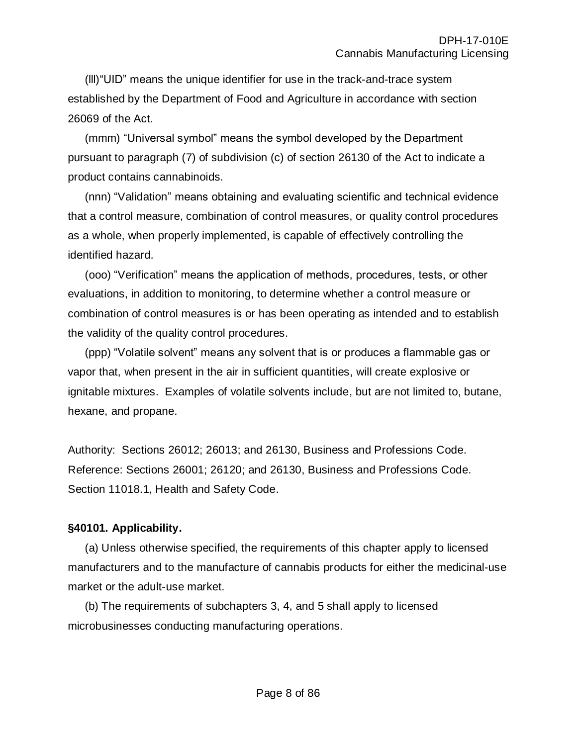(lll)“UID” means the unique identifier for use in the track-and-trace system established by the Department of Food and Agriculture in accordance with section 26069 of the Act.

(mmm) “Universal symbol” means the symbol developed by the Department pursuant to paragraph (7) of subdivision (c) of section 26130 of the Act to indicate a product contains cannabinoids.

(nnn) “Validation” means obtaining and evaluating scientific and technical evidence that a control measure, combination of control measures, or quality control procedures as a whole, when properly implemented, is capable of effectively controlling the identified hazard.

(ooo) “Verification” means the application of methods, procedures, tests, or other evaluations, in addition to monitoring, to determine whether a control measure or combination of control measures is or has been operating as intended and to establish the validity of the quality control procedures.

(ppp) “Volatile solvent” means any solvent that is or produces a flammable gas or vapor that, when present in the air in sufficient quantities, will create explosive or ignitable mixtures. Examples of volatile solvents include, but are not limited to, butane, hexane, and propane.

Authority: Sections 26012; 26013; and 26130, Business and Professions Code. Reference: Sections 26001; 26120; and 26130, Business and Professions Code. Section 11018.1, Health and Safety Code.

**§40101. Applicability.**

(a) Unless otherwise specified, the requirements of this chapter apply to licensed manufacturers and to the manufacture of cannabis products for either the medicinal-use market or the adult-use market.

(b) The requirements of subchapters 3, 4, and 5 shall apply to licensed microbusinesses conducting manufacturing operations.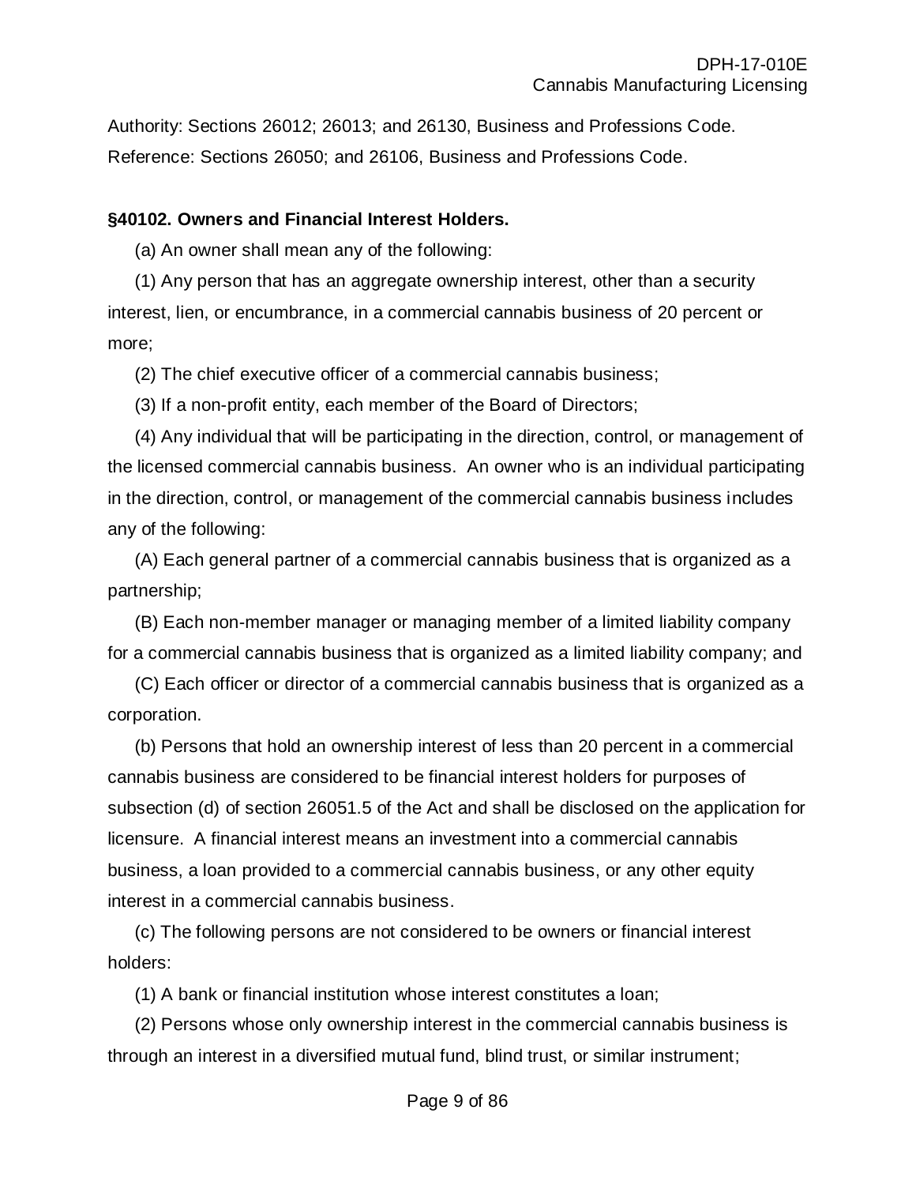Authority: Sections 26012; 26013; and 26130, Business and Professions Code.
Reference: Sections 26050; and 26106, Business and Professions Code.

**§40102. Owners and Financial Interest Holders.**

(a) An owner shall mean any of the following:

(1) Any person that has an aggregate ownership interest, other than a security interest, lien, or encumbrance, in a commercial cannabis business of 20 percent or more;

(2) The chief executive officer of a commercial cannabis business;

(3) If a non-profit entity, each member of the Board of Directors;

(4) Any individual that will be participating in the direction, control, or management of the licensed commercial cannabis business. An owner who is an individual participating in the direction, control, or management of the commercial cannabis business includes any of the following:

(A) Each general partner of a commercial cannabis business that is organized as a partnership;

(B) Each non-member manager or managing member of a limited liability company for a commercial cannabis business that is organized as a limited liability company; and

(C) Each officer or director of a commercial cannabis business that is organized as a corporation.

(b) Persons that hold an ownership interest of less than 20 percent in a commercial cannabis business are considered to be financial interest holders for purposes of subsection (d) of section 26051.5 of the Act and shall be disclosed on the application for licensure. A financial interest means an investment into a commercial cannabis business, a loan provided to a commercial cannabis business, or any other equity interest in a commercial cannabis business.

(c) The following persons are not considered to be owners or financial interest holders:

(1) A bank or financial institution whose interest constitutes a loan;

(2) Persons whose only ownership interest in the commercial cannabis business is through an interest in a diversified mutual fund, blind trust, or similar instrument;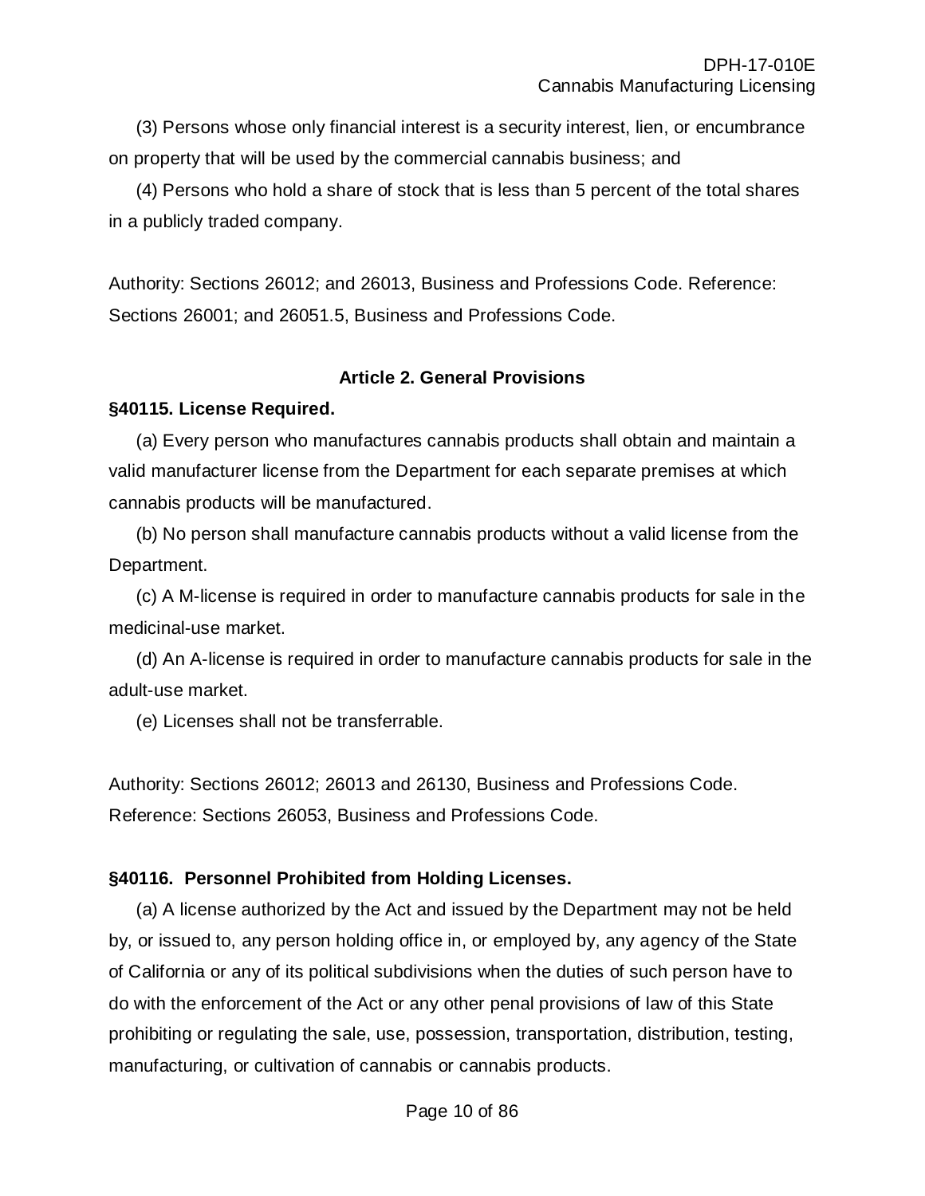(3) Persons whose only financial interest is a security interest, lien, or encumbrance on property that will be used by the commercial cannabis business; and

(4) Persons who hold a share of stock that is less than 5 percent of the total shares in a publicly traded company.

Authority: Sections 26012; and 26013, Business and Professions Code. Reference: Sections 26001; and 26051.5, Business and Professions Code.

## Article 2. General Provisions

### §40115. License Required.

(a) Every person who manufactures cannabis products shall obtain and maintain a valid manufacturer license from the Department for each separate premises at which cannabis products will be manufactured.

(b) No person shall manufacture cannabis products without a valid license from the Department.

(c) A M-license is required in order to manufacture cannabis products for sale in the medicinal-use market.

(d) An A-license is required in order to manufacture cannabis products for sale in the adult-use market.

(e) Licenses shall not be transferrable.

Authority: Sections 26012; 26013 and 26130, Business and Professions Code. Reference: Sections 26053, Business and Professions Code.

### §40116. Personnel Prohibited from Holding Licenses.

(a) A license authorized by the Act and issued by the Department may not be held by, or issued to, any person holding office in, or employed by, any agency of the State of California or any of its political subdivisions when the duties of such person have to do with the enforcement of the Act or any other penal provisions of law of this State prohibiting or regulating the sale, use, possession, transportation, distribution, testing, manufacturing, or cultivation of cannabis or cannabis products.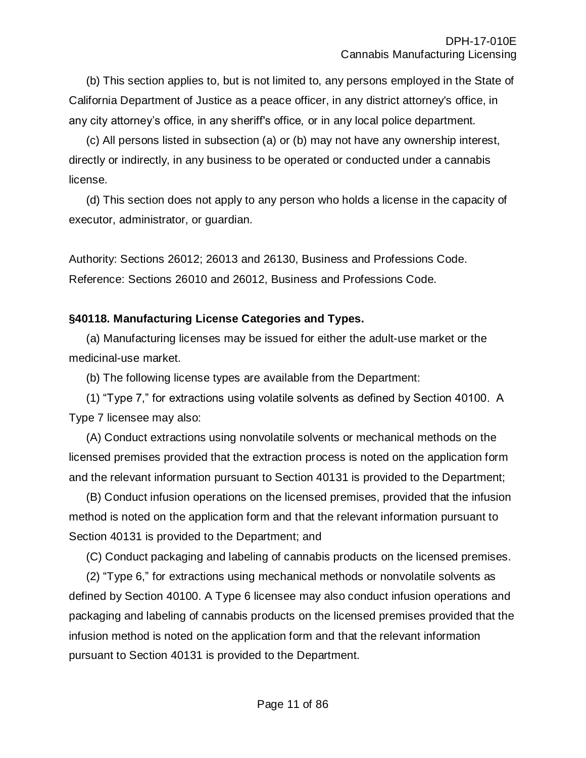(b) This section applies to, but is not limited to, any persons employed in the State of California Department of Justice as a peace officer, in any district attorney's office, in any city attorney's office, in any sheriff's office, or in any local police department.

(c) All persons listed in subsection (a) or (b) may not have any ownership interest, directly or indirectly, in any business to be operated or conducted under a cannabis license.

(d) This section does not apply to any person who holds a license in the capacity of executor, administrator, or guardian.

Authority: Sections 26012; 26013 and 26130, Business and Professions Code.
Reference: Sections 26010 and 26012, Business and Professions Code.

**§40118. Manufacturing License Categories and Types.**

(a) Manufacturing licenses may be issued for either the adult-use market or the medicinal-use market.

(b) The following license types are available from the Department:

(1) "Type 7," for extractions using volatile solvents as defined by Section 40100. A Type 7 licensee may also:

(A) Conduct extractions using nonvolatile solvents or mechanical methods on the licensed premises provided that the extraction process is noted on the application form and the relevant information pursuant to Section 40131 is provided to the Department;

(B) Conduct infusion operations on the licensed premises, provided that the infusion method is noted on the application form and that the relevant information pursuant to Section 40131 is provided to the Department; and

(C) Conduct packaging and labeling of cannabis products on the licensed premises.

(2) "Type 6," for extractions using mechanical methods or nonvolatile solvents as defined by Section 40100. A Type 6 licensee may also conduct infusion operations and packaging and labeling of cannabis products on the licensed premises provided that the infusion method is noted on the application form and that the relevant information pursuant to Section 40131 is provided to the Department.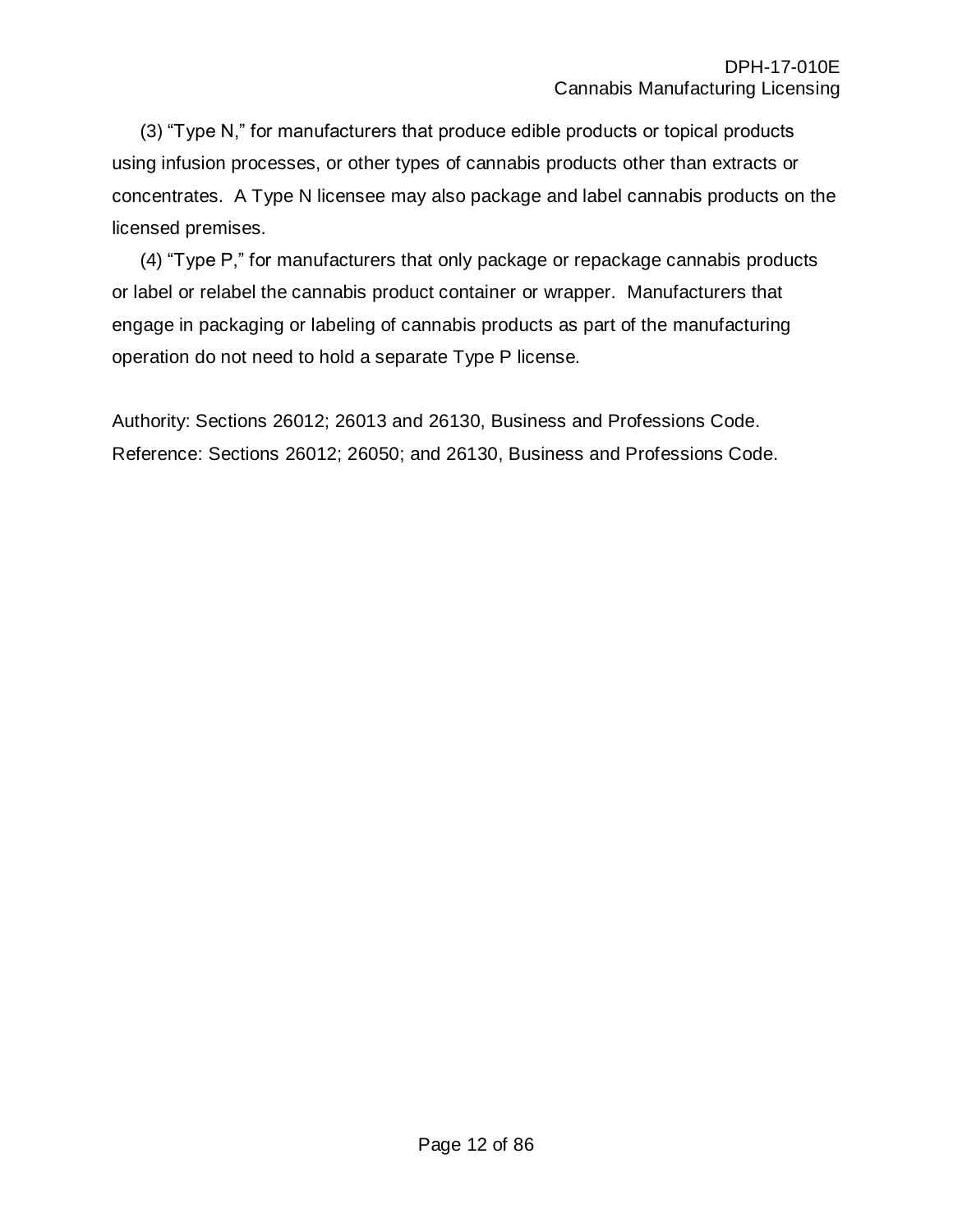(3) “Type N,” for manufacturers that produce edible products or topical products using infusion processes, or other types of cannabis products other than extracts or concentrates. A Type N licensee may also package and label cannabis products on the licensed premises.

(4) “Type P,” for manufacturers that only package or repackage cannabis products or label or relabel the cannabis product container or wrapper. Manufacturers that engage in packaging or labeling of cannabis products as part of the manufacturing operation do not need to hold a separate Type P license.

Authority: Sections 26012; 26013 and 26130, Business and Professions Code.
Reference: Sections 26012; 26050; and 26130, Business and Professions Code.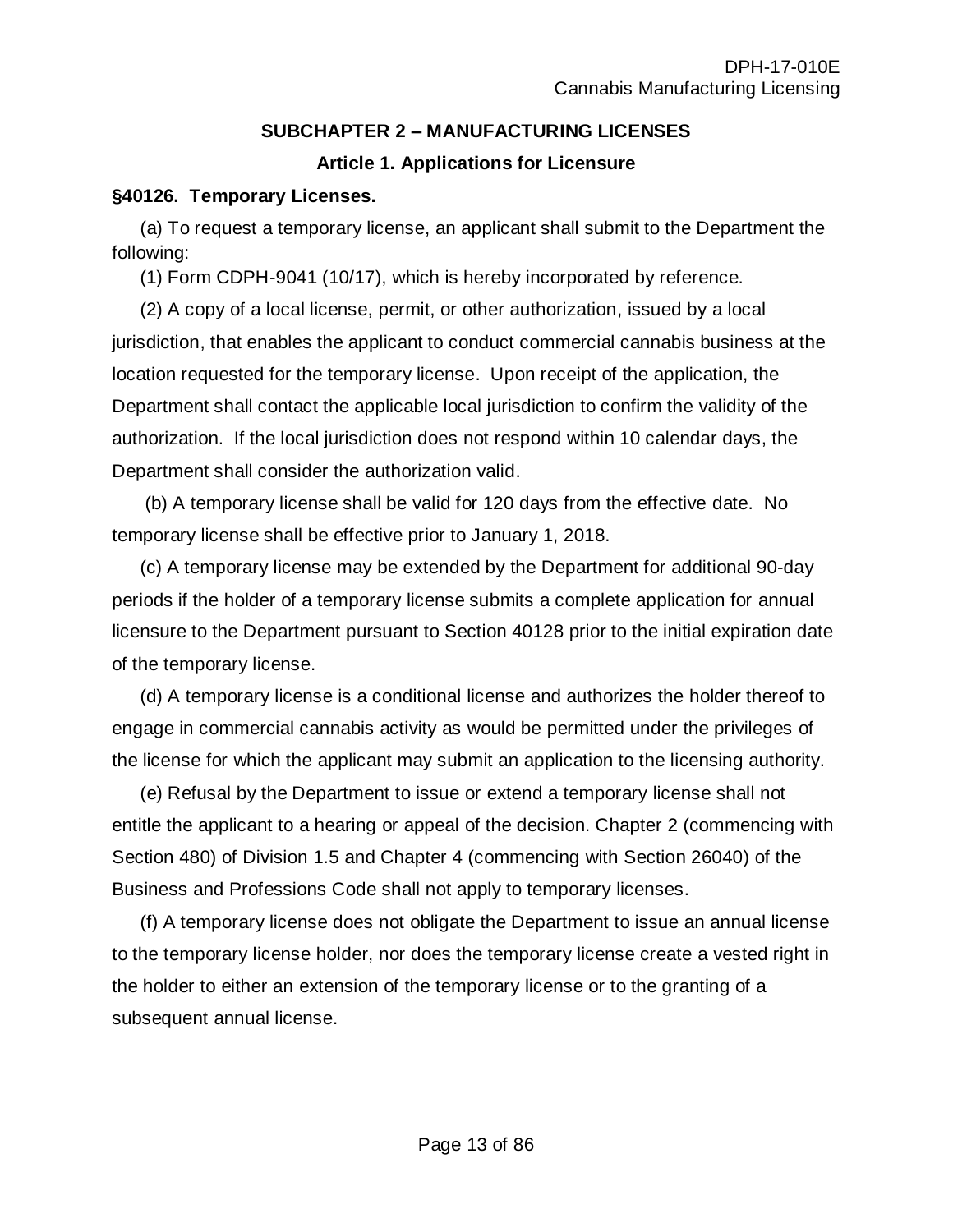## SUBCHAPTER 2 – MANUFACTURING LICENSES

### Article 1. Applications for Licensure

**§40126. Temporary Licenses.**

(a) To request a temporary license, an applicant shall submit to the Department the following:

(1) Form CDPH-9041 (10/17), which is hereby incorporated by reference.

(2) A copy of a local license, permit, or other authorization, issued by a local jurisdiction, that enables the applicant to conduct commercial cannabis business at the location requested for the temporary license. Upon receipt of the application, the Department shall contact the applicable local jurisdiction to confirm the validity of the authorization. If the local jurisdiction does not respond within 10 calendar days, the Department shall consider the authorization valid.

(b) A temporary license shall be valid for 120 days from the effective date. No temporary license shall be effective prior to January 1, 2018.

(c) A temporary license may be extended by the Department for additional 90-day periods if the holder of a temporary license submits a complete application for annual licensure to the Department pursuant to Section 40128 prior to the initial expiration date of the temporary license.

(d) A temporary license is a conditional license and authorizes the holder thereof to engage in commercial cannabis activity as would be permitted under the privileges of the license for which the applicant may submit an application to the licensing authority.

(e) Refusal by the Department to issue or extend a temporary license shall not entitle the applicant to a hearing or appeal of the decision. Chapter 2 (commencing with Section 480) of Division 1.5 and Chapter 4 (commencing with Section 26040) of the Business and Professions Code shall not apply to temporary licenses.

(f) A temporary license does not obligate the Department to issue an annual license to the temporary license holder, nor does the temporary license create a vested right in the holder to either an extension of the temporary license or to the granting of a subsequent annual license.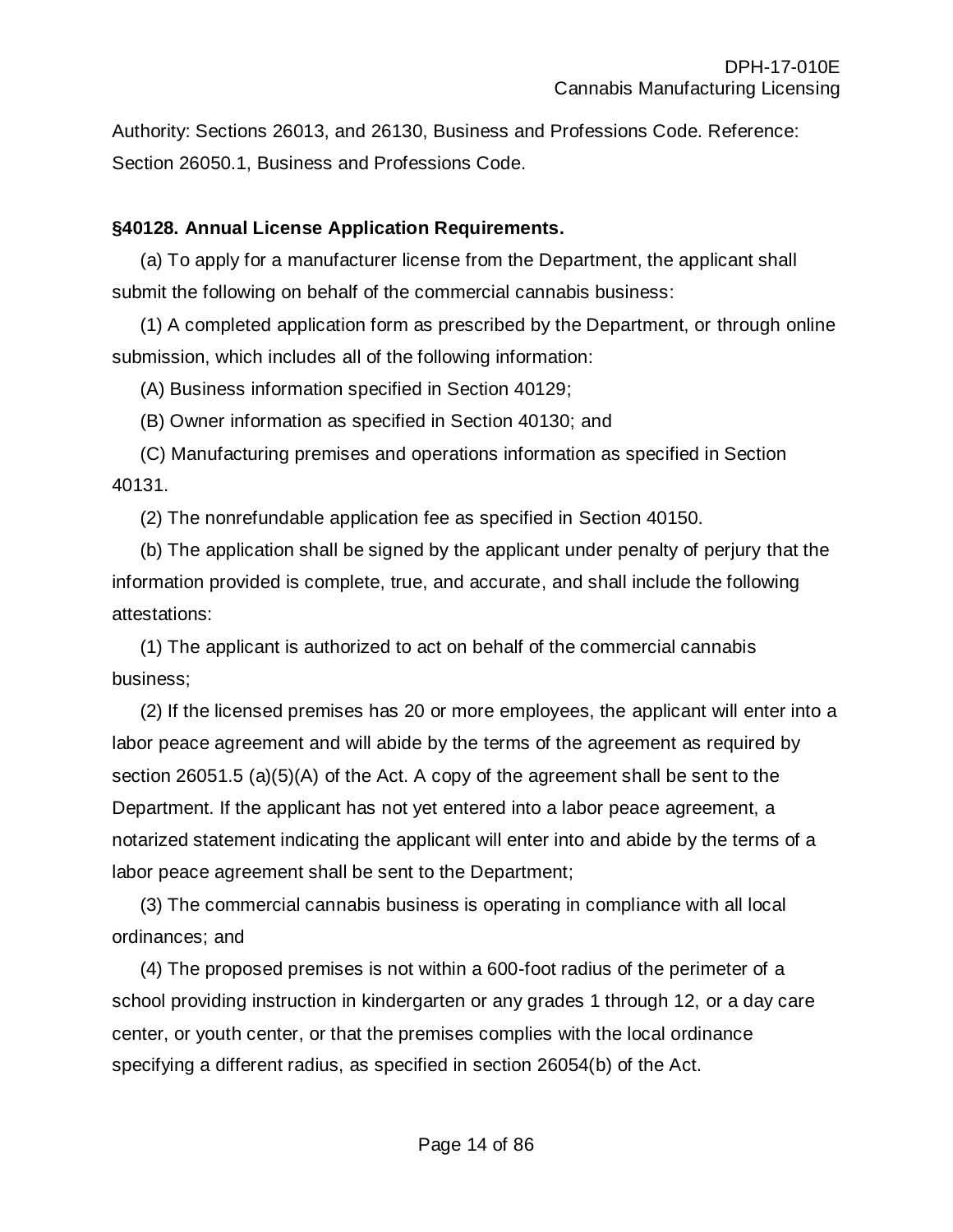Authority: Sections 26013, and 26130, Business and Professions Code. Reference: Section 26050.1, Business and Professions Code.

**§40128. Annual License Application Requirements.**

(a) To apply for a manufacturer license from the Department, the applicant shall submit the following on behalf of the commercial cannabis business:

(1) A completed application form as prescribed by the Department, or through online submission, which includes all of the following information:

(A) Business information specified in Section 40129;

(B) Owner information as specified in Section 40130; and

(C) Manufacturing premises and operations information as specified in Section 40131.

(2) The nonrefundable application fee as specified in Section 40150.

(b) The application shall be signed by the applicant under penalty of perjury that the information provided is complete, true, and accurate, and shall include the following attestations:

(1) The applicant is authorized to act on behalf of the commercial cannabis business;

(2) If the licensed premises has 20 or more employees, the applicant will enter into a labor peace agreement and will abide by the terms of the agreement as required by section 26051.5 (a)(5)(A) of the Act. A copy of the agreement shall be sent to the Department. If the applicant has not yet entered into a labor peace agreement, a notarized statement indicating the applicant will enter into and abide by the terms of a labor peace agreement shall be sent to the Department;

(3) The commercial cannabis business is operating in compliance with all local ordinances; and

(4) The proposed premises is not within a 600-foot radius of the perimeter of a school providing instruction in kindergarten or any grades 1 through 12, or a day care center, or youth center, or that the premises complies with the local ordinance specifying a different radius, as specified in section 26054(b) of the Act.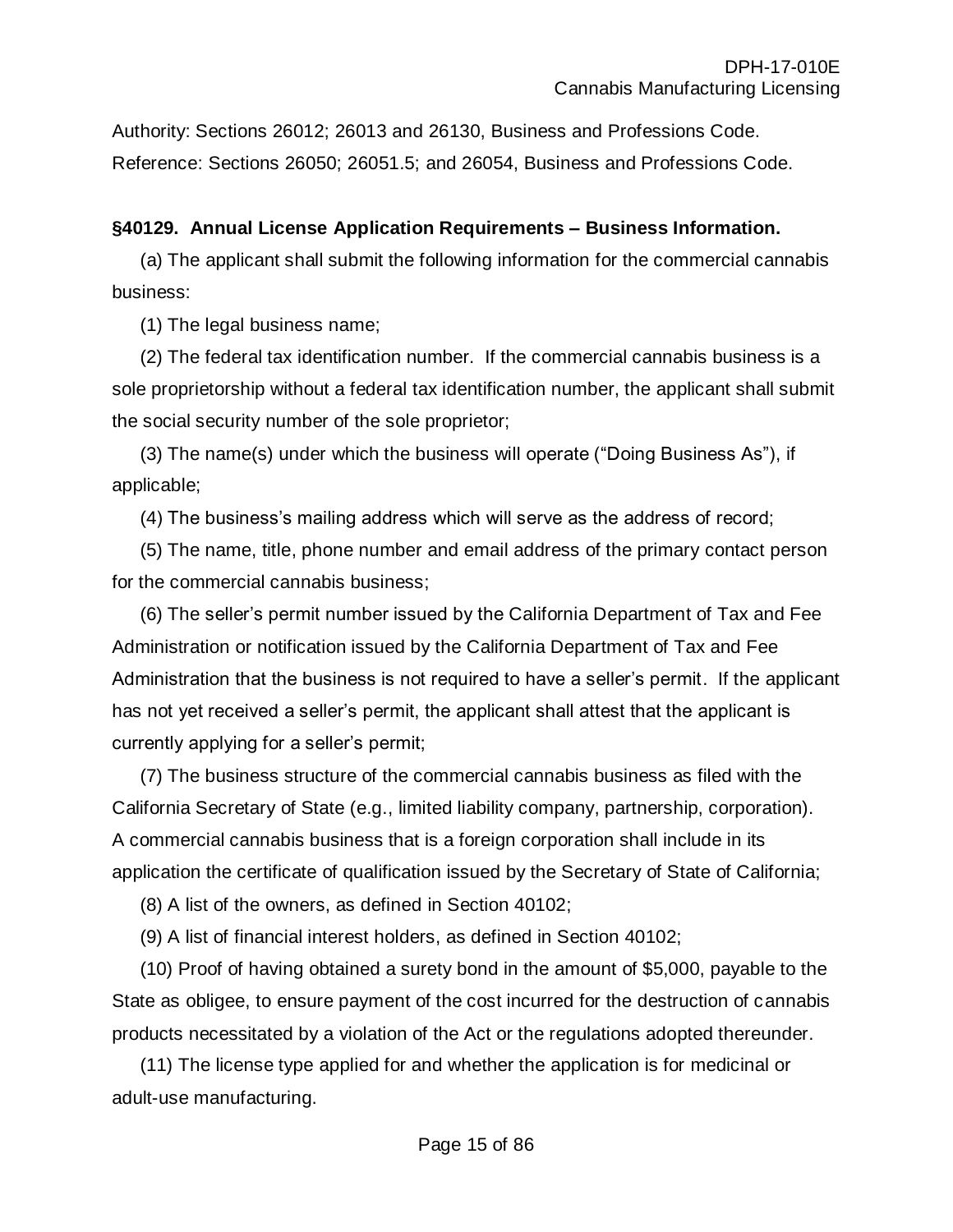Authority: Sections 26012; 26013 and 26130, Business and Professions Code.
Reference: Sections 26050; 26051.5; and 26054, Business and Professions Code.

**§40129. Annual License Application Requirements – Business Information.**

(a) The applicant shall submit the following information for the commercial cannabis business:

(1) The legal business name;

(2) The federal tax identification number. If the commercial cannabis business is a sole proprietorship without a federal tax identification number, the applicant shall submit the social security number of the sole proprietor;

(3) The name(s) under which the business will operate ("Doing Business As"), if applicable;

(4) The business's mailing address which will serve as the address of record;

(5) The name, title, phone number and email address of the primary contact person for the commercial cannabis business;

(6) The seller's permit number issued by the California Department of Tax and Fee Administration or notification issued by the California Department of Tax and Fee Administration that the business is not required to have a seller's permit. If the applicant has not yet received a seller's permit, the applicant shall attest that the applicant is currently applying for a seller's permit;

(7) The business structure of the commercial cannabis business as filed with the California Secretary of State (e.g., limited liability company, partnership, corporation). A commercial cannabis business that is a foreign corporation shall include in its application the certificate of qualification issued by the Secretary of State of California;

(8) A list of the owners, as defined in Section 40102;

(9) A list of financial interest holders, as defined in Section 40102;

(10) Proof of having obtained a surety bond in the amount of $5,000, payable to the State as obligee, to ensure payment of the cost incurred for the destruction of cannabis products necessitated by a violation of the Act or the regulations adopted thereunder.

(11) The license type applied for and whether the application is for medicinal or adult-use manufacturing.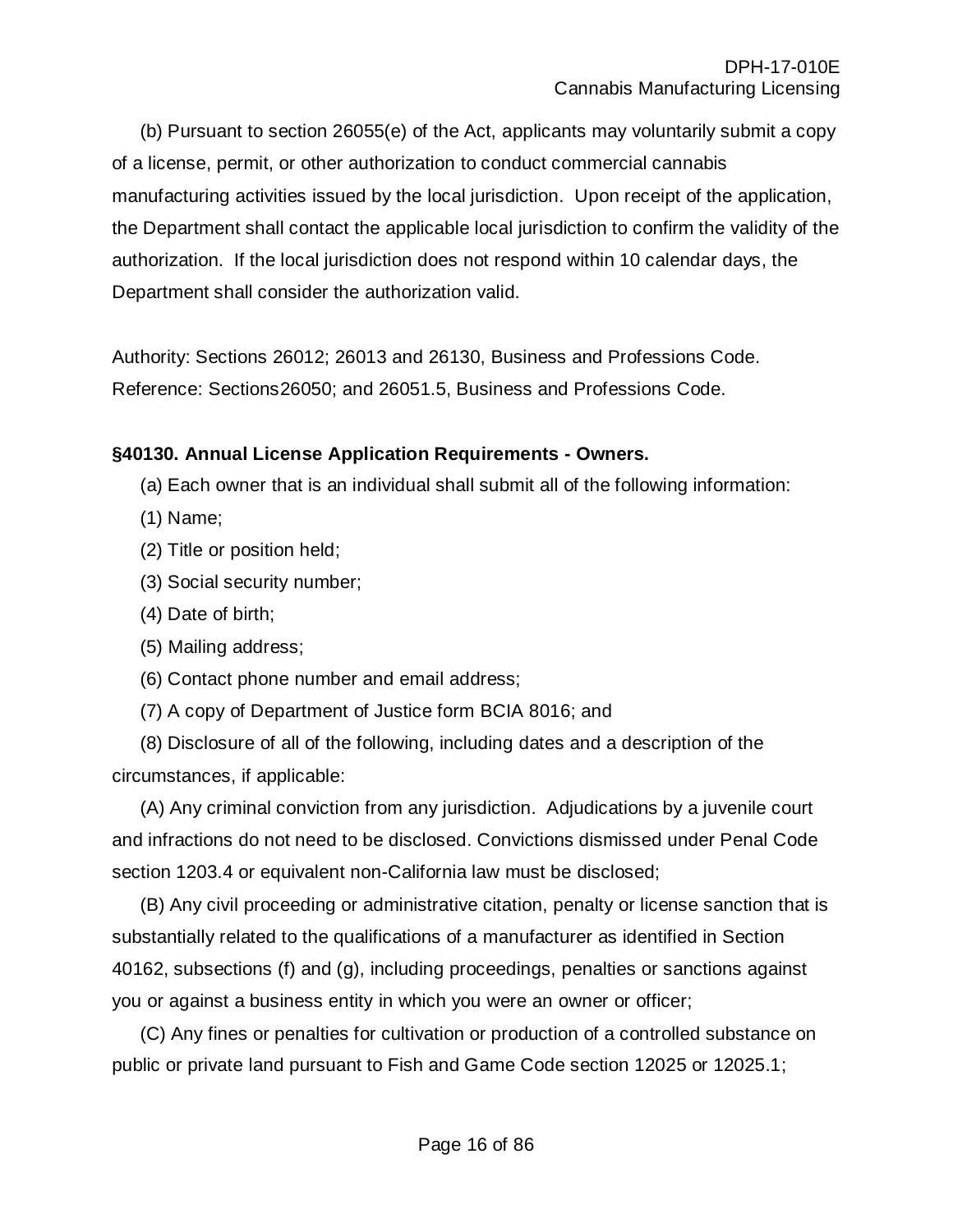(b) Pursuant to section 26055(e) of the Act, applicants may voluntarily submit a copy of a license, permit, or other authorization to conduct commercial cannabis manufacturing activities issued by the local jurisdiction. Upon receipt of the application, the Department shall contact the applicable local jurisdiction to confirm the validity of the authorization. If the local jurisdiction does not respond within 10 calendar days, the Department shall consider the authorization valid.

Authority: Sections 26012; 26013 and 26130, Business and Professions Code. Reference: Sections26050; and 26051.5, Business and Professions Code.

**§40130. Annual License Application Requirements - Owners.**

(a) Each owner that is an individual shall submit all of the following information:

(1) Name;

(2) Title or position held;

(3) Social security number;

(4) Date of birth;

(5) Mailing address;

(6) Contact phone number and email address;

(7) A copy of Department of Justice form BCIA 8016; and

(8) Disclosure of all of the following, including dates and a description of the circumstances, if applicable:

(A) Any criminal conviction from any jurisdiction. Adjudications by a juvenile court and infractions do not need to be disclosed. Convictions dismissed under Penal Code section 1203.4 or equivalent non-California law must be disclosed;

(B) Any civil proceeding or administrative citation, penalty or license sanction that is substantially related to the qualifications of a manufacturer as identified in Section 40162, subsections (f) and (g), including proceedings, penalties or sanctions against you or against a business entity in which you were an owner or officer;

(C) Any fines or penalties for cultivation or production of a controlled substance on public or private land pursuant to Fish and Game Code section 12025 or 12025.1;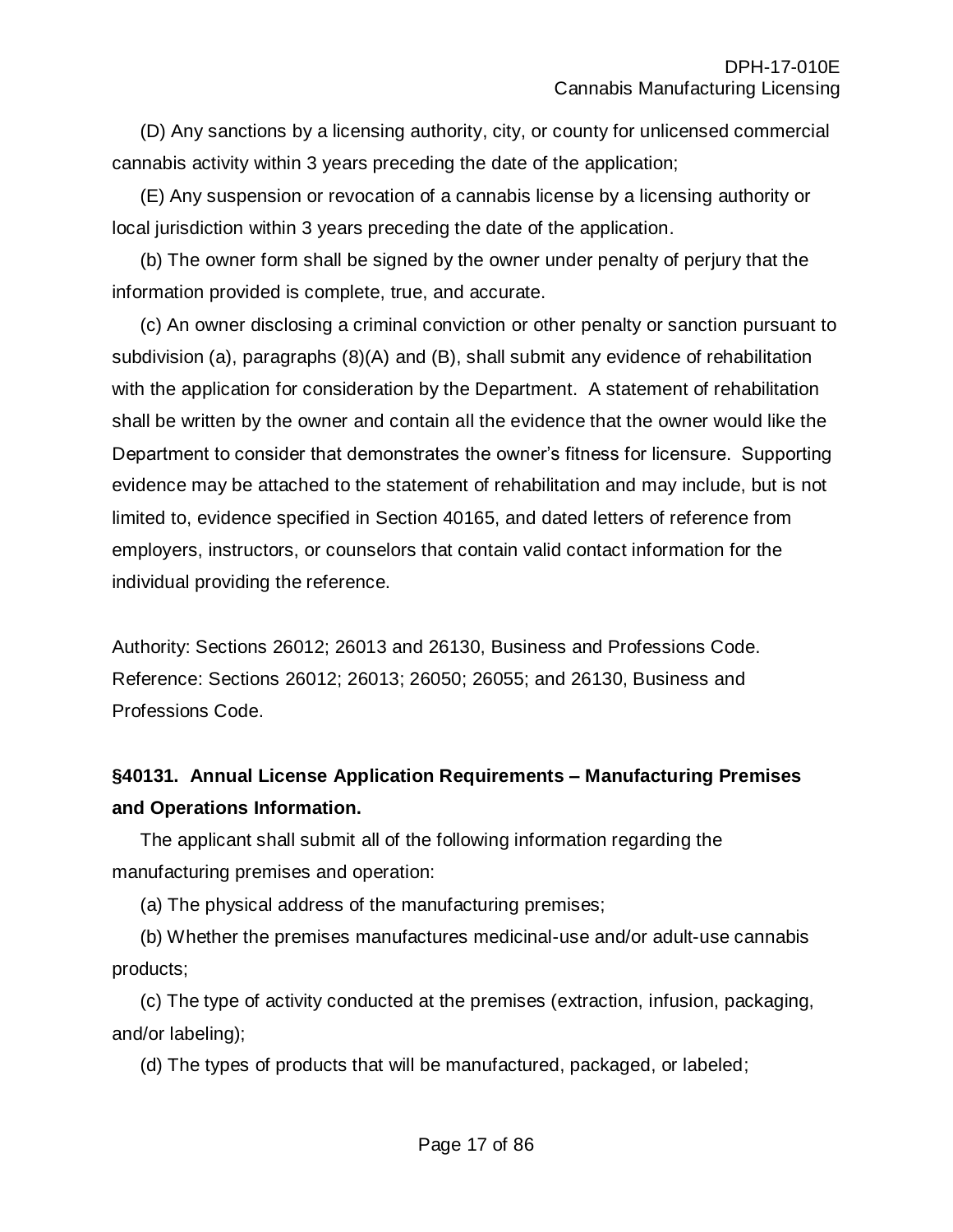(D) Any sanctions by a licensing authority, city, or county for unlicensed commercial cannabis activity within 3 years preceding the date of the application;

(E) Any suspension or revocation of a cannabis license by a licensing authority or local jurisdiction within 3 years preceding the date of the application.

(b) The owner form shall be signed by the owner under penalty of perjury that the information provided is complete, true, and accurate.

(c) An owner disclosing a criminal conviction or other penalty or sanction pursuant to subdivision (a), paragraphs (8)(A) and (B), shall submit any evidence of rehabilitation with the application for consideration by the Department. A statement of rehabilitation shall be written by the owner and contain all the evidence that the owner would like the Department to consider that demonstrates the owner's fitness for licensure. Supporting evidence may be attached to the statement of rehabilitation and may include, but is not limited to, evidence specified in Section 40165, and dated letters of reference from employers, instructors, or counselors that contain valid contact information for the individual providing the reference.

Authority: Sections 26012; 26013 and 26130, Business and Professions Code. Reference: Sections 26012; 26013; 26050; 26055; and 26130, Business and Professions Code.

## §40131. Annual License Application Requirements – Manufacturing Premises and Operations Information.

The applicant shall submit all of the following information regarding the manufacturing premises and operation:

(a) The physical address of the manufacturing premises;

(b) Whether the premises manufactures medicinal-use and/or adult-use cannabis products;

(c) The type of activity conducted at the premises (extraction, infusion, packaging, and/or labeling);

(d) The types of products that will be manufactured, packaged, or labeled;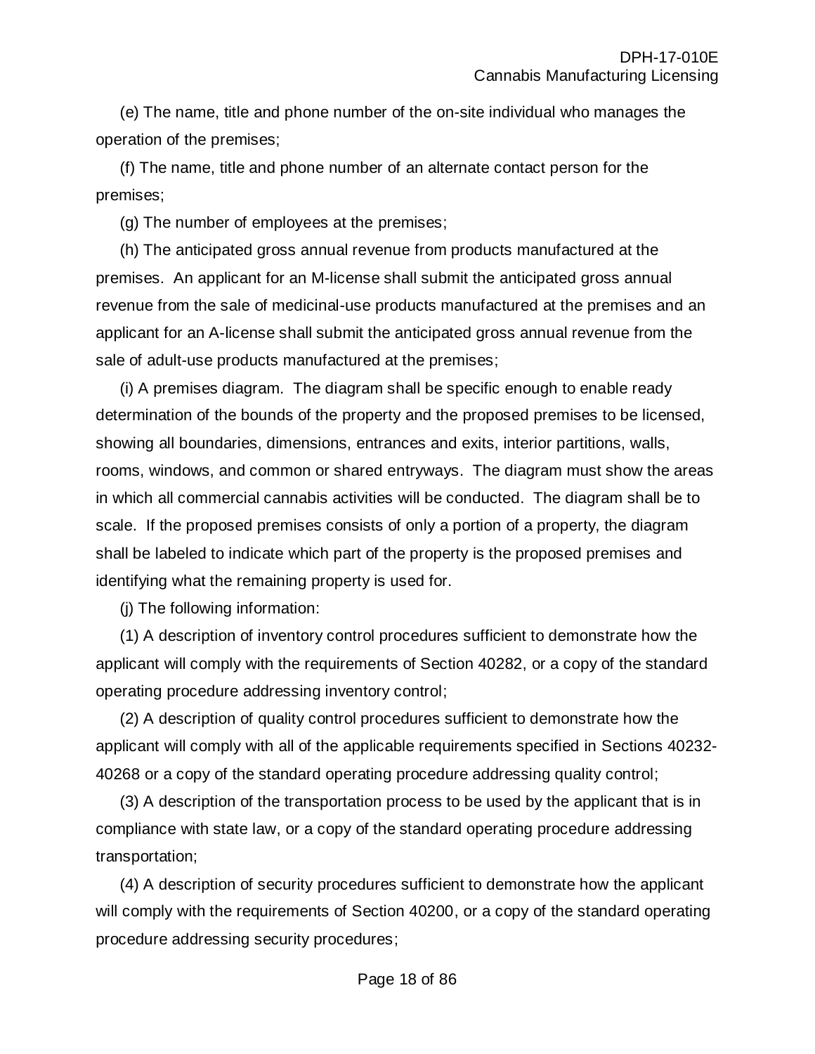(e) The name, title and phone number of the on-site individual who manages the operation of the premises;

(f) The name, title and phone number of an alternate contact person for the premises;

(g) The number of employees at the premises;

(h) The anticipated gross annual revenue from products manufactured at the premises. An applicant for an M-license shall submit the anticipated gross annual revenue from the sale of medicinal-use products manufactured at the premises and an applicant for an A-license shall submit the anticipated gross annual revenue from the sale of adult-use products manufactured at the premises;

(i) A premises diagram. The diagram shall be specific enough to enable ready determination of the bounds of the property and the proposed premises to be licensed, showing all boundaries, dimensions, entrances and exits, interior partitions, walls, rooms, windows, and common or shared entryways. The diagram must show the areas in which all commercial cannabis activities will be conducted. The diagram shall be to scale. If the proposed premises consists of only a portion of a property, the diagram shall be labeled to indicate which part of the property is the proposed premises and identifying what the remaining property is used for.

(j) The following information:

(1) A description of inventory control procedures sufficient to demonstrate how the applicant will comply with the requirements of Section 40282, or a copy of the standard operating procedure addressing inventory control;

(2) A description of quality control procedures sufficient to demonstrate how the applicant will comply with all of the applicable requirements specified in Sections 40232-40268 or a copy of the standard operating procedure addressing quality control;

(3) A description of the transportation process to be used by the applicant that is in compliance with state law, or a copy of the standard operating procedure addressing transportation;

(4) A description of security procedures sufficient to demonstrate how the applicant will comply with the requirements of Section 40200, or a copy of the standard operating procedure addressing security procedures;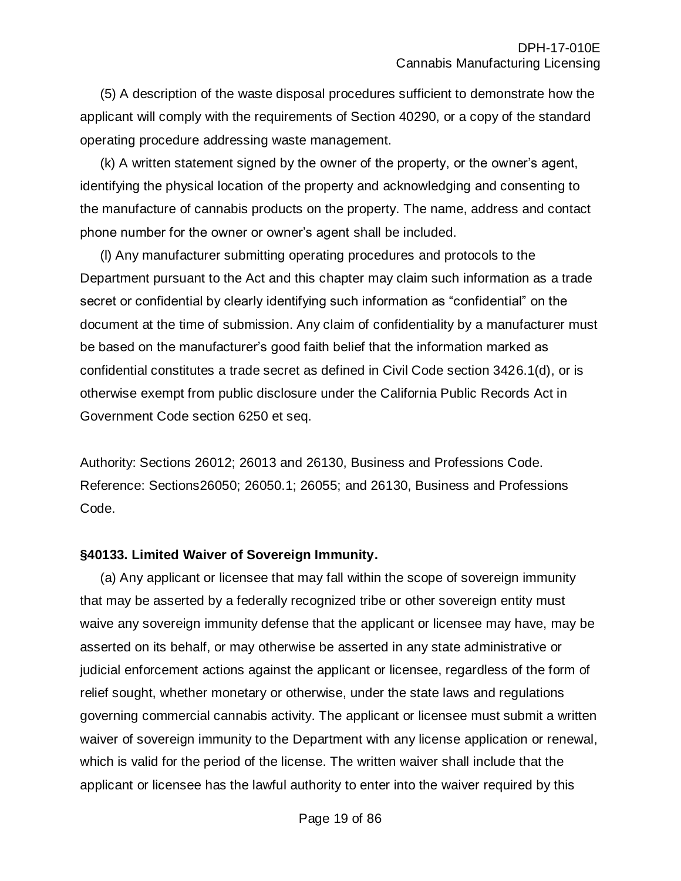(5) A description of the waste disposal procedures sufficient to demonstrate how the applicant will comply with the requirements of Section 40290, or a copy of the standard operating procedure addressing waste management.

(k) A written statement signed by the owner of the property, or the owner's agent, identifying the physical location of the property and acknowledging and consenting to the manufacture of cannabis products on the property. The name, address and contact phone number for the owner or owner's agent shall be included.

(l) Any manufacturer submitting operating procedures and protocols to the Department pursuant to the Act and this chapter may claim such information as a trade secret or confidential by clearly identifying such information as "confidential" on the document at the time of submission. Any claim of confidentiality by a manufacturer must be based on the manufacturer's good faith belief that the information marked as confidential constitutes a trade secret as defined in Civil Code section 3426.1(d), or is otherwise exempt from public disclosure under the California Public Records Act in Government Code section 6250 et seq.

Authority: Sections 26012; 26013 and 26130, Business and Professions Code. Reference: Sections26050; 26050.1; 26055; and 26130, Business and Professions Code.

**§40133. Limited Waiver of Sovereign Immunity.**

(a) Any applicant or licensee that may fall within the scope of sovereign immunity that may be asserted by a federally recognized tribe or other sovereign entity must waive any sovereign immunity defense that the applicant or licensee may have, may be asserted on its behalf, or may otherwise be asserted in any state administrative or judicial enforcement actions against the applicant or licensee, regardless of the form of relief sought, whether monetary or otherwise, under the state laws and regulations governing commercial cannabis activity. The applicant or licensee must submit a written waiver of sovereign immunity to the Department with any license application or renewal, which is valid for the period of the license. The written waiver shall include that the applicant or licensee has the lawful authority to enter into the waiver required by this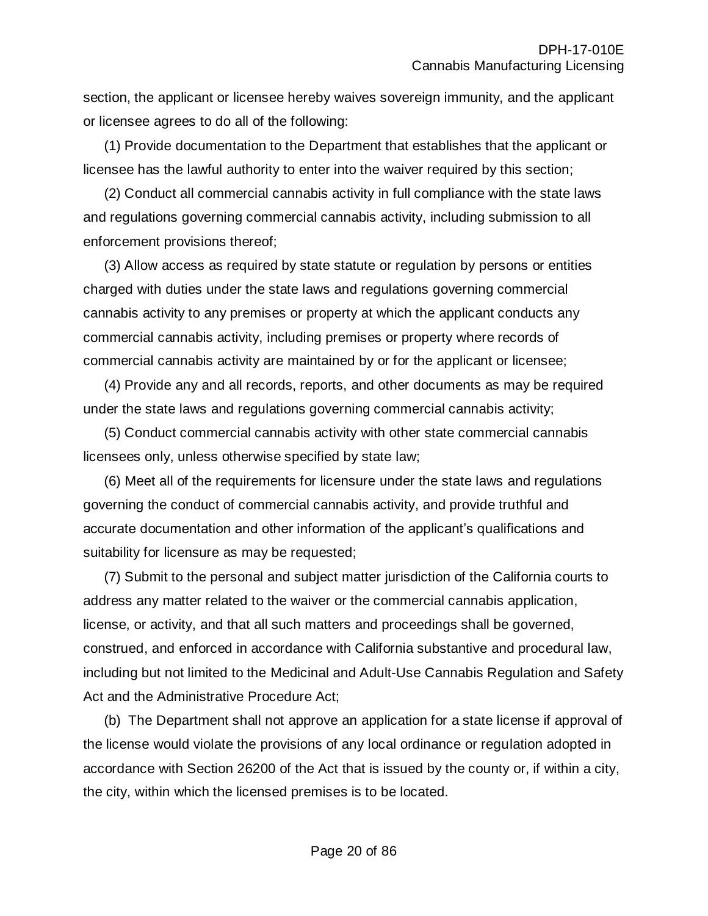section, the applicant or licensee hereby waives sovereign immunity, and the applicant or licensee agrees to do all of the following:

(1) Provide documentation to the Department that establishes that the applicant or licensee has the lawful authority to enter into the waiver required by this section;

(2) Conduct all commercial cannabis activity in full compliance with the state laws and regulations governing commercial cannabis activity, including submission to all enforcement provisions thereof;

(3) Allow access as required by state statute or regulation by persons or entities charged with duties under the state laws and regulations governing commercial cannabis activity to any premises or property at which the applicant conducts any commercial cannabis activity, including premises or property where records of commercial cannabis activity are maintained by or for the applicant or licensee;

(4) Provide any and all records, reports, and other documents as may be required under the state laws and regulations governing commercial cannabis activity;

(5) Conduct commercial cannabis activity with other state commercial cannabis licensees only, unless otherwise specified by state law;

(6) Meet all of the requirements for licensure under the state laws and regulations governing the conduct of commercial cannabis activity, and provide truthful and accurate documentation and other information of the applicant's qualifications and suitability for licensure as may be requested;

(7) Submit to the personal and subject matter jurisdiction of the California courts to address any matter related to the waiver or the commercial cannabis application, license, or activity, and that all such matters and proceedings shall be governed, construed, and enforced in accordance with California substantive and procedural law, including but not limited to the Medicinal and Adult-Use Cannabis Regulation and Safety Act and the Administrative Procedure Act;

(b) The Department shall not approve an application for a state license if approval of the license would violate the provisions of any local ordinance or regulation adopted in accordance with Section 26200 of the Act that is issued by the county or, if within a city, the city, within which the licensed premises is to be located.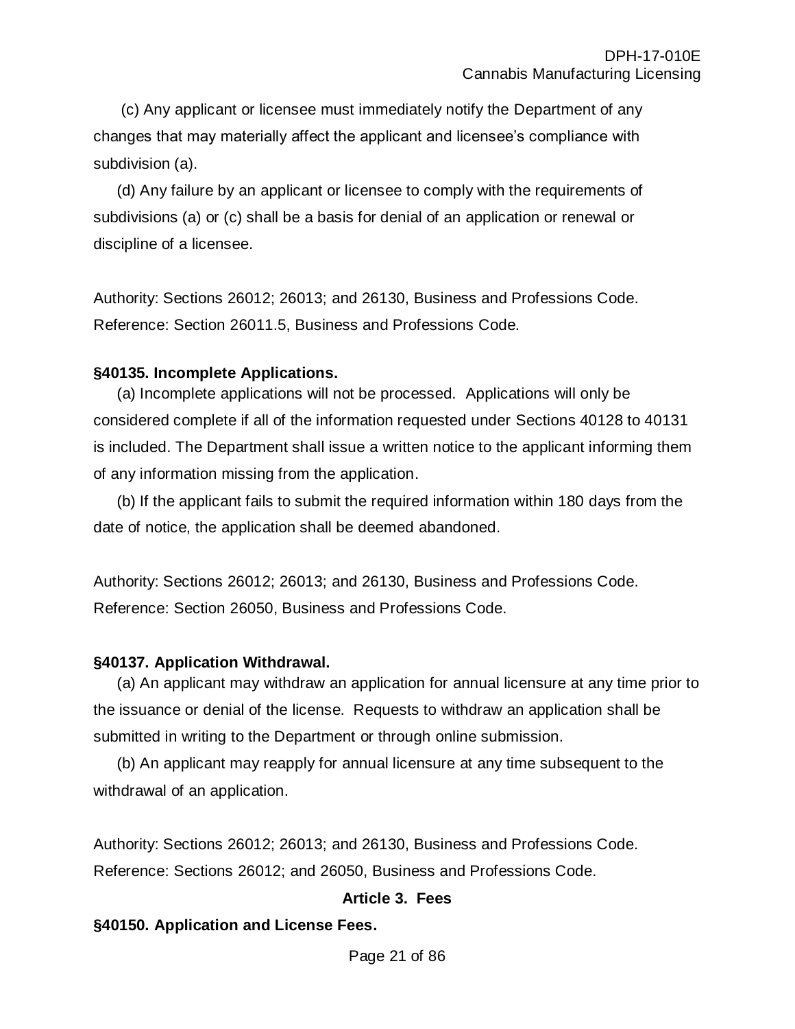(c) Any applicant or licensee must immediately notify the Department of any changes that may materially affect the applicant and licensee's compliance with subdivision (a).

(d) Any failure by an applicant or licensee to comply with the requirements of subdivisions (a) or (c) shall be a basis for denial of an application or renewal or discipline of a licensee.

Authority: Sections 26012; 26013; and 26130, Business and Professions Code. Reference: Section 26011.5, Business and Professions Code.

**§40135. Incomplete Applications.**

(a) Incomplete applications will not be processed. Applications will only be considered complete if all of the information requested under Sections 40128 to 40131 is included. The Department shall issue a written notice to the applicant informing them of any information missing from the application.

(b) If the applicant fails to submit the required information within 180 days from the date of notice, the application shall be deemed abandoned.

Authority: Sections 26012; 26013; and 26130, Business and Professions Code. Reference: Section 26050, Business and Professions Code.

**§40137. Application Withdrawal.**

(a) An applicant may withdraw an application for annual licensure at any time prior to the issuance or denial of the license. Requests to withdraw an application shall be submitted in writing to the Department or through online submission.

(b) An applicant may reapply for annual licensure at any time subsequent to the withdrawal of an application.

Authority: Sections 26012; 26013; and 26130, Business and Professions Code. Reference: Sections 26012; and 26050, Business and Professions Code.

## Article 3. Fees

**§40150. Application and License Fees.**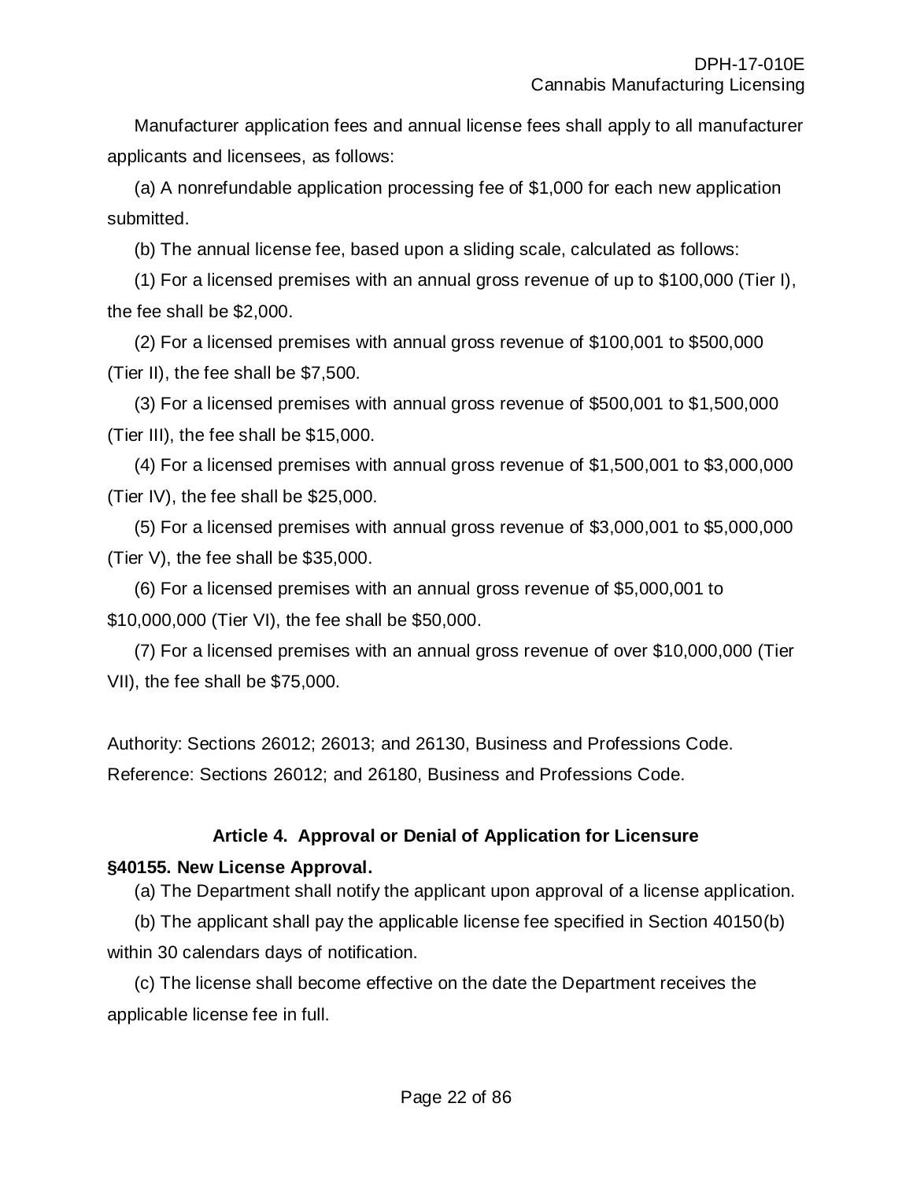Manufacturer application fees and annual license fees shall apply to all manufacturer applicants and licensees, as follows:

(a) A nonrefundable application processing fee of $1,000 for each new application submitted.

(b) The annual license fee, based upon a sliding scale, calculated as follows:

(1) For a licensed premises with an annual gross revenue of up to $100,000 (Tier I), the fee shall be $2,000.

(2) For a licensed premises with annual gross revenue of $100,001 to $500,000 (Tier II), the fee shall be $7,500.

(3) For a licensed premises with annual gross revenue of $500,001 to $1,500,000 (Tier III), the fee shall be $15,000.

(4) For a licensed premises with annual gross revenue of $1,500,001 to $3,000,000 (Tier IV), the fee shall be $25,000.

(5) For a licensed premises with annual gross revenue of $3,000,001 to $5,000,000 (Tier V), the fee shall be $35,000.

(6) For a licensed premises with an annual gross revenue of $5,000,001 to $10,000,000 (Tier VI), the fee shall be $50,000.

(7) For a licensed premises with an annual gross revenue of over $10,000,000 (Tier VII), the fee shall be $75,000.

Authority: Sections 26012; 26013; and 26130, Business and Professions Code.
Reference: Sections 26012; and 26180, Business and Professions Code.

### Article 4. Approval or Denial of Application for Licensure

**§40155. New License Approval.**

(a) The Department shall notify the applicant upon approval of a license application.

(b) The applicant shall pay the applicable license fee specified in Section 40150(b) within 30 calendars days of notification.

(c) The license shall become effective on the date the Department receives the applicable license fee in full.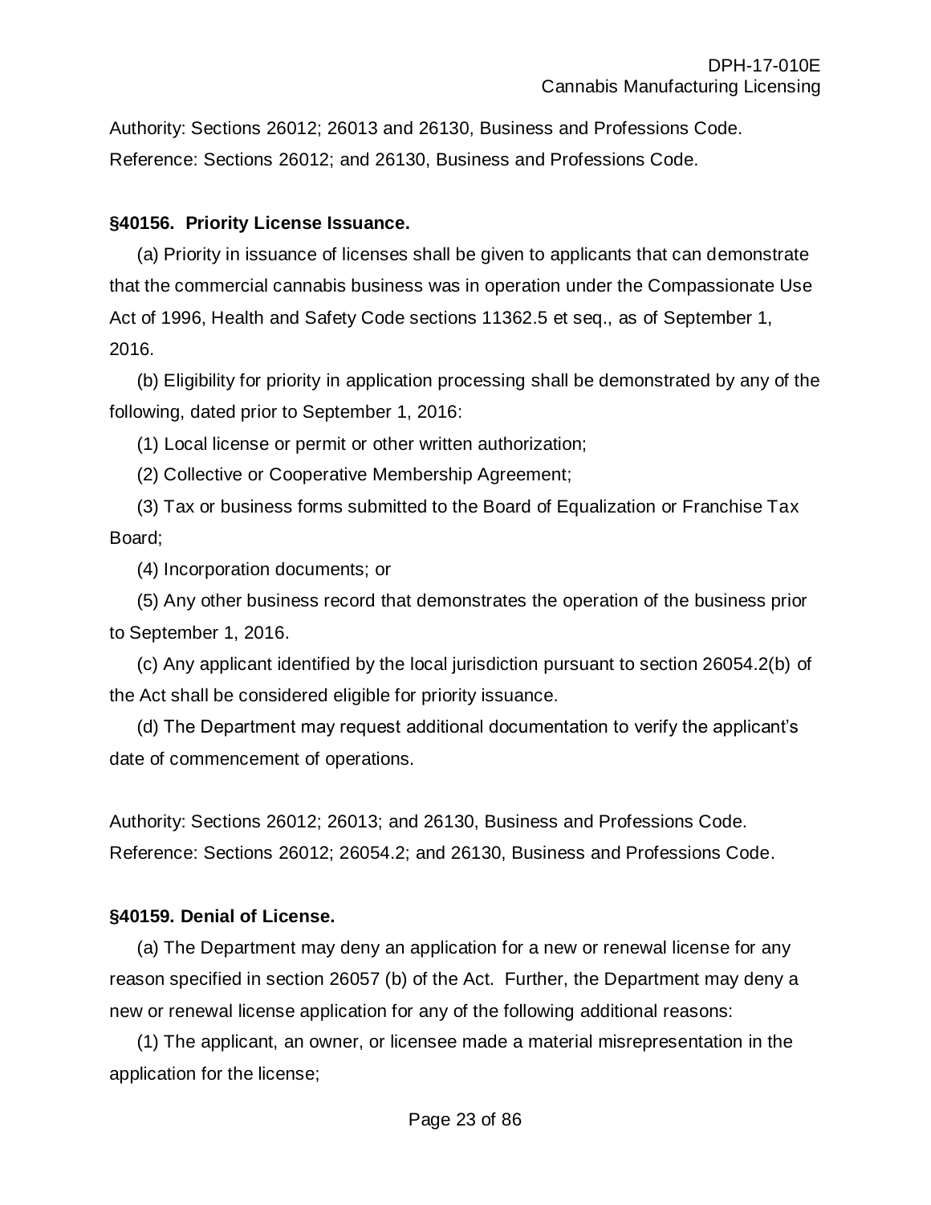Authority: Sections 26012; 26013 and 26130, Business and Professions Code.
Reference: Sections 26012; and 26130, Business and Professions Code.

**§40156. Priority License Issuance.**

(a) Priority in issuance of licenses shall be given to applicants that can demonstrate that the commercial cannabis business was in operation under the Compassionate Use Act of 1996, Health and Safety Code sections 11362.5 et seq., as of September 1, 2016.

(b) Eligibility for priority in application processing shall be demonstrated by any of the following, dated prior to September 1, 2016:

(1) Local license or permit or other written authorization;

(2) Collective or Cooperative Membership Agreement;

(3) Tax or business forms submitted to the Board of Equalization or Franchise Tax Board;

(4) Incorporation documents; or

(5) Any other business record that demonstrates the operation of the business prior to September 1, 2016.

(c) Any applicant identified by the local jurisdiction pursuant to section 26054.2(b) of the Act shall be considered eligible for priority issuance.

(d) The Department may request additional documentation to verify the applicant's date of commencement of operations.

Authority: Sections 26012; 26013; and 26130, Business and Professions Code.
Reference: Sections 26012; 26054.2; and 26130, Business and Professions Code.

**§40159. Denial of License.**

(a) The Department may deny an application for a new or renewal license for any reason specified in section 26057 (b) of the Act. Further, the Department may deny a new or renewal license application for any of the following additional reasons:

(1) The applicant, an owner, or licensee made a material misrepresentation in the application for the license;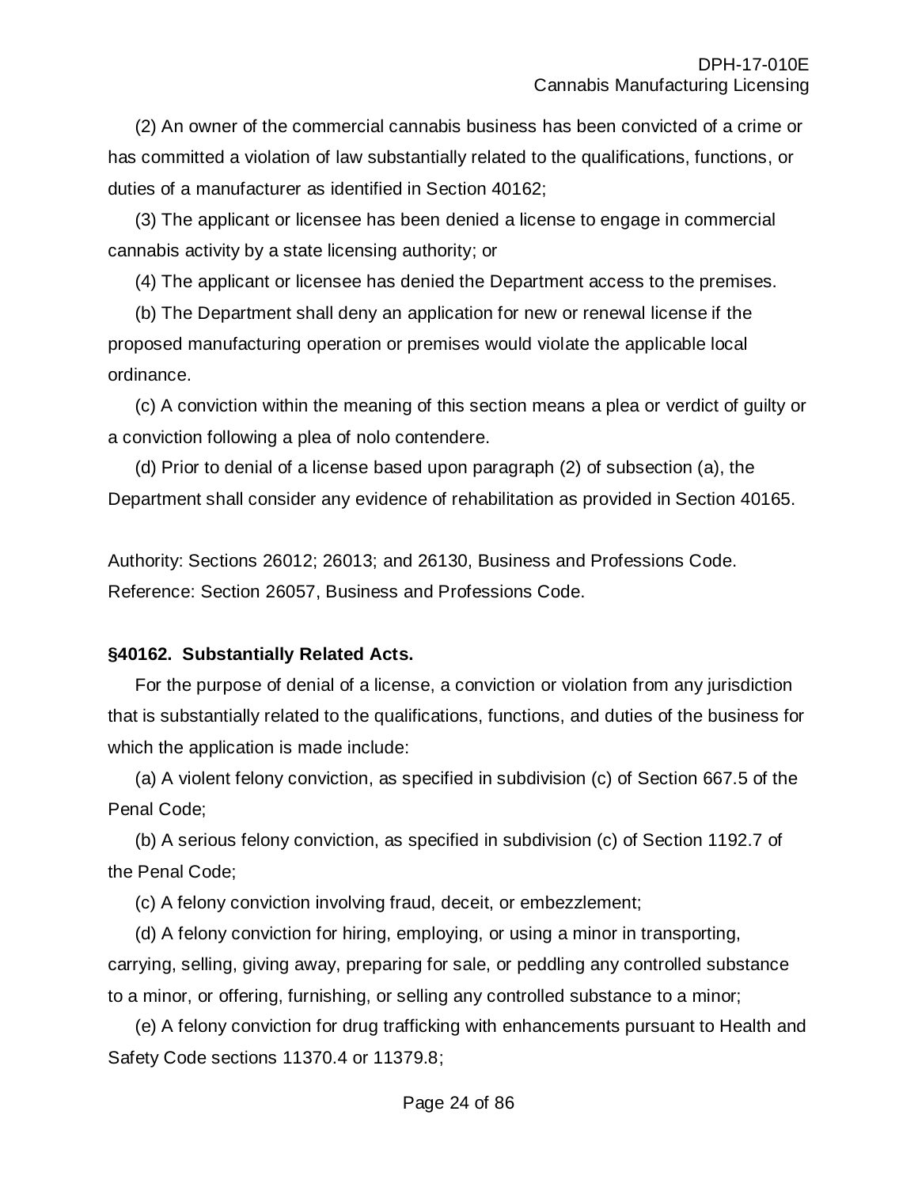(2) An owner of the commercial cannabis business has been convicted of a crime or has committed a violation of law substantially related to the qualifications, functions, or duties of a manufacturer as identified in Section 40162;

(3) The applicant or licensee has been denied a license to engage in commercial cannabis activity by a state licensing authority; or

(4) The applicant or licensee has denied the Department access to the premises.

(b) The Department shall deny an application for new or renewal license if the proposed manufacturing operation or premises would violate the applicable local ordinance.

(c) A conviction within the meaning of this section means a plea or verdict of guilty or a conviction following a plea of nolo contendere.

(d) Prior to denial of a license based upon paragraph (2) of subsection (a), the Department shall consider any evidence of rehabilitation as provided in Section 40165.

Authority: Sections 26012; 26013; and 26130, Business and Professions Code.
Reference: Section 26057, Business and Professions Code.

**§40162. Substantially Related Acts.**

For the purpose of denial of a license, a conviction or violation from any jurisdiction that is substantially related to the qualifications, functions, and duties of the business for which the application is made include:

(a) A violent felony conviction, as specified in subdivision (c) of Section 667.5 of the Penal Code;

(b) A serious felony conviction, as specified in subdivision (c) of Section 1192.7 of the Penal Code;

(c) A felony conviction involving fraud, deceit, or embezzlement;

(d) A felony conviction for hiring, employing, or using a minor in transporting, carrying, selling, giving away, preparing for sale, or peddling any controlled substance to a minor, or offering, furnishing, or selling any controlled substance to a minor;

(e) A felony conviction for drug trafficking with enhancements pursuant to Health and Safety Code sections 11370.4 or 11379.8;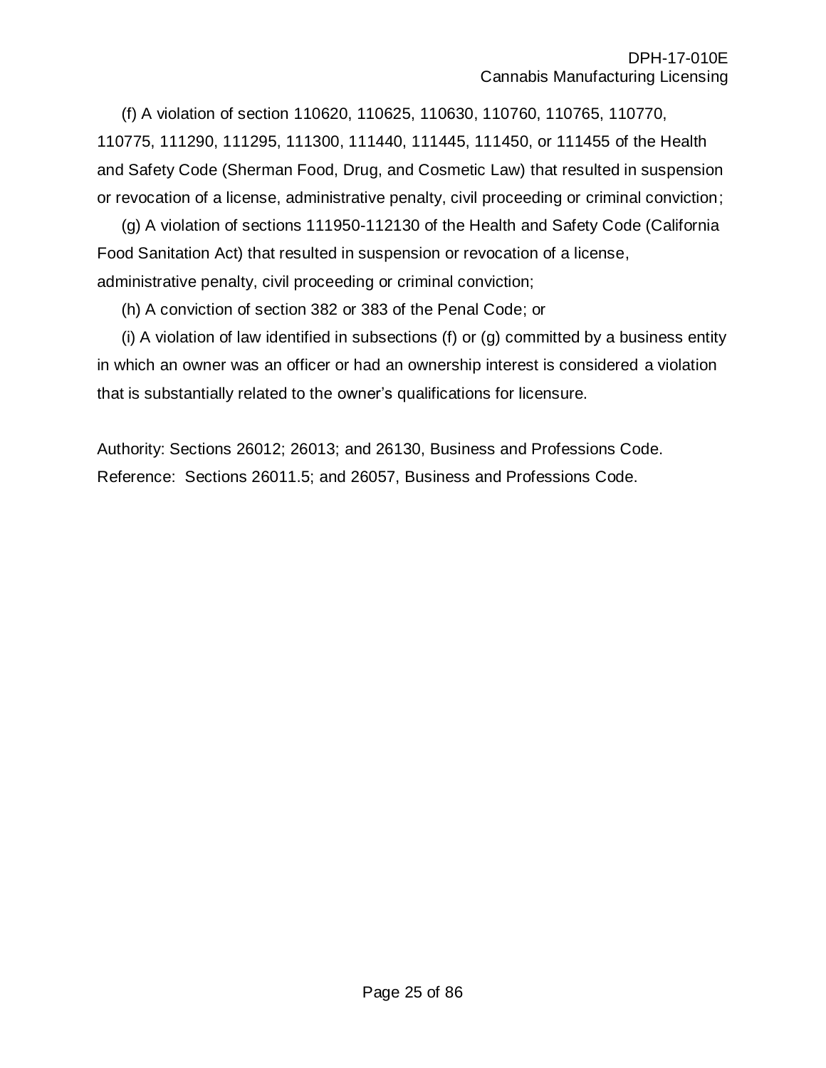(f) A violation of section 110620, 110625, 110630, 110760, 110765, 110770, 110775, 111290, 111295, 111300, 111440, 111445, 111450, or 111455 of the Health and Safety Code (Sherman Food, Drug, and Cosmetic Law) that resulted in suspension or revocation of a license, administrative penalty, civil proceeding or criminal conviction;

(g) A violation of sections 111950-112130 of the Health and Safety Code (California Food Sanitation Act) that resulted in suspension or revocation of a license, administrative penalty, civil proceeding or criminal conviction;

(h) A conviction of section 382 or 383 of the Penal Code; or

(i) A violation of law identified in subsections (f) or (g) committed by a business entity in which an owner was an officer or had an ownership interest is considered a violation that is substantially related to the owner's qualifications for licensure.

Authority: Sections 26012; 26013; and 26130, Business and Professions Code.
Reference: Sections 26011.5; and 26057, Business and Professions Code.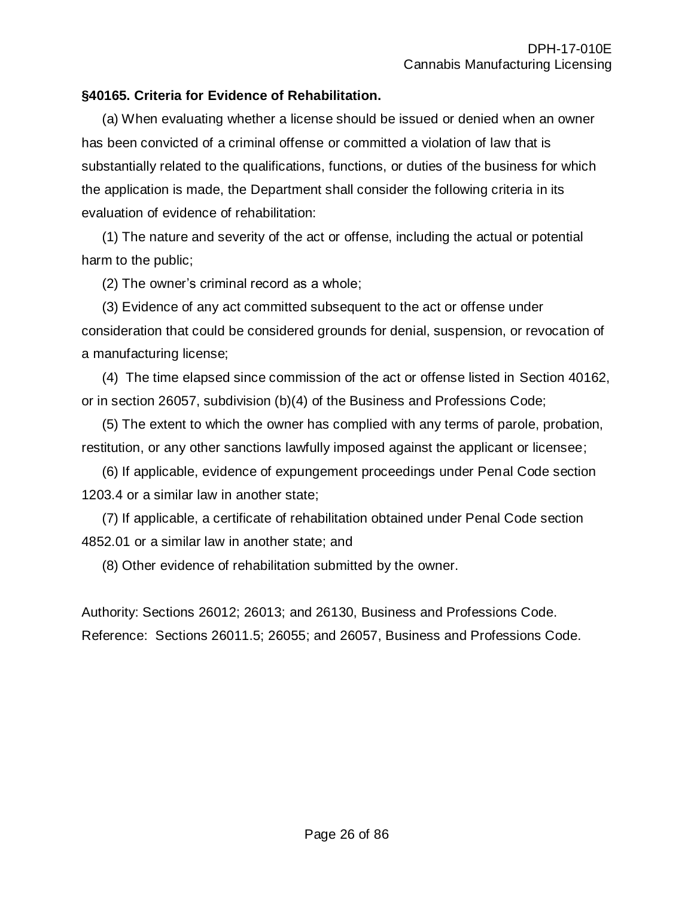**§40165. Criteria for Evidence of Rehabilitation.**

(a) When evaluating whether a license should be issued or denied when an owner has been convicted of a criminal offense or committed a violation of law that is substantially related to the qualifications, functions, or duties of the business for which the application is made, the Department shall consider the following criteria in its evaluation of evidence of rehabilitation:

(1) The nature and severity of the act or offense, including the actual or potential harm to the public;

(2) The owner's criminal record as a whole;

(3) Evidence of any act committed subsequent to the act or offense under consideration that could be considered grounds for denial, suspension, or revocation of a manufacturing license;

(4) The time elapsed since commission of the act or offense listed in Section 40162, or in section 26057, subdivision (b)(4) of the Business and Professions Code;

(5) The extent to which the owner has complied with any terms of parole, probation, restitution, or any other sanctions lawfully imposed against the applicant or licensee;

(6) If applicable, evidence of expungement proceedings under Penal Code section 1203.4 or a similar law in another state;

(7) If applicable, a certificate of rehabilitation obtained under Penal Code section 4852.01 or a similar law in another state; and

(8) Other evidence of rehabilitation submitted by the owner.

Authority: Sections 26012; 26013; and 26130, Business and Professions Code.
Reference: Sections 26011.5; 26055; and 26057, Business and Professions Code.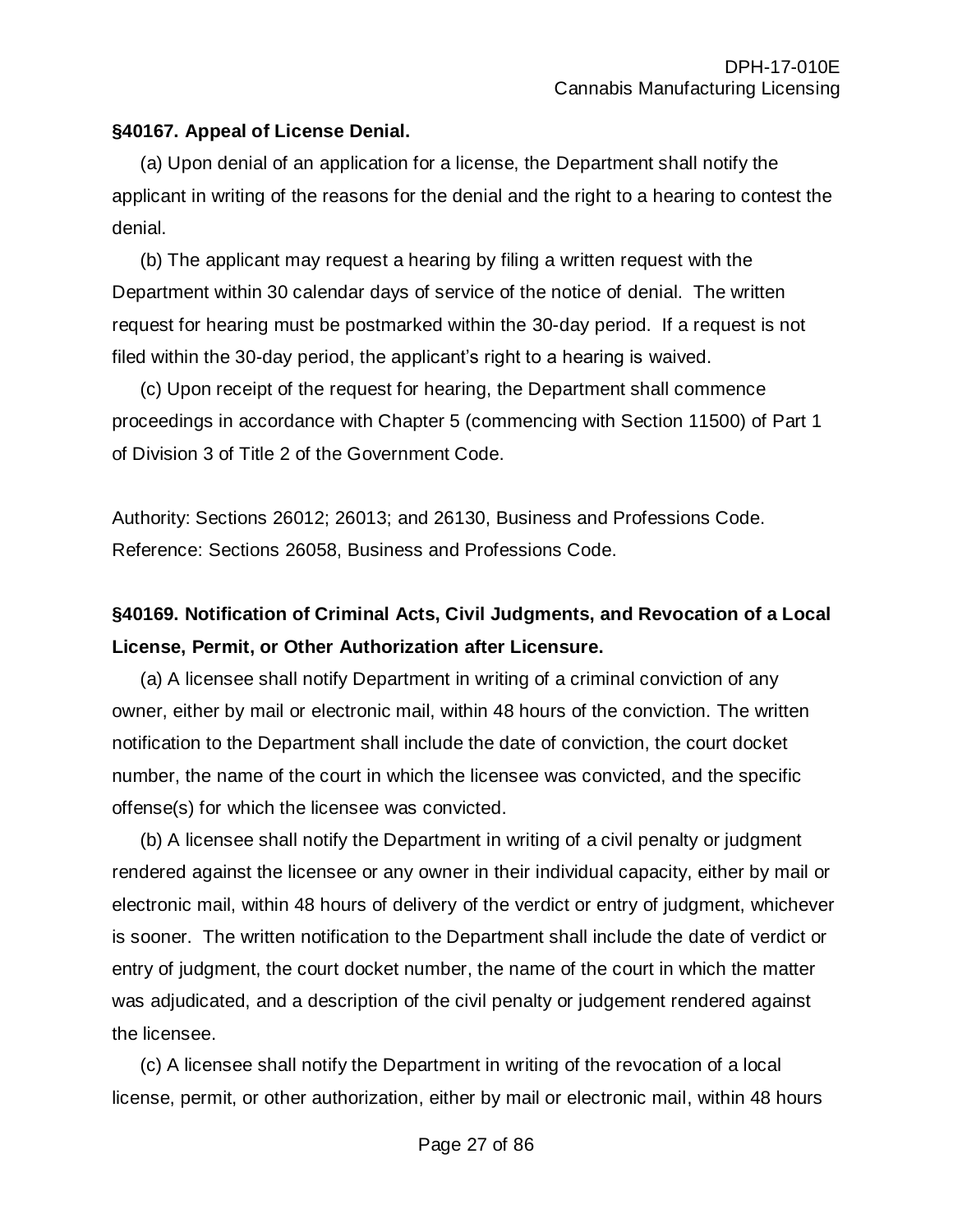### §40167. Appeal of License Denial.

(a) Upon denial of an application for a license, the Department shall notify the applicant in writing of the reasons for the denial and the right to a hearing to contest the denial.

(b) The applicant may request a hearing by filing a written request with the Department within 30 calendar days of service of the notice of denial. The written request for hearing must be postmarked within the 30-day period. If a request is not filed within the 30-day period, the applicant's right to a hearing is waived.

(c) Upon receipt of the request for hearing, the Department shall commence proceedings in accordance with Chapter 5 (commencing with Section 11500) of Part 1 of Division 3 of Title 2 of the Government Code.

Authority: Sections 26012; 26013; and 26130, Business and Professions Code. Reference: Sections 26058, Business and Professions Code.

### §40169. Notification of Criminal Acts, Civil Judgments, and Revocation of a Local License, Permit, or Other Authorization after Licensure.

(a) A licensee shall notify Department in writing of a criminal conviction of any owner, either by mail or electronic mail, within 48 hours of the conviction. The written notification to the Department shall include the date of conviction, the court docket number, the name of the court in which the licensee was convicted, and the specific offense(s) for which the licensee was convicted.

(b) A licensee shall notify the Department in writing of a civil penalty or judgment rendered against the licensee or any owner in their individual capacity, either by mail or electronic mail, within 48 hours of delivery of the verdict or entry of judgment, whichever is sooner. The written notification to the Department shall include the date of verdict or entry of judgment, the court docket number, the name of the court in which the matter was adjudicated, and a description of the civil penalty or judgement rendered against the licensee.

(c) A licensee shall notify the Department in writing of the revocation of a local license, permit, or other authorization, either by mail or electronic mail, within 48 hours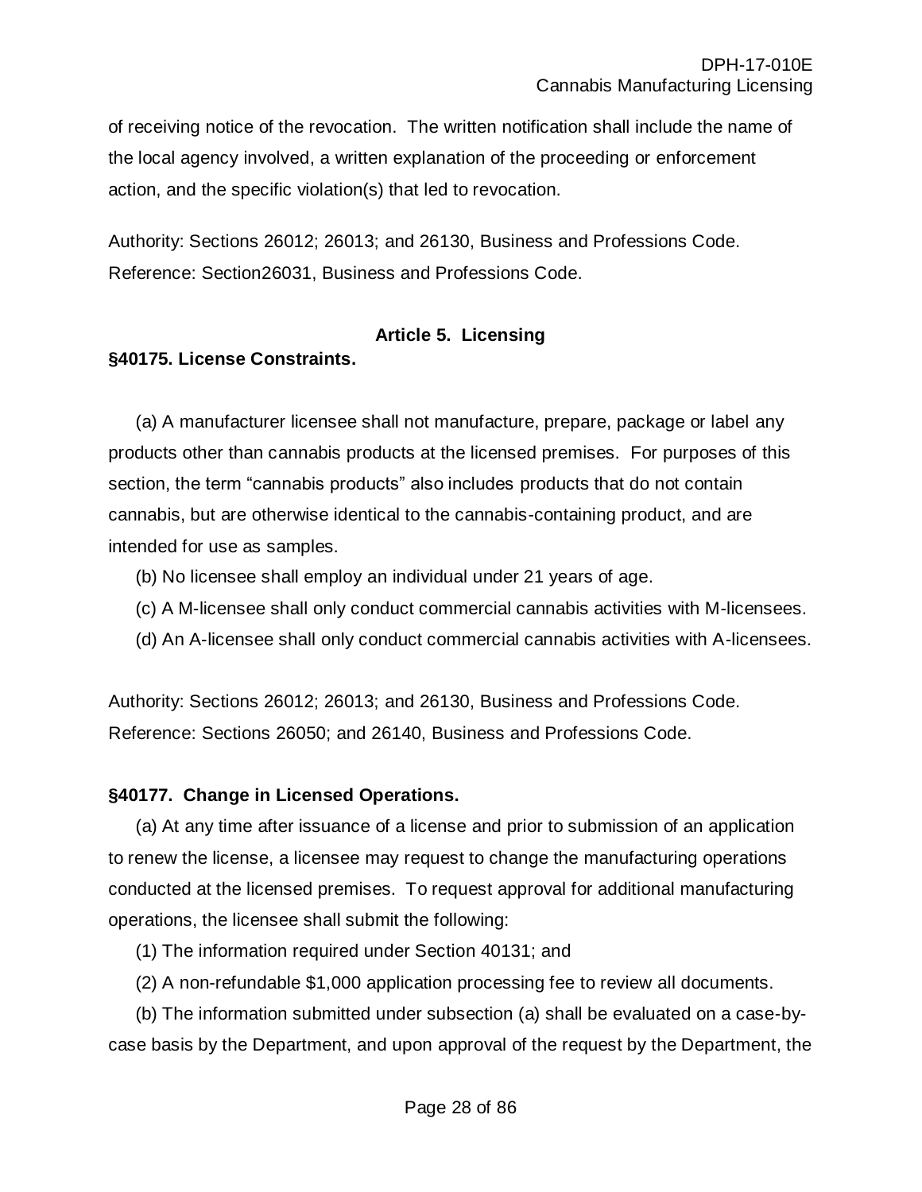of receiving notice of the revocation. The written notification shall include the name of the local agency involved, a written explanation of the proceeding or enforcement action, and the specific violation(s) that led to revocation.

Authority: Sections 26012; 26013; and 26130, Business and Professions Code. Reference: Section26031, Business and Professions Code.

## Article 5. Licensing

### §40175. License Constraints.

(a) A manufacturer licensee shall not manufacture, prepare, package or label any products other than cannabis products at the licensed premises. For purposes of this section, the term “cannabis products” also includes products that do not contain cannabis, but are otherwise identical to the cannabis-containing product, and are intended for use as samples.

(b) No licensee shall employ an individual under 21 years of age.

(c) A M-licensee shall only conduct commercial cannabis activities with M-licensees.

(d) An A-licensee shall only conduct commercial cannabis activities with A-licensees.

Authority: Sections 26012; 26013; and 26130, Business and Professions Code. Reference: Sections 26050; and 26140, Business and Professions Code.

### §40177. Change in Licensed Operations.

(a) At any time after issuance of a license and prior to submission of an application to renew the license, a licensee may request to change the manufacturing operations conducted at the licensed premises. To request approval for additional manufacturing operations, the licensee shall submit the following:

(1) The information required under Section 40131; and

(2) A non-refundable $1,000 application processing fee to review all documents.

(b) The information submitted under subsection (a) shall be evaluated on a case-by-case basis by the Department, and upon approval of the request by the Department, the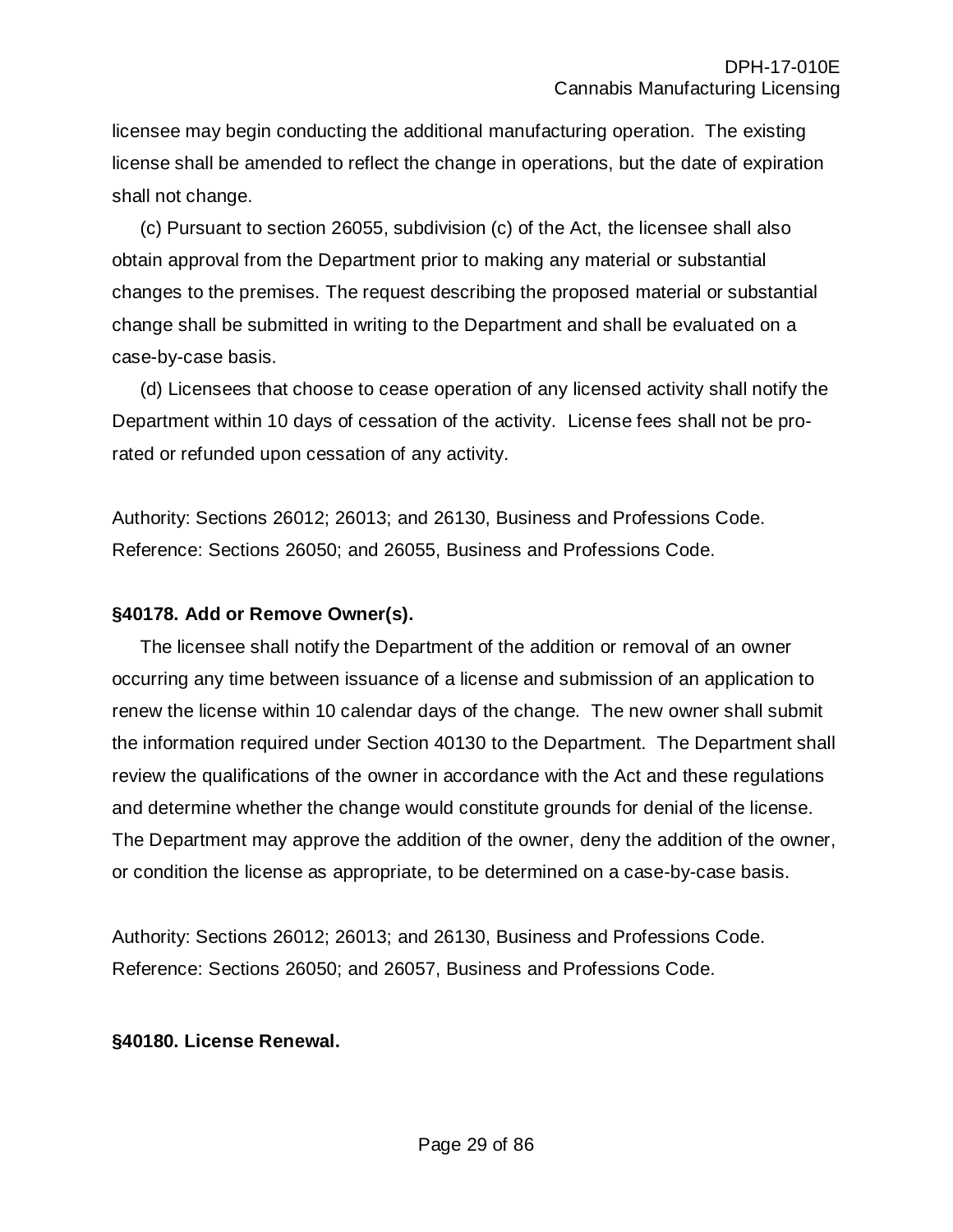licensee may begin conducting the additional manufacturing operation. The existing license shall be amended to reflect the change in operations, but the date of expiration shall not change.

(c) Pursuant to section 26055, subdivision (c) of the Act, the licensee shall also obtain approval from the Department prior to making any material or substantial changes to the premises. The request describing the proposed material or substantial change shall be submitted in writing to the Department and shall be evaluated on a case-by-case basis.

(d) Licensees that choose to cease operation of any licensed activity shall notify the Department within 10 days of cessation of the activity. License fees shall not be pro-rated or refunded upon cessation of any activity.

Authority: Sections 26012; 26013; and 26130, Business and Professions Code.
Reference: Sections 26050; and 26055, Business and Professions Code.

**§40178. Add or Remove Owner(s).**

The licensee shall notify the Department of the addition or removal of an owner occurring any time between issuance of a license and submission of an application to renew the license within 10 calendar days of the change. The new owner shall submit the information required under Section 40130 to the Department. The Department shall review the qualifications of the owner in accordance with the Act and these regulations and determine whether the change would constitute grounds for denial of the license. The Department may approve the addition of the owner, deny the addition of the owner, or condition the license as appropriate, to be determined on a case-by-case basis.

Authority: Sections 26012; 26013; and 26130, Business and Professions Code.
Reference: Sections 26050; and 26057, Business and Professions Code.

**§40180. License Renewal.**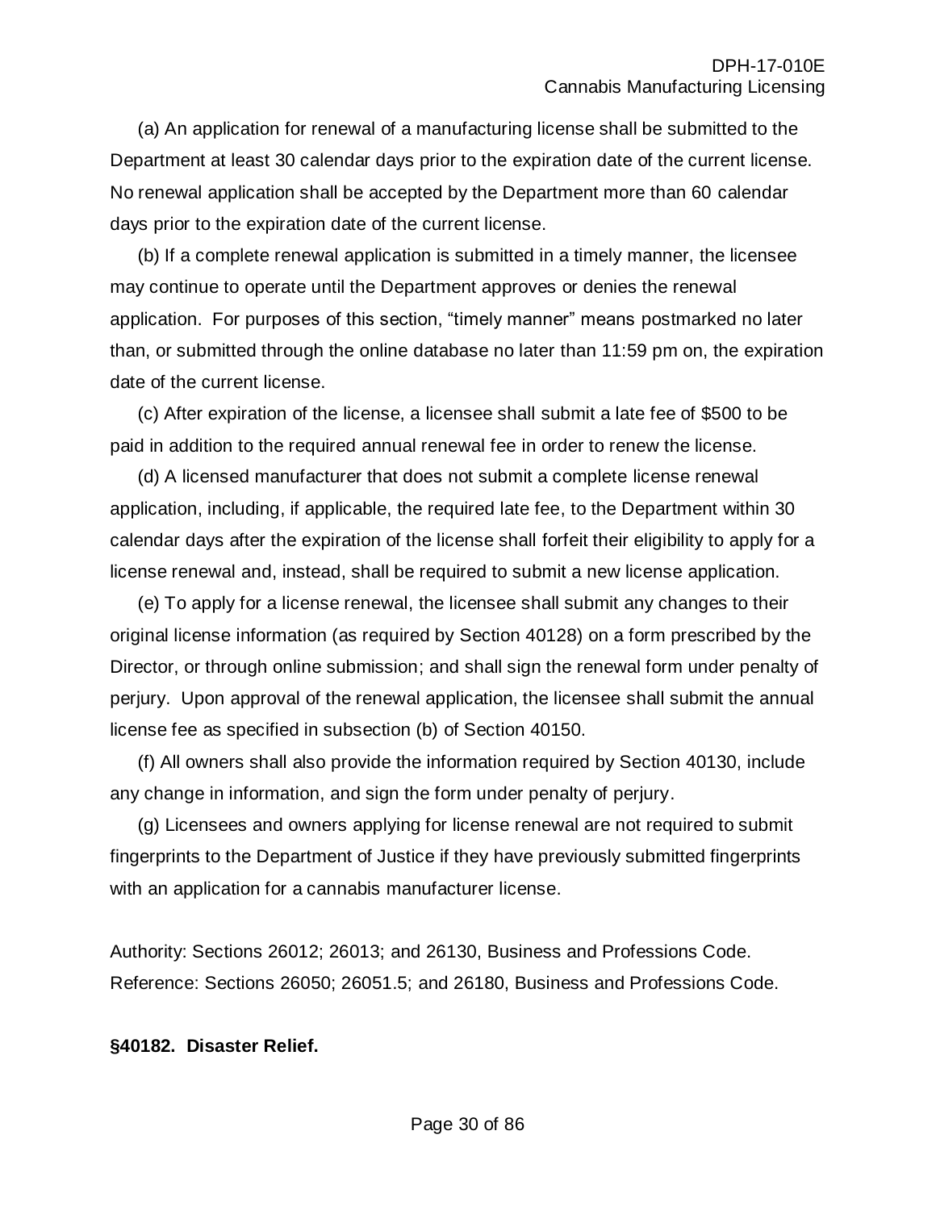(a) An application for renewal of a manufacturing license shall be submitted to the Department at least 30 calendar days prior to the expiration date of the current license. No renewal application shall be accepted by the Department more than 60 calendar days prior to the expiration date of the current license.

(b) If a complete renewal application is submitted in a timely manner, the licensee may continue to operate until the Department approves or denies the renewal application. For purposes of this section, "timely manner" means postmarked no later than, or submitted through the online database no later than 11:59 pm on, the expiration date of the current license.

(c) After expiration of the license, a licensee shall submit a late fee of $500 to be paid in addition to the required annual renewal fee in order to renew the license.

(d) A licensed manufacturer that does not submit a complete license renewal application, including, if applicable, the required late fee, to the Department within 30 calendar days after the expiration of the license shall forfeit their eligibility to apply for a license renewal and, instead, shall be required to submit a new license application.

(e) To apply for a license renewal, the licensee shall submit any changes to their original license information (as required by Section 40128) on a form prescribed by the Director, or through online submission; and shall sign the renewal form under penalty of perjury. Upon approval of the renewal application, the licensee shall submit the annual license fee as specified in subsection (b) of Section 40150.

(f) All owners shall also provide the information required by Section 40130, include any change in information, and sign the form under penalty of perjury.

(g) Licensees and owners applying for license renewal are not required to submit fingerprints to the Department of Justice if they have previously submitted fingerprints with an application for a cannabis manufacturer license.

Authority: Sections 26012; 26013; and 26130, Business and Professions Code.
Reference: Sections 26050; 26051.5; and 26180, Business and Professions Code.

**§40182. Disaster Relief.**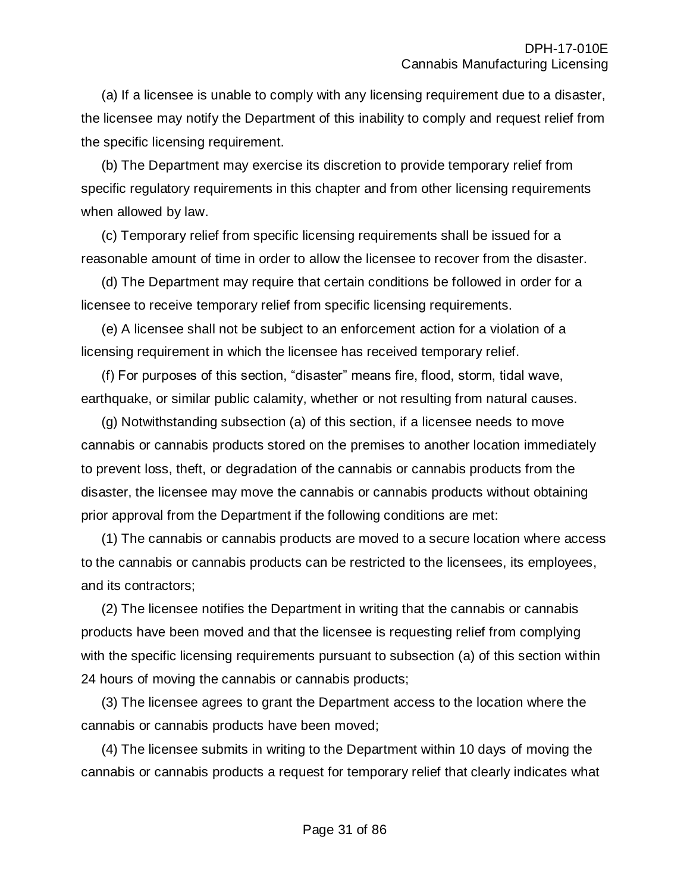(a) If a licensee is unable to comply with any licensing requirement due to a disaster, the licensee may notify the Department of this inability to comply and request relief from the specific licensing requirement.

(b) The Department may exercise its discretion to provide temporary relief from specific regulatory requirements in this chapter and from other licensing requirements when allowed by law.

(c) Temporary relief from specific licensing requirements shall be issued for a reasonable amount of time in order to allow the licensee to recover from the disaster.

(d) The Department may require that certain conditions be followed in order for a licensee to receive temporary relief from specific licensing requirements.

(e) A licensee shall not be subject to an enforcement action for a violation of a licensing requirement in which the licensee has received temporary relief.

(f) For purposes of this section, "disaster" means fire, flood, storm, tidal wave, earthquake, or similar public calamity, whether or not resulting from natural causes.

(g) Notwithstanding subsection (a) of this section, if a licensee needs to move cannabis or cannabis products stored on the premises to another location immediately to prevent loss, theft, or degradation of the cannabis or cannabis products from the disaster, the licensee may move the cannabis or cannabis products without obtaining prior approval from the Department if the following conditions are met:

(1) The cannabis or cannabis products are moved to a secure location where access to the cannabis or cannabis products can be restricted to the licensees, its employees, and its contractors;

(2) The licensee notifies the Department in writing that the cannabis or cannabis products have been moved and that the licensee is requesting relief from complying with the specific licensing requirements pursuant to subsection (a) of this section within 24 hours of moving the cannabis or cannabis products;

(3) The licensee agrees to grant the Department access to the location where the cannabis or cannabis products have been moved;

(4) The licensee submits in writing to the Department within 10 days of moving the cannabis or cannabis products a request for temporary relief that clearly indicates what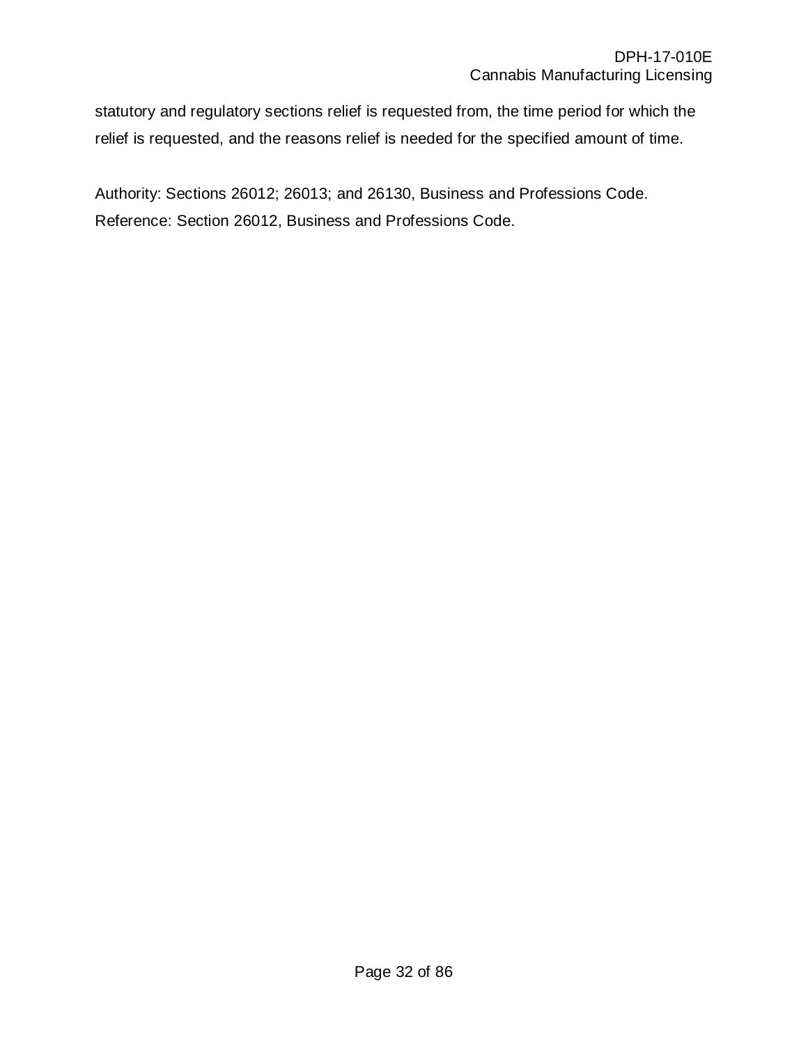statutory and regulatory sections relief is requested from, the time period for which the relief is requested, and the reasons relief is needed for the specified amount of time.

Authority: Sections 26012; 26013; and 26130, Business and Professions Code.
Reference: Section 26012, Business and Professions Code.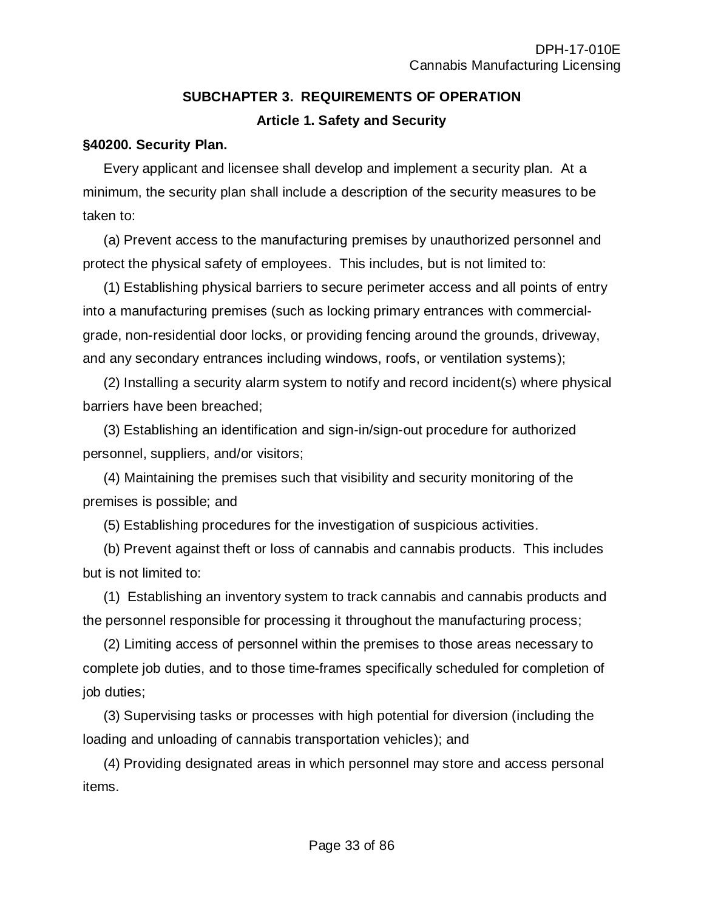## SUBCHAPTER 3. REQUIREMENTS OF OPERATION

### Article 1. Safety and Security

**§40200. Security Plan.**

Every applicant and licensee shall develop and implement a security plan. At a minimum, the security plan shall include a description of the security measures to be taken to:

(a) Prevent access to the manufacturing premises by unauthorized personnel and protect the physical safety of employees. This includes, but is not limited to:

(1) Establishing physical barriers to secure perimeter access and all points of entry into a manufacturing premises (such as locking primary entrances with commercial-grade, non-residential door locks, or providing fencing around the grounds, driveway, and any secondary entrances including windows, roofs, or ventilation systems);

(2) Installing a security alarm system to notify and record incident(s) where physical barriers have been breached;

(3) Establishing an identification and sign-in/sign-out procedure for authorized personnel, suppliers, and/or visitors;

(4) Maintaining the premises such that visibility and security monitoring of the premises is possible; and

(5) Establishing procedures for the investigation of suspicious activities.

(b) Prevent against theft or loss of cannabis and cannabis products. This includes but is not limited to:

(1) Establishing an inventory system to track cannabis and cannabis products and the personnel responsible for processing it throughout the manufacturing process;

(2) Limiting access of personnel within the premises to those areas necessary to complete job duties, and to those time-frames specifically scheduled for completion of job duties;

(3) Supervising tasks or processes with high potential for diversion (including the loading and unloading of cannabis transportation vehicles); and

(4) Providing designated areas in which personnel may store and access personal items.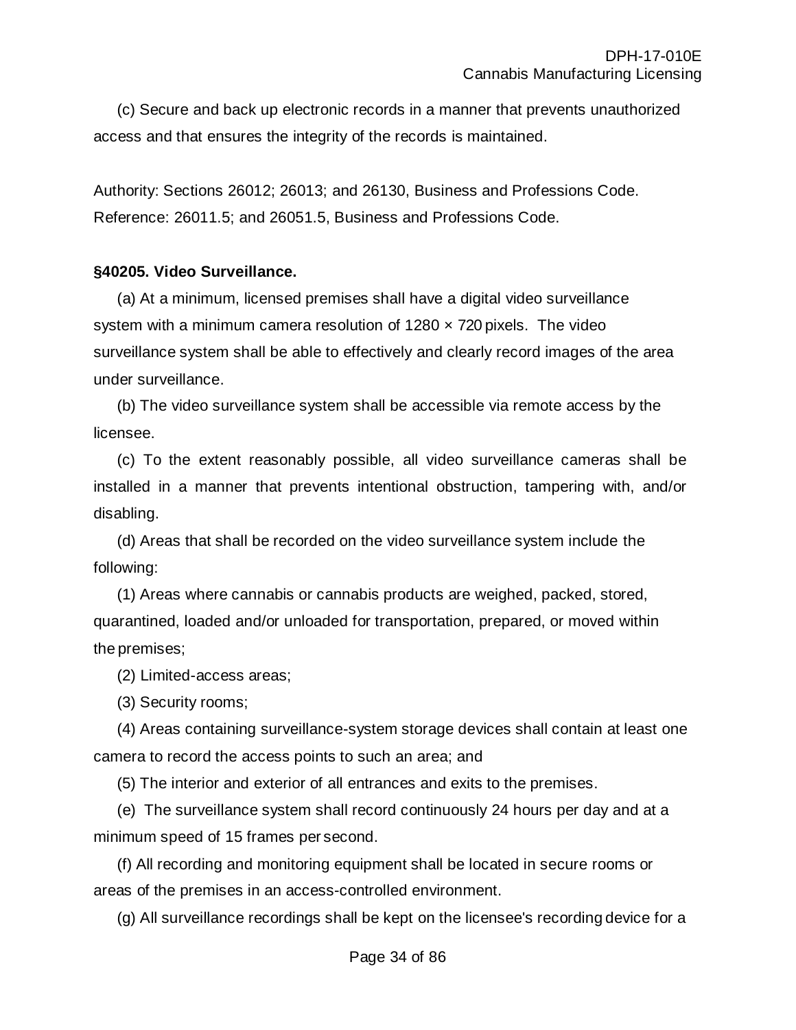(c) Secure and back up electronic records in a manner that prevents unauthorized access and that ensures the integrity of the records is maintained.

Authority: Sections 26012; 26013; and 26130, Business and Professions Code. Reference: 26011.5; and 26051.5, Business and Professions Code.

**§40205. Video Surveillance.**

(a) At a minimum, licensed premises shall have a digital video surveillance system with a minimum camera resolution of 1280 × 720 pixels. The video surveillance system shall be able to effectively and clearly record images of the area under surveillance.

(b) The video surveillance system shall be accessible via remote access by the licensee.

(c) To the extent reasonably possible, all video surveillance cameras shall be installed in a manner that prevents intentional obstruction, tampering with, and/or disabling.

(d) Areas that shall be recorded on the video surveillance system include the following:

(1) Areas where cannabis or cannabis products are weighed, packed, stored, quarantined, loaded and/or unloaded for transportation, prepared, or moved within the premises;

(2) Limited-access areas;

(3) Security rooms;

(4) Areas containing surveillance-system storage devices shall contain at least one camera to record the access points to such an area; and

(5) The interior and exterior of all entrances and exits to the premises.

(e) The surveillance system shall record continuously 24 hours per day and at a minimum speed of 15 frames per second.

(f) All recording and monitoring equipment shall be located in secure rooms or areas of the premises in an access-controlled environment.

(g) All surveillance recordings shall be kept on the licensee's recording device for a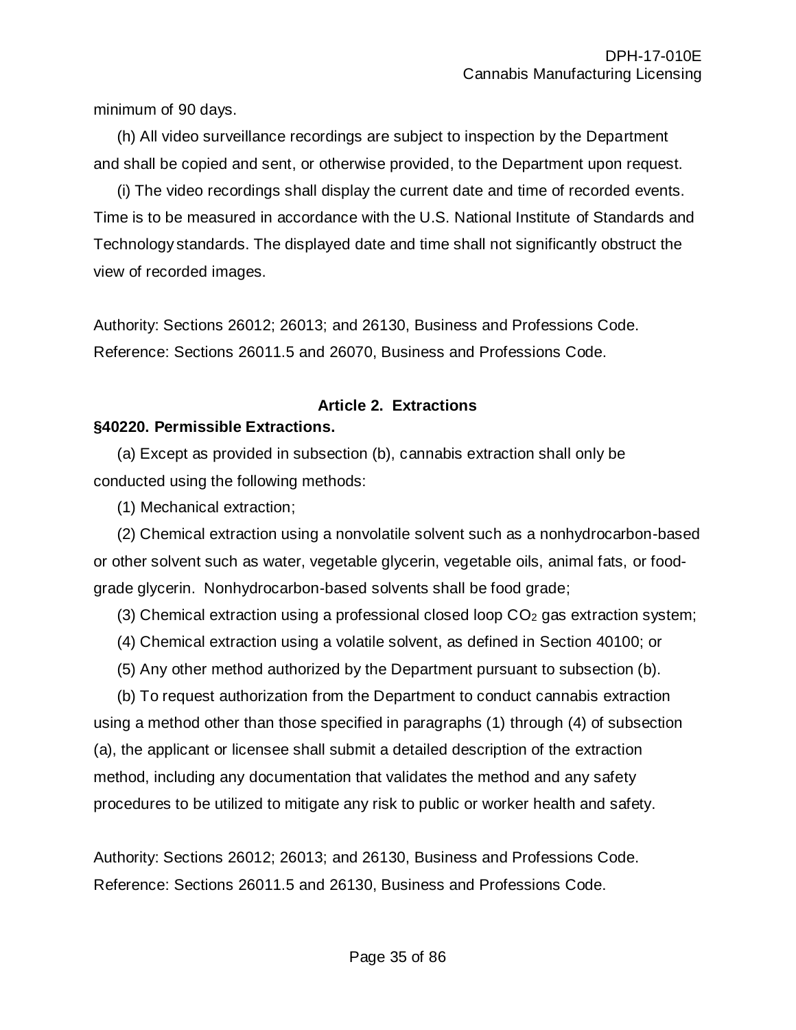minimum of 90 days.

(h) All video surveillance recordings are subject to inspection by the Department and shall be copied and sent, or otherwise provided, to the Department upon request.

(i) The video recordings shall display the current date and time of recorded events. Time is to be measured in accordance with the U.S. National Institute of Standards and Technology standards. The displayed date and time shall not significantly obstruct the view of recorded images.

Authority: Sections 26012; 26013; and 26130, Business and Professions Code. Reference: Sections 26011.5 and 26070, Business and Professions Code.

**Article 2. Extractions**

**§40220. Permissible Extractions.**

(a) Except as provided in subsection (b), cannabis extraction shall only be conducted using the following methods:

(1) Mechanical extraction;

(2) Chemical extraction using a nonvolatile solvent such as a nonhydrocarbon-based or other solvent such as water, vegetable glycerin, vegetable oils, animal fats, or food-grade glycerin. Nonhydrocarbon-based solvents shall be food grade;

(3) Chemical extraction using a professional closed loop $CO_2$ gas extraction system;

(4) Chemical extraction using a volatile solvent, as defined in Section 40100; or

(5) Any other method authorized by the Department pursuant to subsection (b).

(b) To request authorization from the Department to conduct cannabis extraction using a method other than those specified in paragraphs (1) through (4) of subsection (a), the applicant or licensee shall submit a detailed description of the extraction method, including any documentation that validates the method and any safety procedures to be utilized to mitigate any risk to public or worker health and safety.

Authority: Sections 26012; 26013; and 26130, Business and Professions Code. Reference: Sections 26011.5 and 26130, Business and Professions Code.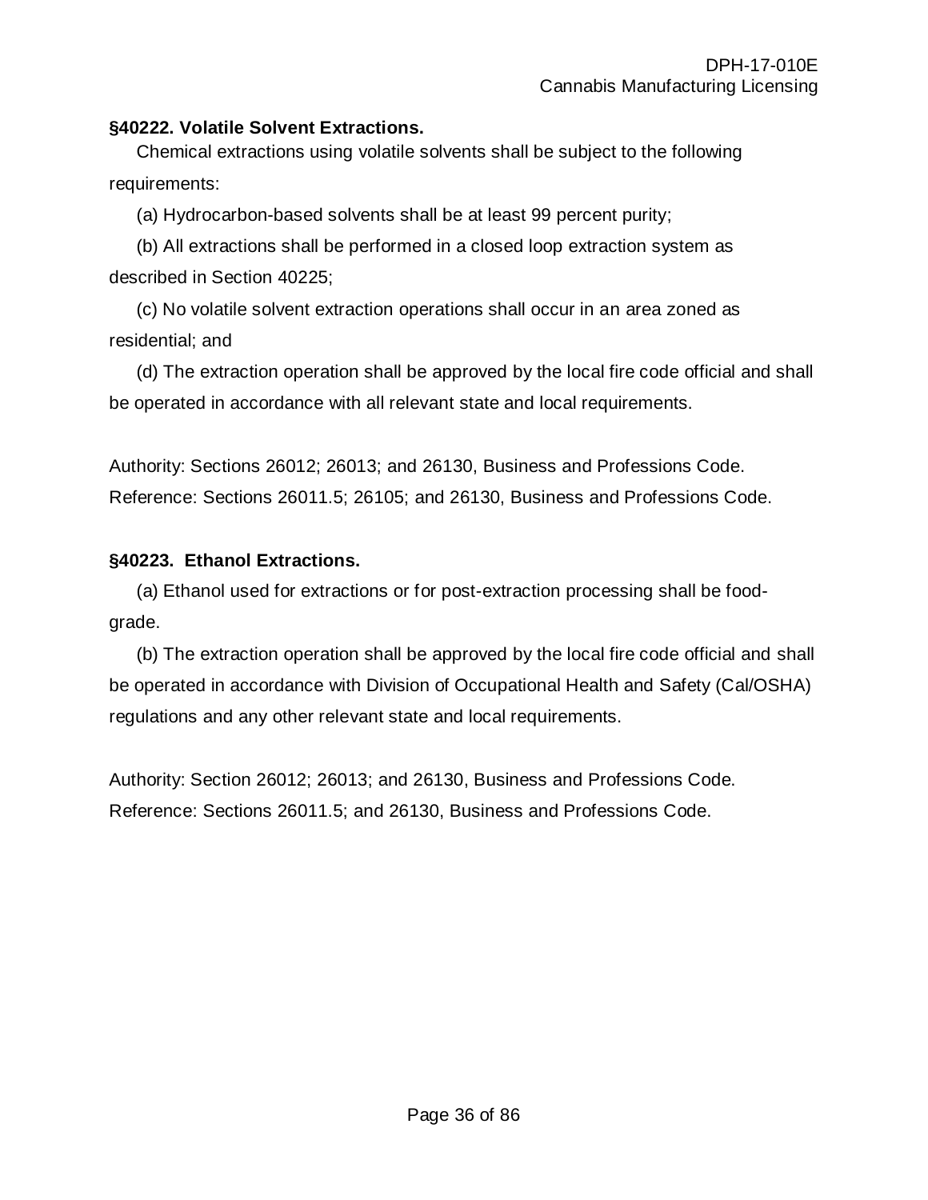**§40222. Volatile Solvent Extractions.**

Chemical extractions using volatile solvents shall be subject to the following requirements:

(a) Hydrocarbon-based solvents shall be at least 99 percent purity;

(b) All extractions shall be performed in a closed loop extraction system as described in Section 40225;

(c) No volatile solvent extraction operations shall occur in an area zoned as residential; and

(d) The extraction operation shall be approved by the local fire code official and shall be operated in accordance with all relevant state and local requirements.

Authority: Sections 26012; 26013; and 26130, Business and Professions Code.
Reference: Sections 26011.5; 26105; and 26130, Business and Professions Code.

**§40223. Ethanol Extractions.**

(a) Ethanol used for extractions or for post-extraction processing shall be food-grade.

(b) The extraction operation shall be approved by the local fire code official and shall be operated in accordance with Division of Occupational Health and Safety (Cal/OSHA) regulations and any other relevant state and local requirements.

Authority: Section 26012; 26013; and 26130, Business and Professions Code.
Reference: Sections 26011.5; and 26130, Business and Professions Code.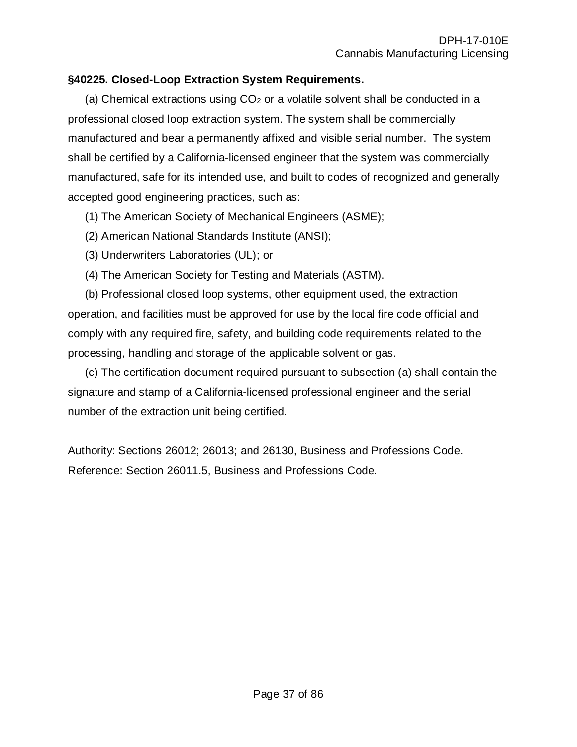### §40225. Closed-Loop Extraction System Requirements.

(a) Chemical extractions using $CO_2$ or a volatile solvent shall be conducted in a professional closed loop extraction system. The system shall be commercially manufactured and bear a permanently affixed and visible serial number. The system shall be certified by a California-licensed engineer that the system was commercially manufactured, safe for its intended use, and built to codes of recognized and generally accepted good engineering practices, such as:

(1) The American Society of Mechanical Engineers (ASME);

(2) American National Standards Institute (ANSI);

(3) Underwriters Laboratories (UL); or

(4) The American Society for Testing and Materials (ASTM).

(b) Professional closed loop systems, other equipment used, the extraction operation, and facilities must be approved for use by the local fire code official and comply with any required fire, safety, and building code requirements related to the processing, handling and storage of the applicable solvent or gas.

(c) The certification document required pursuant to subsection (a) shall contain the signature and stamp of a California-licensed professional engineer and the serial number of the extraction unit being certified.

Authority: Sections 26012; 26013; and 26130, Business and Professions Code.
Reference: Section 26011.5, Business and Professions Code.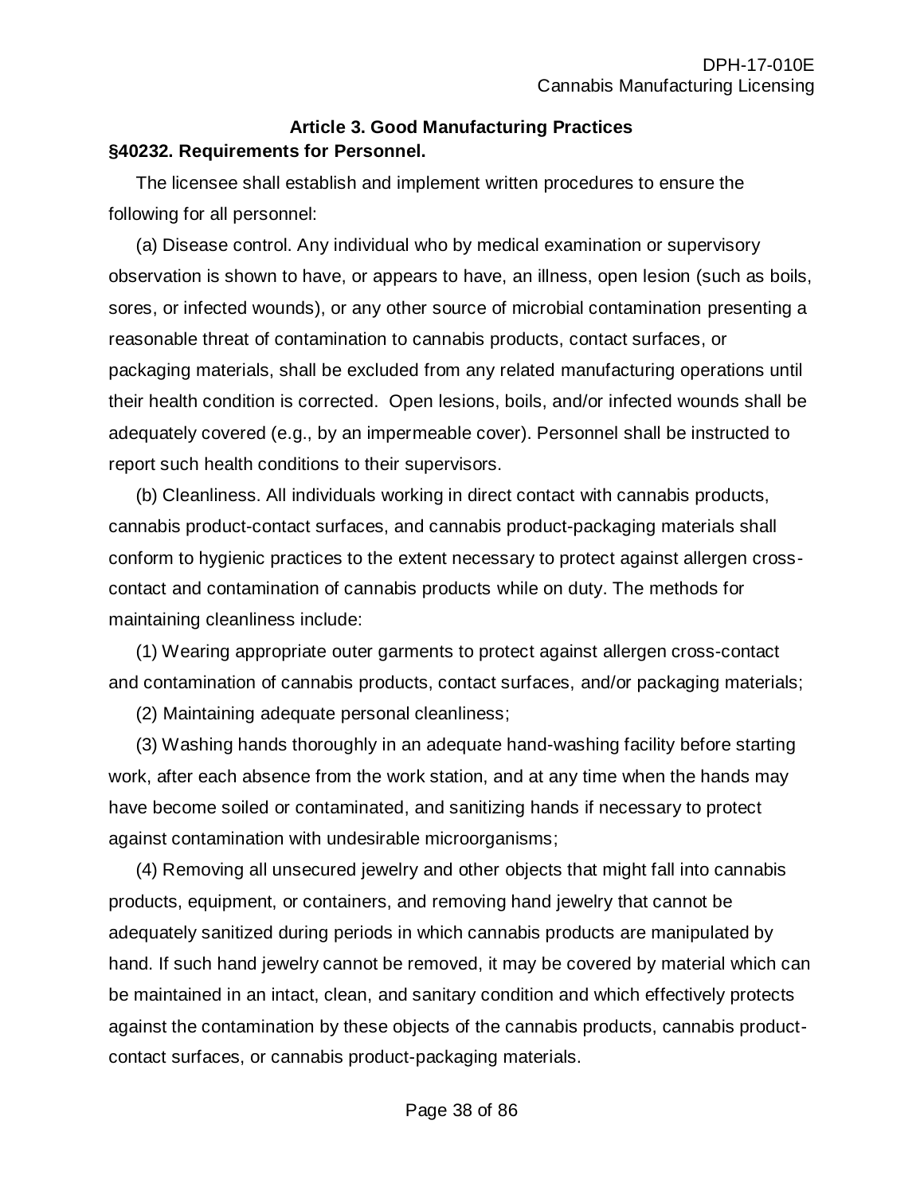### Article 3. Good Manufacturing Practices

**§40232. Requirements for Personnel.**

The licensee shall establish and implement written procedures to ensure the following for all personnel:

(a) Disease control. Any individual who by medical examination or supervisory observation is shown to have, or appears to have, an illness, open lesion (such as boils, sores, or infected wounds), or any other source of microbial contamination presenting a reasonable threat of contamination to cannabis products, contact surfaces, or packaging materials, shall be excluded from any related manufacturing operations until their health condition is corrected. Open lesions, boils, and/or infected wounds shall be adequately covered (e.g., by an impermeable cover). Personnel shall be instructed to report such health conditions to their supervisors.

(b) Cleanliness. All individuals working in direct contact with cannabis products, cannabis product-contact surfaces, and cannabis product-packaging materials shall conform to hygienic practices to the extent necessary to protect against allergen cross-contact and contamination of cannabis products while on duty. The methods for maintaining cleanliness include:

(1) Wearing appropriate outer garments to protect against allergen cross-contact and contamination of cannabis products, contact surfaces, and/or packaging materials;

(2) Maintaining adequate personal cleanliness;

(3) Washing hands thoroughly in an adequate hand-washing facility before starting work, after each absence from the work station, and at any time when the hands may have become soiled or contaminated, and sanitizing hands if necessary to protect against contamination with undesirable microorganisms;

(4) Removing all unsecured jewelry and other objects that might fall into cannabis products, equipment, or containers, and removing hand jewelry that cannot be adequately sanitized during periods in which cannabis products are manipulated by hand. If such hand jewelry cannot be removed, it may be covered by material which can be maintained in an intact, clean, and sanitary condition and which effectively protects against the contamination by these objects of the cannabis products, cannabis product-contact surfaces, or cannabis product-packaging materials.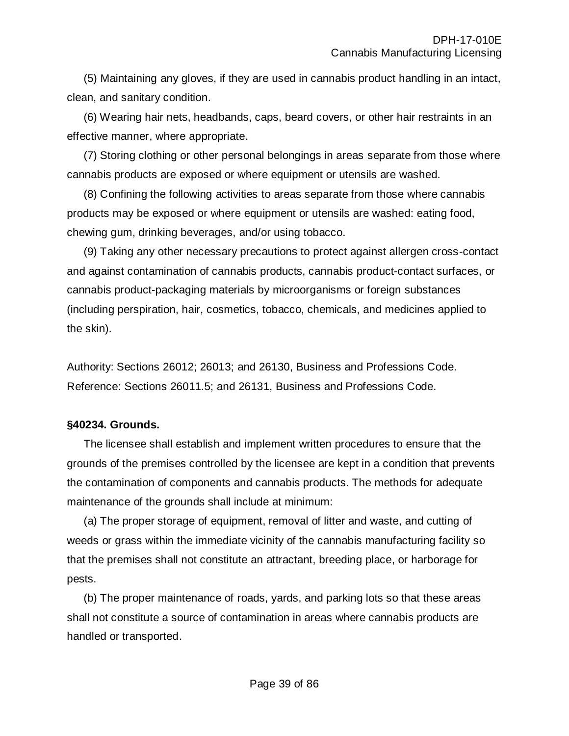(5) Maintaining any gloves, if they are used in cannabis product handling in an intact, clean, and sanitary condition.

(6) Wearing hair nets, headbands, caps, beard covers, or other hair restraints in an effective manner, where appropriate.

(7) Storing clothing or other personal belongings in areas separate from those where cannabis products are exposed or where equipment or utensils are washed.

(8) Confining the following activities to areas separate from those where cannabis products may be exposed or where equipment or utensils are washed: eating food, chewing gum, drinking beverages, and/or using tobacco.

(9) Taking any other necessary precautions to protect against allergen cross-contact and against contamination of cannabis products, cannabis product-contact surfaces, or cannabis product-packaging materials by microorganisms or foreign substances (including perspiration, hair, cosmetics, tobacco, chemicals, and medicines applied to the skin).

Authority: Sections 26012; 26013; and 26130, Business and Professions Code. Reference: Sections 26011.5; and 26131, Business and Professions Code.

**§40234. Grounds.**

The licensee shall establish and implement written procedures to ensure that the grounds of the premises controlled by the licensee are kept in a condition that prevents the contamination of components and cannabis products. The methods for adequate maintenance of the grounds shall include at minimum:

(a) The proper storage of equipment, removal of litter and waste, and cutting of weeds or grass within the immediate vicinity of the cannabis manufacturing facility so that the premises shall not constitute an attractant, breeding place, or harborage for pests.

(b) The proper maintenance of roads, yards, and parking lots so that these areas shall not constitute a source of contamination in areas where cannabis products are handled or transported.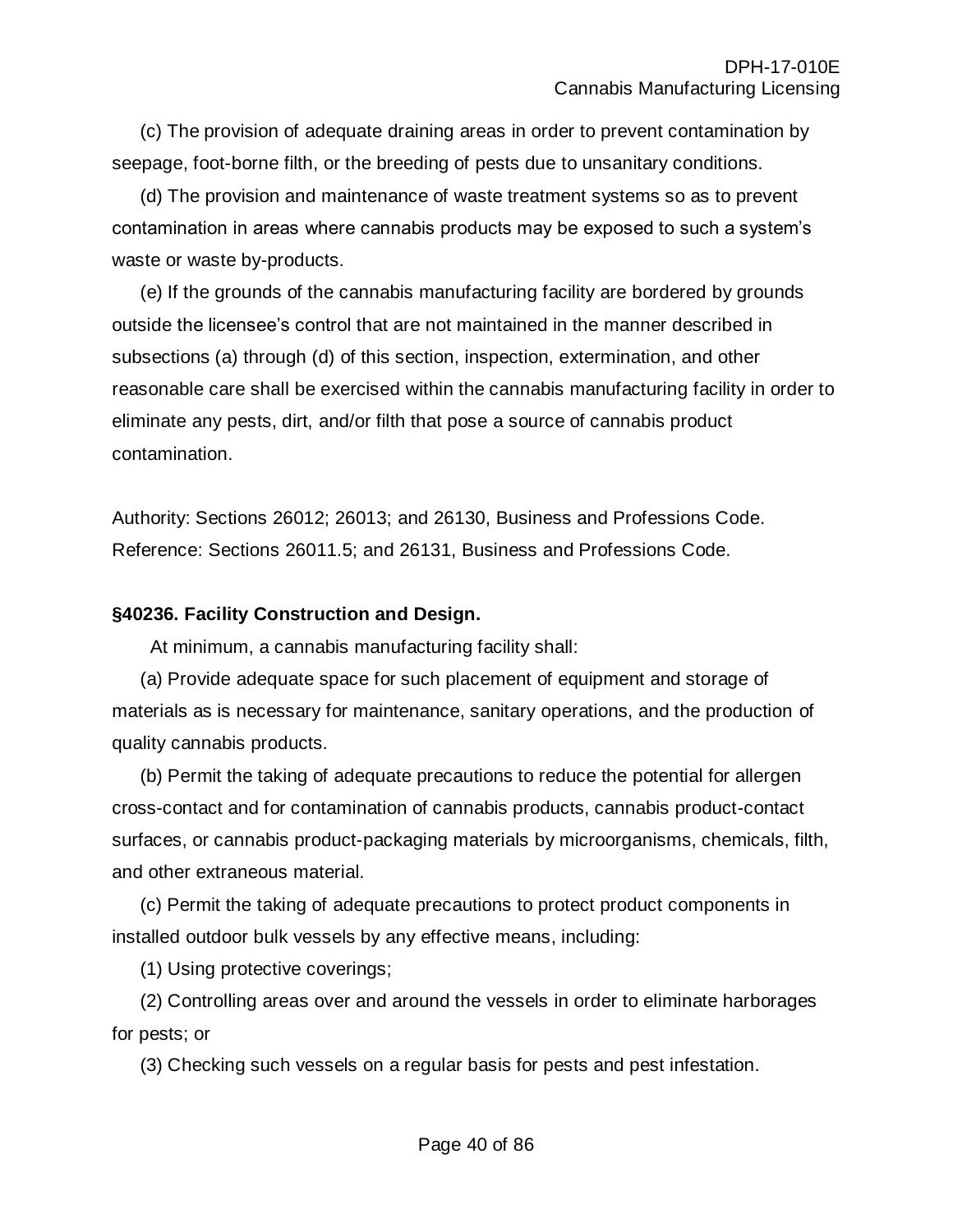(c) The provision of adequate draining areas in order to prevent contamination by seepage, foot-borne filth, or the breeding of pests due to unsanitary conditions.

(d) The provision and maintenance of waste treatment systems so as to prevent contamination in areas where cannabis products may be exposed to such a system's waste or waste by-products.

(e) If the grounds of the cannabis manufacturing facility are bordered by grounds outside the licensee's control that are not maintained in the manner described in subsections (a) through (d) of this section, inspection, extermination, and other reasonable care shall be exercised within the cannabis manufacturing facility in order to eliminate any pests, dirt, and/or filth that pose a source of cannabis product contamination.

Authority: Sections 26012; 26013; and 26130, Business and Professions Code. Reference: Sections 26011.5; and 26131, Business and Professions Code.

**§40236. Facility Construction and Design.**

At minimum, a cannabis manufacturing facility shall:

(a) Provide adequate space for such placement of equipment and storage of materials as is necessary for maintenance, sanitary operations, and the production of quality cannabis products.

(b) Permit the taking of adequate precautions to reduce the potential for allergen cross-contact and for contamination of cannabis products, cannabis product-contact surfaces, or cannabis product-packaging materials by microorganisms, chemicals, filth, and other extraneous material.

(c) Permit the taking of adequate precautions to protect product components in installed outdoor bulk vessels by any effective means, including:

(1) Using protective coverings;

(2) Controlling areas over and around the vessels in order to eliminate harborages for pests; or

(3) Checking such vessels on a regular basis for pests and pest infestation.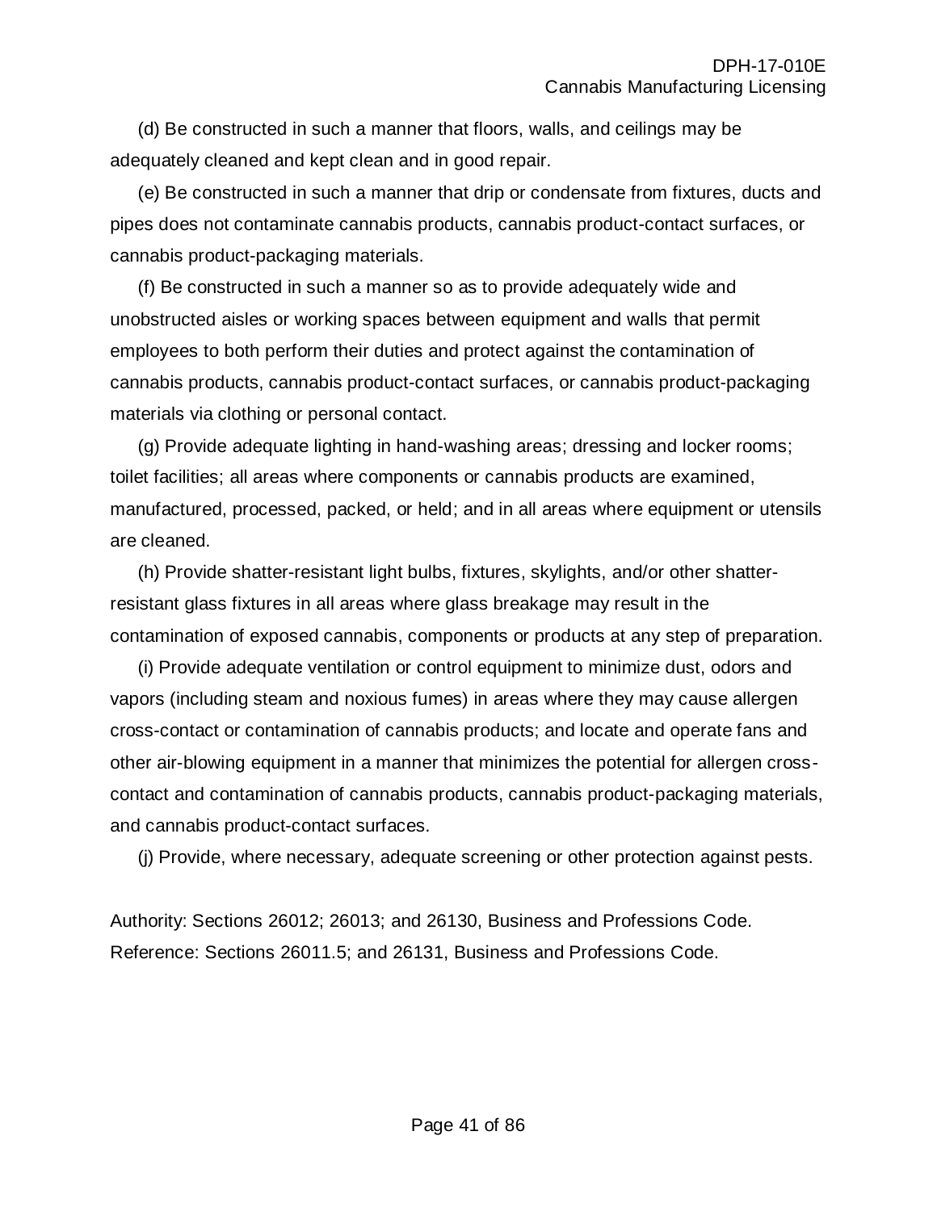(d) Be constructed in such a manner that floors, walls, and ceilings may be adequately cleaned and kept clean and in good repair.

(e) Be constructed in such a manner that drip or condensate from fixtures, ducts and pipes does not contaminate cannabis products, cannabis product-contact surfaces, or cannabis product-packaging materials.

(f) Be constructed in such a manner so as to provide adequately wide and unobstructed aisles or working spaces between equipment and walls that permit employees to both perform their duties and protect against the contamination of cannabis products, cannabis product-contact surfaces, or cannabis product-packaging materials via clothing or personal contact.

(g) Provide adequate lighting in hand-washing areas; dressing and locker rooms; toilet facilities; all areas where components or cannabis products are examined, manufactured, processed, packed, or held; and in all areas where equipment or utensils are cleaned.

(h) Provide shatter-resistant light bulbs, fixtures, skylights, and/or other shatter-resistant glass fixtures in all areas where glass breakage may result in the contamination of exposed cannabis, components or products at any step of preparation.

(i) Provide adequate ventilation or control equipment to minimize dust, odors and vapors (including steam and noxious fumes) in areas where they may cause allergen cross-contact or contamination of cannabis products; and locate and operate fans and other air-blowing equipment in a manner that minimizes the potential for allergen cross-contact and contamination of cannabis products, cannabis product-packaging materials, and cannabis product-contact surfaces.

(j) Provide, where necessary, adequate screening or other protection against pests.

Authority: Sections 26012; 26013; and 26130, Business and Professions Code.
Reference: Sections 26011.5; and 26131, Business and Professions Code.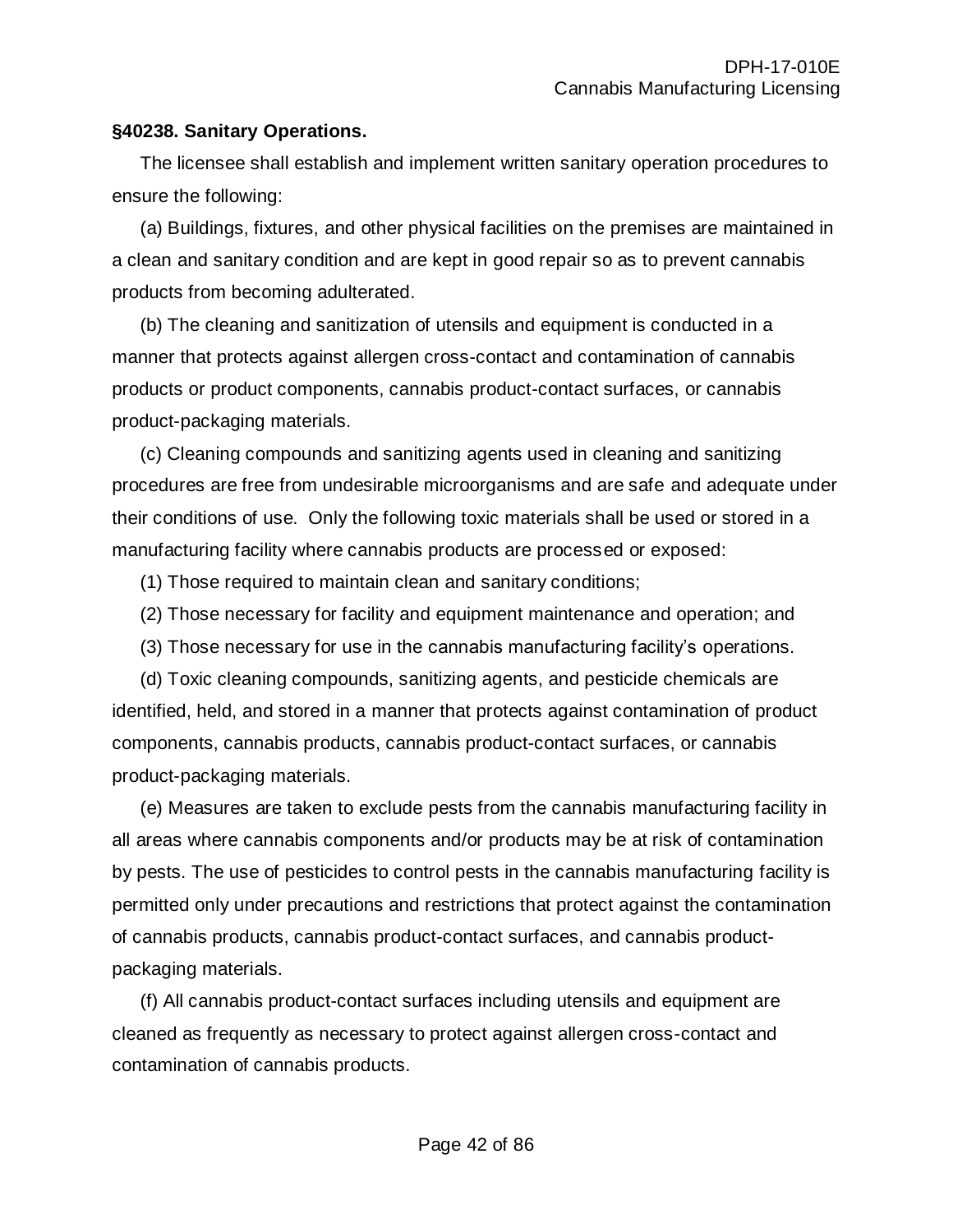**§40238. Sanitary Operations.**

The licensee shall establish and implement written sanitary operation procedures to ensure the following:

(a) Buildings, fixtures, and other physical facilities on the premises are maintained in a clean and sanitary condition and are kept in good repair so as to prevent cannabis products from becoming adulterated.

(b) The cleaning and sanitization of utensils and equipment is conducted in a manner that protects against allergen cross-contact and contamination of cannabis products or product components, cannabis product-contact surfaces, or cannabis product-packaging materials.

(c) Cleaning compounds and sanitizing agents used in cleaning and sanitizing procedures are free from undesirable microorganisms and are safe and adequate under their conditions of use. Only the following toxic materials shall be used or stored in a manufacturing facility where cannabis products are processed or exposed:

(1) Those required to maintain clean and sanitary conditions;

(2) Those necessary for facility and equipment maintenance and operation; and

(3) Those necessary for use in the cannabis manufacturing facility's operations.

(d) Toxic cleaning compounds, sanitizing agents, and pesticide chemicals are identified, held, and stored in a manner that protects against contamination of product components, cannabis products, cannabis product-contact surfaces, or cannabis product-packaging materials.

(e) Measures are taken to exclude pests from the cannabis manufacturing facility in all areas where cannabis components and/or products may be at risk of contamination by pests. The use of pesticides to control pests in the cannabis manufacturing facility is permitted only under precautions and restrictions that protect against the contamination of cannabis products, cannabis product-contact surfaces, and cannabis product-packaging materials.

(f) All cannabis product-contact surfaces including utensils and equipment are cleaned as frequently as necessary to protect against allergen cross-contact and contamination of cannabis products.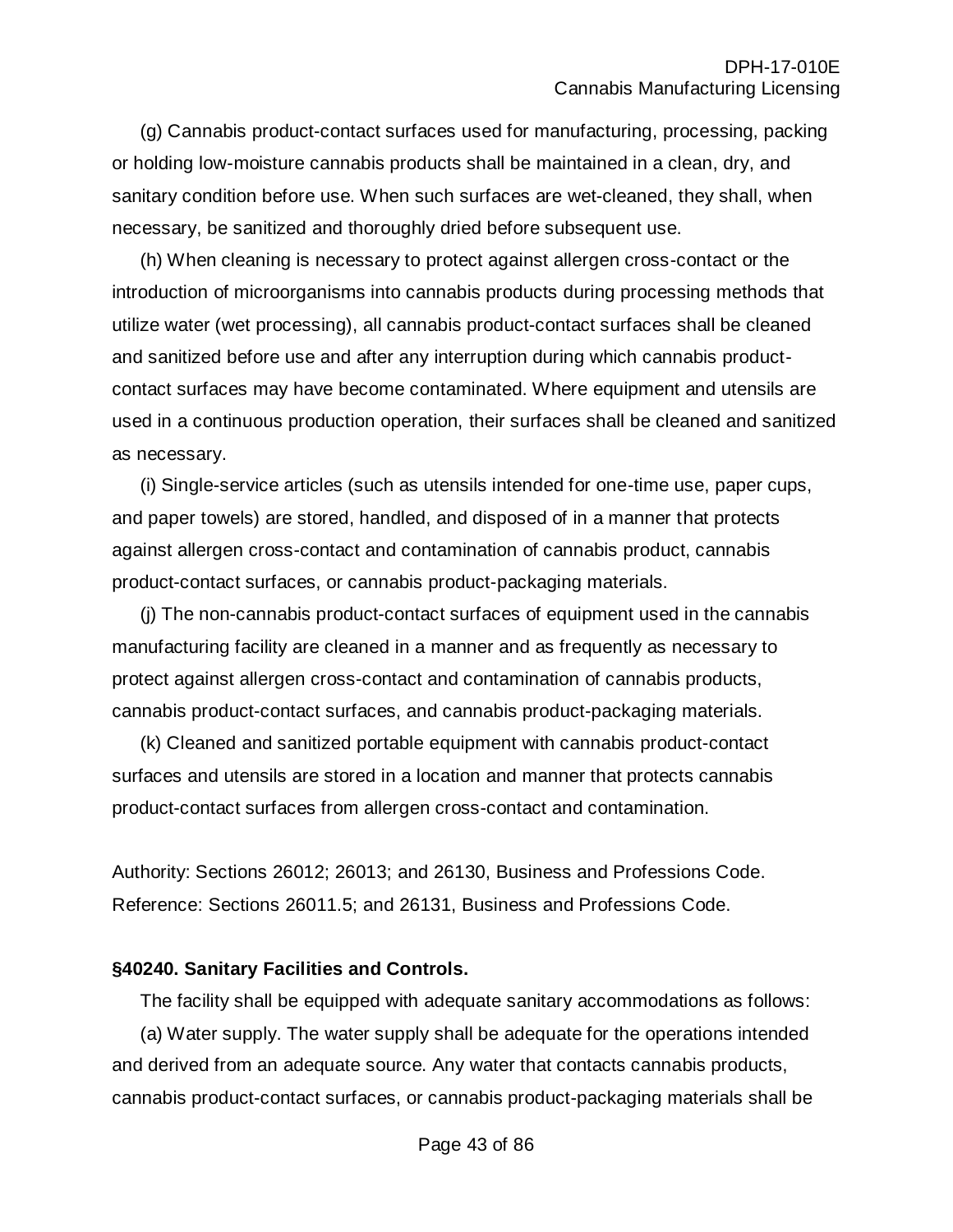(g) Cannabis product-contact surfaces used for manufacturing, processing, packing or holding low-moisture cannabis products shall be maintained in a clean, dry, and sanitary condition before use. When such surfaces are wet-cleaned, they shall, when necessary, be sanitized and thoroughly dried before subsequent use.

(h) When cleaning is necessary to protect against allergen cross-contact or the introduction of microorganisms into cannabis products during processing methods that utilize water (wet processing), all cannabis product-contact surfaces shall be cleaned and sanitized before use and after any interruption during which cannabis product-contact surfaces may have become contaminated. Where equipment and utensils are used in a continuous production operation, their surfaces shall be cleaned and sanitized as necessary.

(i) Single-service articles (such as utensils intended for one-time use, paper cups, and paper towels) are stored, handled, and disposed of in a manner that protects against allergen cross-contact and contamination of cannabis product, cannabis product-contact surfaces, or cannabis product-packaging materials.

(j) The non-cannabis product-contact surfaces of equipment used in the cannabis manufacturing facility are cleaned in a manner and as frequently as necessary to protect against allergen cross-contact and contamination of cannabis products, cannabis product-contact surfaces, and cannabis product-packaging materials.

(k) Cleaned and sanitized portable equipment with cannabis product-contact surfaces and utensils are stored in a location and manner that protects cannabis product-contact surfaces from allergen cross-contact and contamination.

Authority: Sections 26012; 26013; and 26130, Business and Professions Code. Reference: Sections 26011.5; and 26131, Business and Professions Code.

**§40240. Sanitary Facilities and Controls.**

The facility shall be equipped with adequate sanitary accommodations as follows:

(a) Water supply. The water supply shall be adequate for the operations intended and derived from an adequate source. Any water that contacts cannabis products, cannabis product-contact surfaces, or cannabis product-packaging materials shall be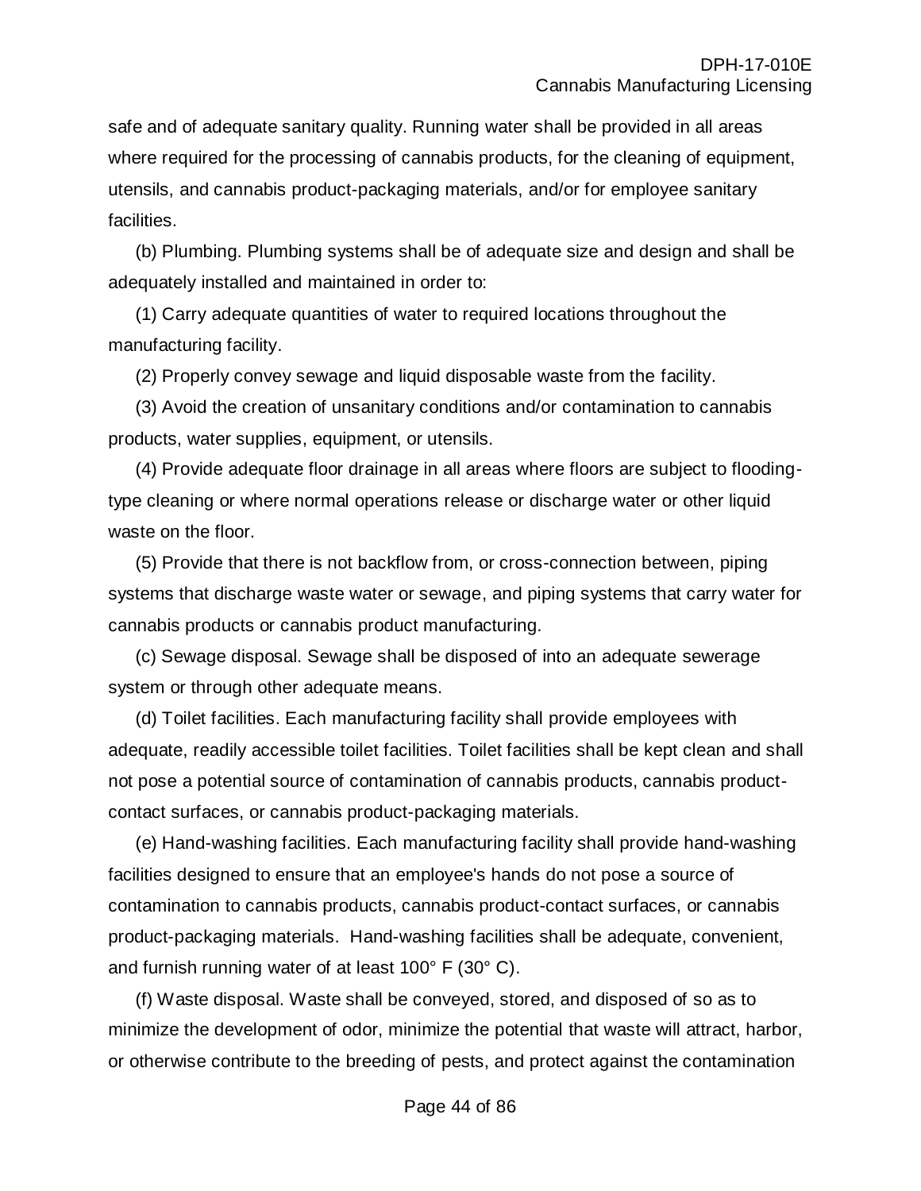safe and of adequate sanitary quality. Running water shall be provided in all areas where required for the processing of cannabis products, for the cleaning of equipment, utensils, and cannabis product-packaging materials, and/or for employee sanitary facilities.

(b) Plumbing. Plumbing systems shall be of adequate size and design and shall be adequately installed and maintained in order to:

(1) Carry adequate quantities of water to required locations throughout the manufacturing facility.

(2) Properly convey sewage and liquid disposable waste from the facility.

(3) Avoid the creation of unsanitary conditions and/or contamination to cannabis products, water supplies, equipment, or utensils.

(4) Provide adequate floor drainage in all areas where floors are subject to flooding-type cleaning or where normal operations release or discharge water or other liquid waste on the floor.

(5) Provide that there is not backflow from, or cross-connection between, piping systems that discharge waste water or sewage, and piping systems that carry water for cannabis products or cannabis product manufacturing.

(c) Sewage disposal. Sewage shall be disposed of into an adequate sewerage system or through other adequate means.

(d) Toilet facilities. Each manufacturing facility shall provide employees with adequate, readily accessible toilet facilities. Toilet facilities shall be kept clean and shall not pose a potential source of contamination of cannabis products, cannabis product-contact surfaces, or cannabis product-packaging materials.

(e) Hand-washing facilities. Each manufacturing facility shall provide hand-washing facilities designed to ensure that an employee's hands do not pose a source of contamination to cannabis products, cannabis product-contact surfaces, or cannabis product-packaging materials. Hand-washing facilities shall be adequate, convenient, and furnish running water of at least 100° F (30° C).

(f) Waste disposal. Waste shall be conveyed, stored, and disposed of so as to minimize the development of odor, minimize the potential that waste will attract, harbor, or otherwise contribute to the breeding of pests, and protect against the contamination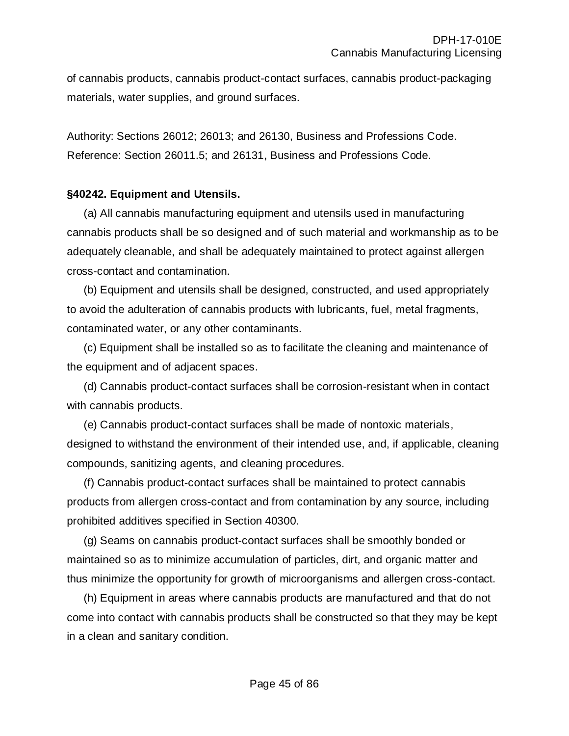of cannabis products, cannabis product-contact surfaces, cannabis product-packaging materials, water supplies, and ground surfaces.

Authority: Sections 26012; 26013; and 26130, Business and Professions Code. Reference: Section 26011.5; and 26131, Business and Professions Code.

**§40242. Equipment and Utensils.**

(a) All cannabis manufacturing equipment and utensils used in manufacturing cannabis products shall be so designed and of such material and workmanship as to be adequately cleanable, and shall be adequately maintained to protect against allergen cross-contact and contamination.

(b) Equipment and utensils shall be designed, constructed, and used appropriately to avoid the adulteration of cannabis products with lubricants, fuel, metal fragments, contaminated water, or any other contaminants.

(c) Equipment shall be installed so as to facilitate the cleaning and maintenance of the equipment and of adjacent spaces.

(d) Cannabis product-contact surfaces shall be corrosion-resistant when in contact with cannabis products.

(e) Cannabis product-contact surfaces shall be made of nontoxic materials, designed to withstand the environment of their intended use, and, if applicable, cleaning compounds, sanitizing agents, and cleaning procedures.

(f) Cannabis product-contact surfaces shall be maintained to protect cannabis products from allergen cross-contact and from contamination by any source, including prohibited additives specified in Section 40300.

(g) Seams on cannabis product-contact surfaces shall be smoothly bonded or maintained so as to minimize accumulation of particles, dirt, and organic matter and thus minimize the opportunity for growth of microorganisms and allergen cross-contact.

(h) Equipment in areas where cannabis products are manufactured and that do not come into contact with cannabis products shall be constructed so that they may be kept in a clean and sanitary condition.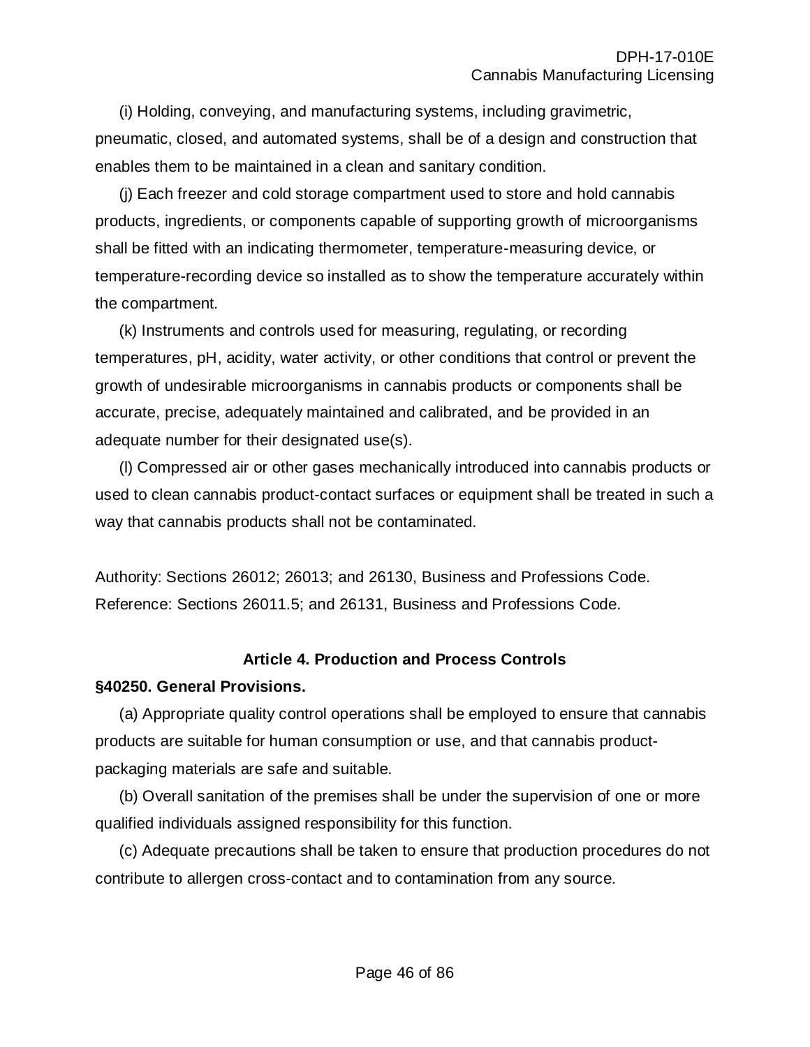(i) Holding, conveying, and manufacturing systems, including gravimetric, pneumatic, closed, and automated systems, shall be of a design and construction that enables them to be maintained in a clean and sanitary condition.

(j) Each freezer and cold storage compartment used to store and hold cannabis products, ingredients, or components capable of supporting growth of microorganisms shall be fitted with an indicating thermometer, temperature-measuring device, or temperature-recording device so installed as to show the temperature accurately within the compartment.

(k) Instruments and controls used for measuring, regulating, or recording temperatures, pH, acidity, water activity, or other conditions that control or prevent the growth of undesirable microorganisms in cannabis products or components shall be accurate, precise, adequately maintained and calibrated, and be provided in an adequate number for their designated use(s).

(l) Compressed air or other gases mechanically introduced into cannabis products or used to clean cannabis product-contact surfaces or equipment shall be treated in such a way that cannabis products shall not be contaminated.

Authority: Sections 26012; 26013; and 26130, Business and Professions Code. Reference: Sections 26011.5; and 26131, Business and Professions Code.

## Article 4. Production and Process Controls

### §40250. General Provisions.

(a) Appropriate quality control operations shall be employed to ensure that cannabis products are suitable for human consumption or use, and that cannabis product-packaging materials are safe and suitable.

(b) Overall sanitation of the premises shall be under the supervision of one or more qualified individuals assigned responsibility for this function.

(c) Adequate precautions shall be taken to ensure that production procedures do not contribute to allergen cross-contact and to contamination from any source.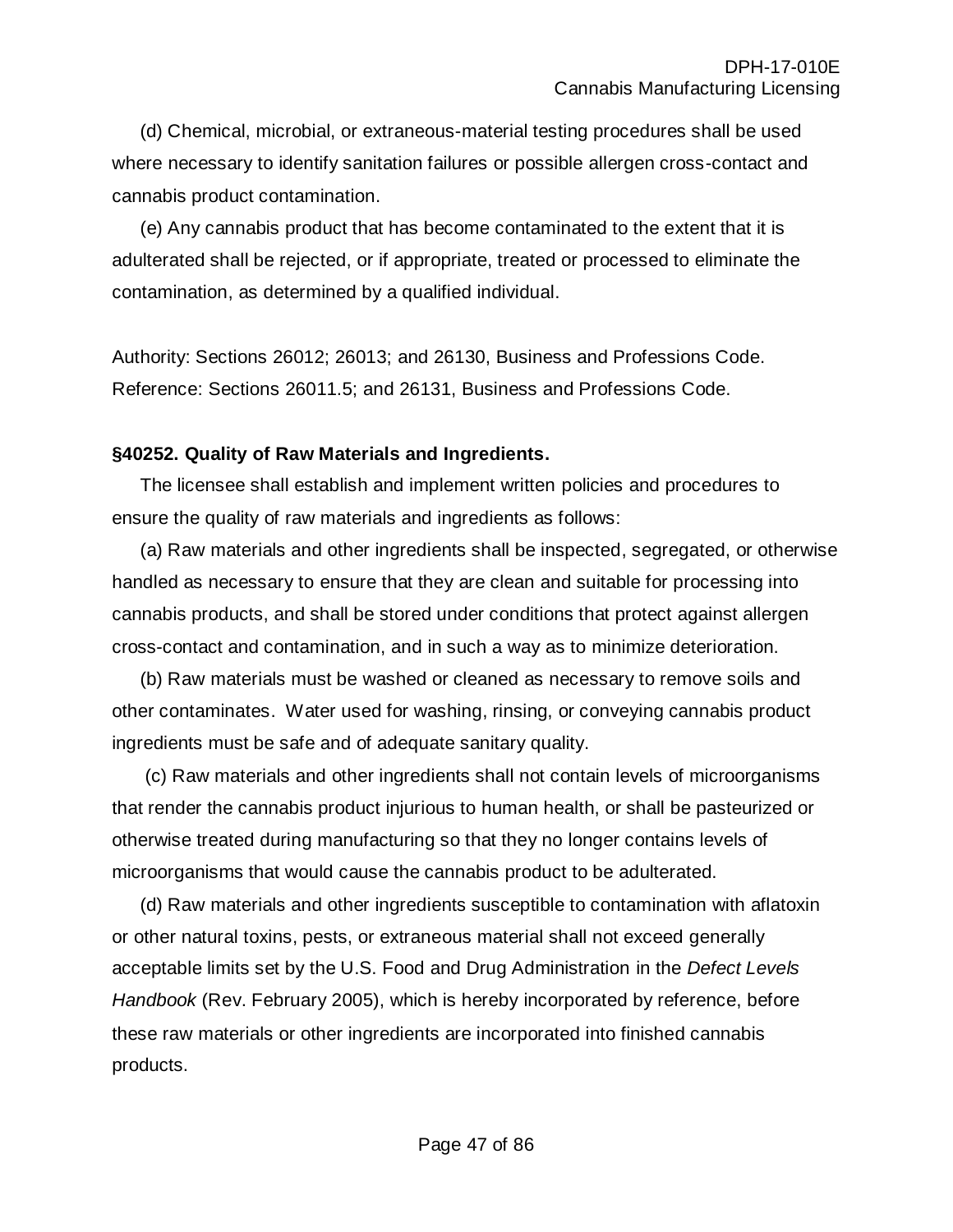(d) Chemical, microbial, or extraneous-material testing procedures shall be used where necessary to identify sanitation failures or possible allergen cross-contact and cannabis product contamination.

(e) Any cannabis product that has become contaminated to the extent that it is adulterated shall be rejected, or if appropriate, treated or processed to eliminate the contamination, as determined by a qualified individual.

Authority: Sections 26012; 26013; and 26130, Business and Professions Code. Reference: Sections 26011.5; and 26131, Business and Professions Code.

**§40252. Quality of Raw Materials and Ingredients.**

The licensee shall establish and implement written policies and procedures to ensure the quality of raw materials and ingredients as follows:

(a) Raw materials and other ingredients shall be inspected, segregated, or otherwise handled as necessary to ensure that they are clean and suitable for processing into cannabis products, and shall be stored under conditions that protect against allergen cross-contact and contamination, and in such a way as to minimize deterioration.

(b) Raw materials must be washed or cleaned as necessary to remove soils and other contaminates. Water used for washing, rinsing, or conveying cannabis product ingredients must be safe and of adequate sanitary quality.

(c) Raw materials and other ingredients shall not contain levels of microorganisms that render the cannabis product injurious to human health, or shall be pasteurized or otherwise treated during manufacturing so that they no longer contains levels of microorganisms that would cause the cannabis product to be adulterated.

(d) Raw materials and other ingredients susceptible to contamination with aflatoxin or other natural toxins, pests, or extraneous material shall not exceed generally acceptable limits set by the U.S. Food and Drug Administration in the *Defect Levels Handbook* (Rev. February 2005), which is hereby incorporated by reference, before these raw materials or other ingredients are incorporated into finished cannabis products.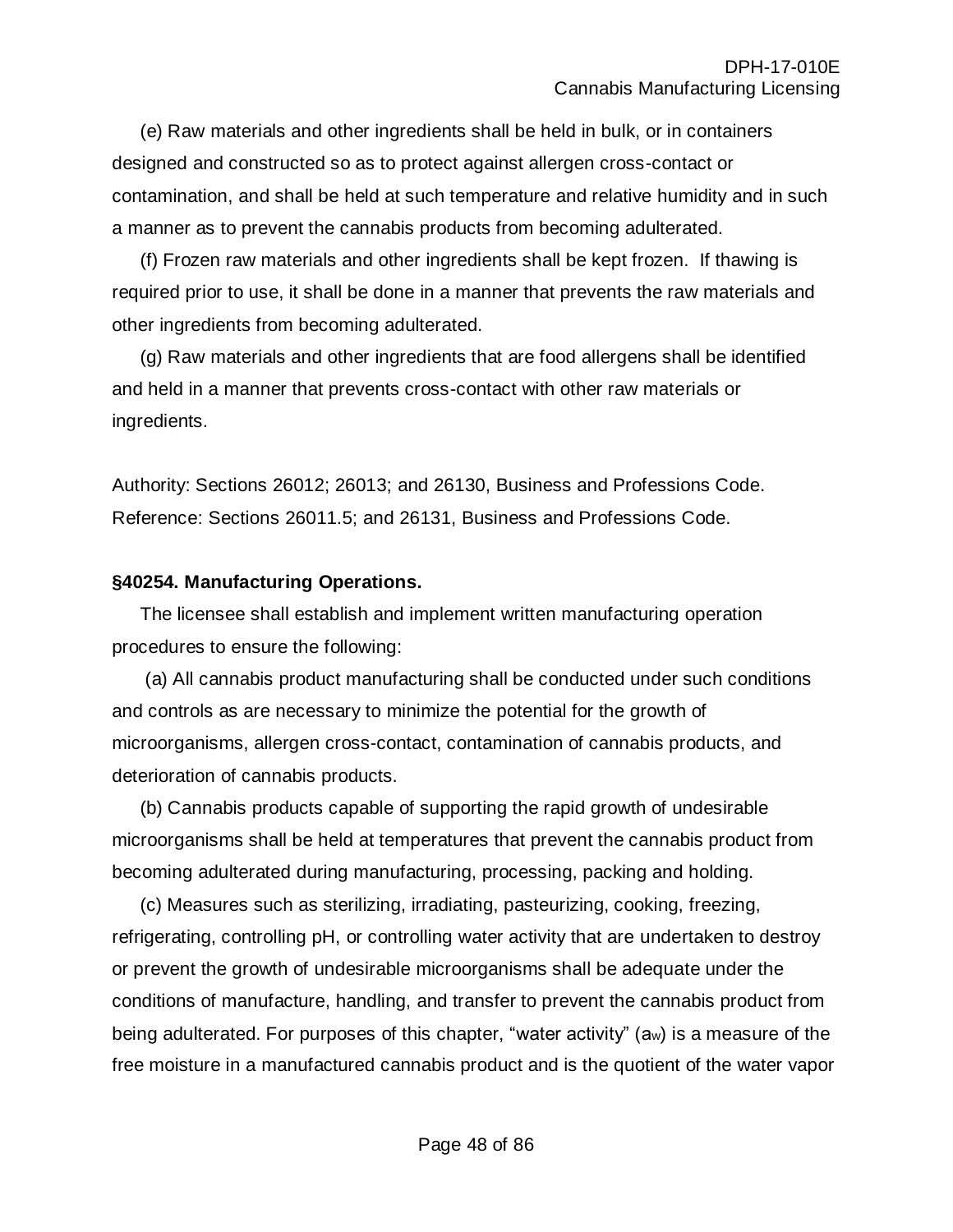(e) Raw materials and other ingredients shall be held in bulk, or in containers designed and constructed so as to protect against allergen cross-contact or contamination, and shall be held at such temperature and relative humidity and in such a manner as to prevent the cannabis products from becoming adulterated.

(f) Frozen raw materials and other ingredients shall be kept frozen. If thawing is required prior to use, it shall be done in a manner that prevents the raw materials and other ingredients from becoming adulterated.

(g) Raw materials and other ingredients that are food allergens shall be identified and held in a manner that prevents cross-contact with other raw materials or ingredients.

Authority: Sections 26012; 26013; and 26130, Business and Professions Code. Reference: Sections 26011.5; and 26131, Business and Professions Code.

**§40254. Manufacturing Operations.**

The licensee shall establish and implement written manufacturing operation procedures to ensure the following:

(a) All cannabis product manufacturing shall be conducted under such conditions and controls as are necessary to minimize the potential for the growth of microorganisms, allergen cross-contact, contamination of cannabis products, and deterioration of cannabis products.

(b) Cannabis products capable of supporting the rapid growth of undesirable microorganisms shall be held at temperatures that prevent the cannabis product from becoming adulterated during manufacturing, processing, packing and holding.

(c) Measures such as sterilizing, irradiating, pasteurizing, cooking, freezing, refrigerating, controlling pH, or controlling water activity that are undertaken to destroy or prevent the growth of undesirable microorganisms shall be adequate under the conditions of manufacture, handling, and transfer to prevent the cannabis product from being adulterated. For purposes of this chapter, "water activity" ($a_w$) is a measure of the free moisture in a manufactured cannabis product and is the quotient of the water vapor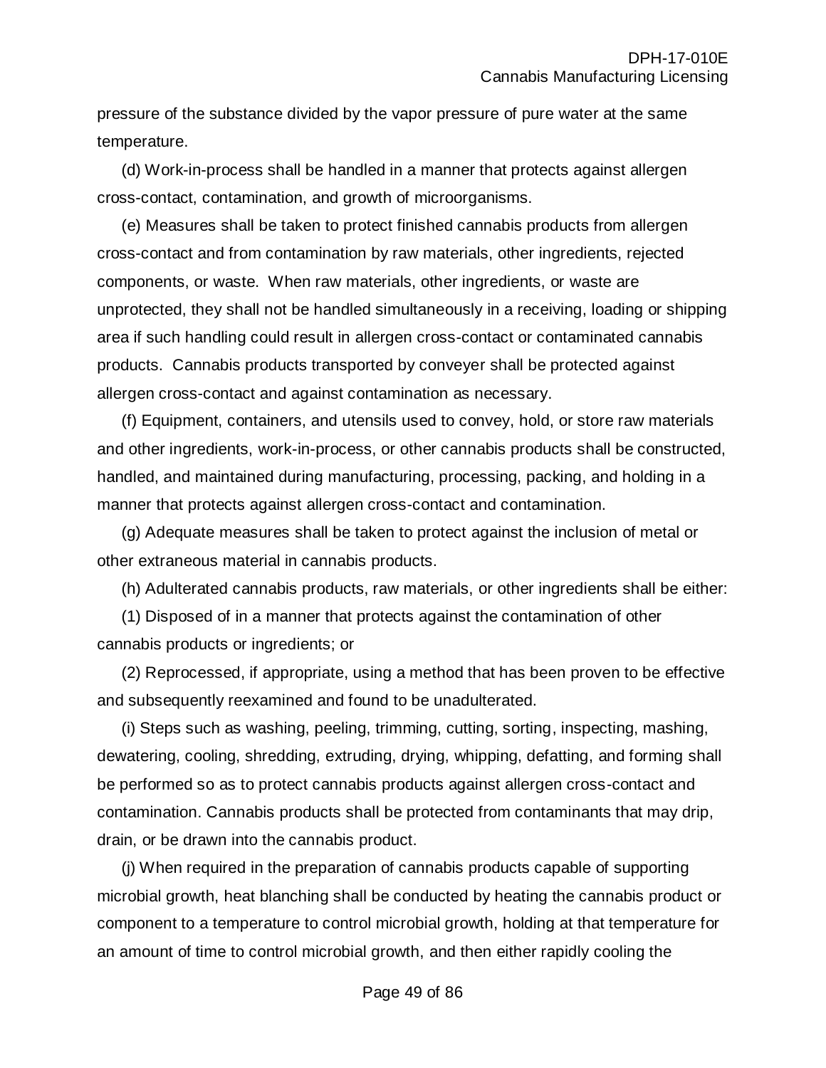pressure of the substance divided by the vapor pressure of pure water at the same temperature.

(d) Work-in-process shall be handled in a manner that protects against allergen cross-contact, contamination, and growth of microorganisms.

(e) Measures shall be taken to protect finished cannabis products from allergen cross-contact and from contamination by raw materials, other ingredients, rejected components, or waste. When raw materials, other ingredients, or waste are unprotected, they shall not be handled simultaneously in a receiving, loading or shipping area if such handling could result in allergen cross-contact or contaminated cannabis products. Cannabis products transported by conveyer shall be protected against allergen cross-contact and against contamination as necessary.

(f) Equipment, containers, and utensils used to convey, hold, or store raw materials and other ingredients, work-in-process, or other cannabis products shall be constructed, handled, and maintained during manufacturing, processing, packing, and holding in a manner that protects against allergen cross-contact and contamination.

(g) Adequate measures shall be taken to protect against the inclusion of metal or other extraneous material in cannabis products.

(h) Adulterated cannabis products, raw materials, or other ingredients shall be either:

(1) Disposed of in a manner that protects against the contamination of other cannabis products or ingredients; or

(2) Reprocessed, if appropriate, using a method that has been proven to be effective and subsequently reexamined and found to be unadulterated.

(i) Steps such as washing, peeling, trimming, cutting, sorting, inspecting, mashing, dewatering, cooling, shredding, extruding, drying, whipping, defatting, and forming shall be performed so as to protect cannabis products against allergen cross-contact and contamination. Cannabis products shall be protected from contaminants that may drip, drain, or be drawn into the cannabis product.

(j) When required in the preparation of cannabis products capable of supporting microbial growth, heat blanching shall be conducted by heating the cannabis product or component to a temperature to control microbial growth, holding at that temperature for an amount of time to control microbial growth, and then either rapidly cooling the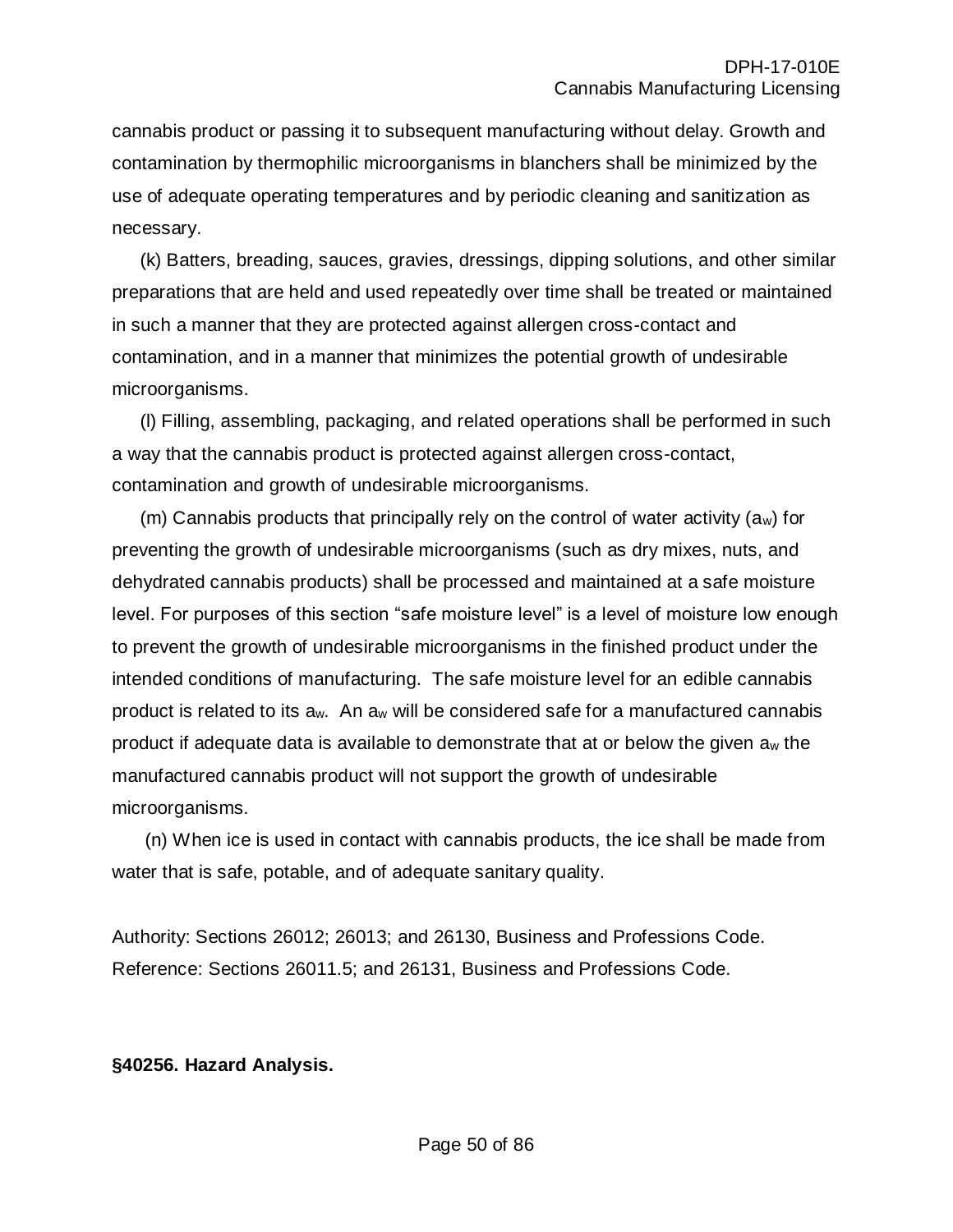cannabis product or passing it to subsequent manufacturing without delay. Growth and contamination by thermophilic microorganisms in blanchers shall be minimized by the use of adequate operating temperatures and by periodic cleaning and sanitization as necessary.

(k) Batters, breading, sauces, gravies, dressings, dipping solutions, and other similar preparations that are held and used repeatedly over time shall be treated or maintained in such a manner that they are protected against allergen cross-contact and contamination, and in a manner that minimizes the potential growth of undesirable microorganisms.

(l) Filling, assembling, packaging, and related operations shall be performed in such a way that the cannabis product is protected against allergen cross-contact, contamination and growth of undesirable microorganisms.

(m) Cannabis products that principally rely on the control of water activity ($a_w$) for preventing the growth of undesirable microorganisms (such as dry mixes, nuts, and dehydrated cannabis products) shall be processed and maintained at a safe moisture level. For purposes of this section "safe moisture level" is a level of moisture low enough to prevent the growth of undesirable microorganisms in the finished product under the intended conditions of manufacturing. The safe moisture level for an edible cannabis product is related to its $a_w$. An $a_w$ will be considered safe for a manufactured cannabis product if adequate data is available to demonstrate that at or below the given $a_w$ the manufactured cannabis product will not support the growth of undesirable microorganisms.

(n) When ice is used in contact with cannabis products, the ice shall be made from water that is safe, potable, and of adequate sanitary quality.

Authority: Sections 26012; 26013; and 26130, Business and Professions Code.
Reference: Sections 26011.5; and 26131, Business and Professions Code.

**§40256. Hazard Analysis.**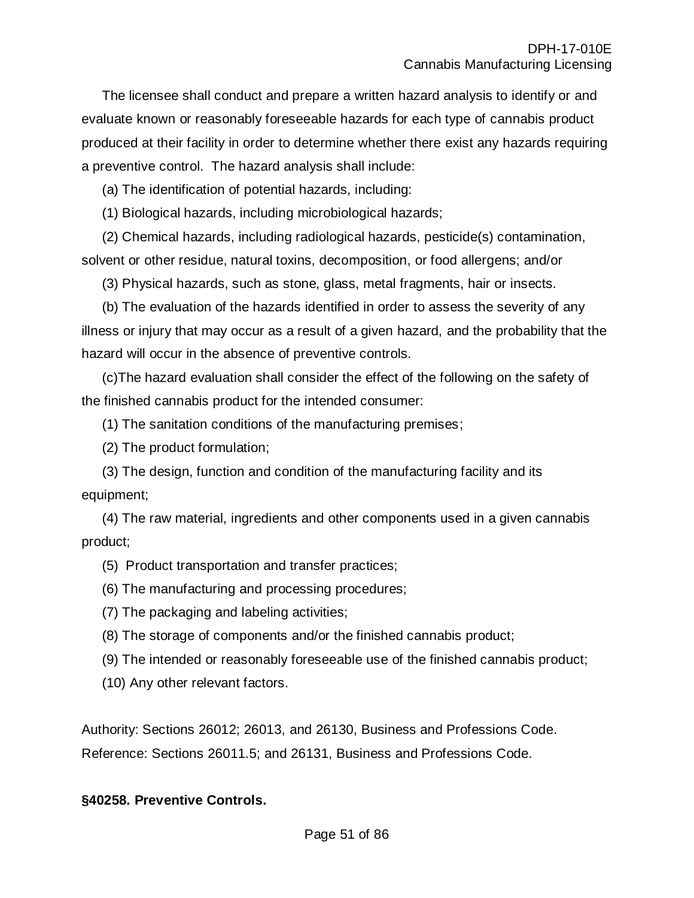The licensee shall conduct and prepare a written hazard analysis to identify or and evaluate known or reasonably foreseeable hazards for each type of cannabis product produced at their facility in order to determine whether there exist any hazards requiring a preventive control. The hazard analysis shall include:

(a) The identification of potential hazards, including:

(1) Biological hazards, including microbiological hazards;

(2) Chemical hazards, including radiological hazards, pesticide(s) contamination, solvent or other residue, natural toxins, decomposition, or food allergens; and/or

(3) Physical hazards, such as stone, glass, metal fragments, hair or insects.

(b) The evaluation of the hazards identified in order to assess the severity of any illness or injury that may occur as a result of a given hazard, and the probability that the hazard will occur in the absence of preventive controls.

(c)The hazard evaluation shall consider the effect of the following on the safety of the finished cannabis product for the intended consumer:

(1) The sanitation conditions of the manufacturing premises;

(2) The product formulation;

(3) The design, function and condition of the manufacturing facility and its equipment;

(4) The raw material, ingredients and other components used in a given cannabis product;

(5) Product transportation and transfer practices;

(6) The manufacturing and processing procedures;

(7) The packaging and labeling activities;

(8) The storage of components and/or the finished cannabis product;

(9) The intended or reasonably foreseeable use of the finished cannabis product;

(10) Any other relevant factors.

Authority: Sections 26012; 26013, and 26130, Business and Professions Code.
Reference: Sections 26011.5; and 26131, Business and Professions Code.

**§40258. Preventive Controls.**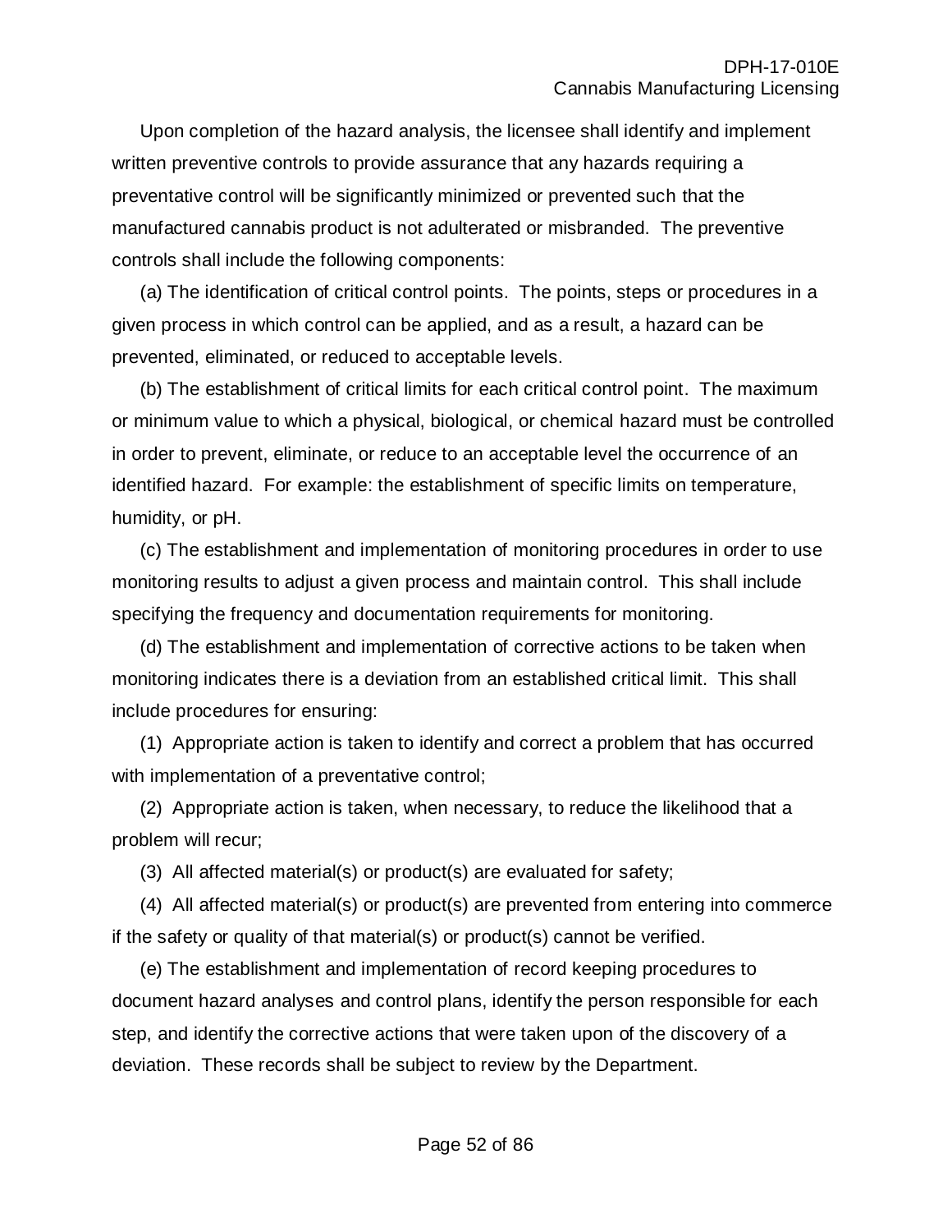Upon completion of the hazard analysis, the licensee shall identify and implement written preventive controls to provide assurance that any hazards requiring a preventative control will be significantly minimized or prevented such that the manufactured cannabis product is not adulterated or misbranded. The preventive controls shall include the following components:

(a) The identification of critical control points. The points, steps or procedures in a given process in which control can be applied, and as a result, a hazard can be prevented, eliminated, or reduced to acceptable levels.

(b) The establishment of critical limits for each critical control point. The maximum or minimum value to which a physical, biological, or chemical hazard must be controlled in order to prevent, eliminate, or reduce to an acceptable level the occurrence of an identified hazard. For example: the establishment of specific limits on temperature, humidity, or pH.

(c) The establishment and implementation of monitoring procedures in order to use monitoring results to adjust a given process and maintain control. This shall include specifying the frequency and documentation requirements for monitoring.

(d) The establishment and implementation of corrective actions to be taken when monitoring indicates there is a deviation from an established critical limit. This shall include procedures for ensuring:

(1) Appropriate action is taken to identify and correct a problem that has occurred with implementation of a preventative control;

(2) Appropriate action is taken, when necessary, to reduce the likelihood that a problem will recur;

(3) All affected material(s) or product(s) are evaluated for safety;

(4) All affected material(s) or product(s) are prevented from entering into commerce if the safety or quality of that material(s) or product(s) cannot be verified.

(e) The establishment and implementation of record keeping procedures to document hazard analyses and control plans, identify the person responsible for each step, and identify the corrective actions that were taken upon of the discovery of a deviation. These records shall be subject to review by the Department.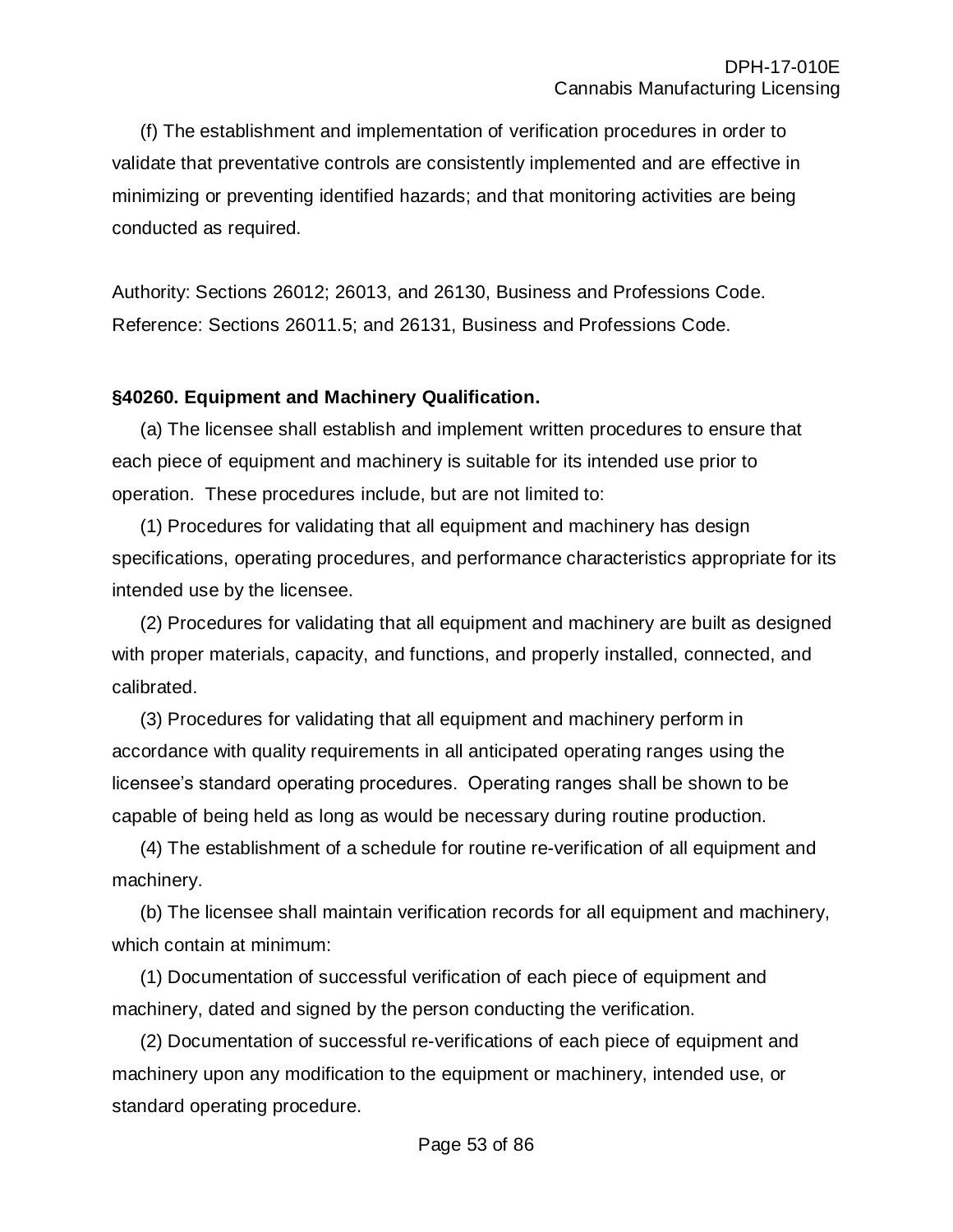(f) The establishment and implementation of verification procedures in order to validate that preventative controls are consistently implemented and are effective in minimizing or preventing identified hazards; and that monitoring activities are being conducted as required.

Authority: Sections 26012; 26013, and 26130, Business and Professions Code. Reference: Sections 26011.5; and 26131, Business and Professions Code.

**§40260. Equipment and Machinery Qualification.**

(a) The licensee shall establish and implement written procedures to ensure that each piece of equipment and machinery is suitable for its intended use prior to operation. These procedures include, but are not limited to:

(1) Procedures for validating that all equipment and machinery has design specifications, operating procedures, and performance characteristics appropriate for its intended use by the licensee.

(2) Procedures for validating that all equipment and machinery are built as designed with proper materials, capacity, and functions, and properly installed, connected, and calibrated.

(3) Procedures for validating that all equipment and machinery perform in accordance with quality requirements in all anticipated operating ranges using the licensee's standard operating procedures. Operating ranges shall be shown to be capable of being held as long as would be necessary during routine production.

(4) The establishment of a schedule for routine re-verification of all equipment and machinery.

(b) The licensee shall maintain verification records for all equipment and machinery, which contain at minimum:

(1) Documentation of successful verification of each piece of equipment and machinery, dated and signed by the person conducting the verification.

(2) Documentation of successful re-verifications of each piece of equipment and machinery upon any modification to the equipment or machinery, intended use, or standard operating procedure.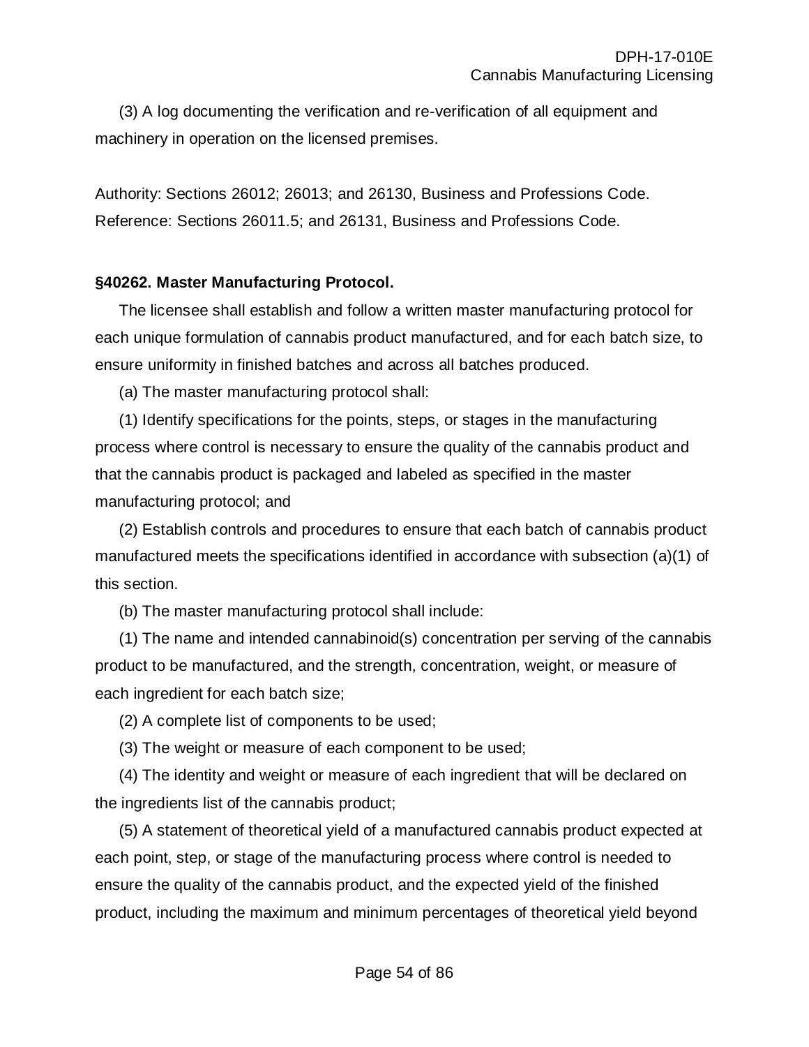(3) A log documenting the verification and re-verification of all equipment and machinery in operation on the licensed premises.

Authority: Sections 26012; 26013; and 26130, Business and Professions Code. Reference: Sections 26011.5; and 26131, Business and Professions Code.

**§40262. Master Manufacturing Protocol.**

The licensee shall establish and follow a written master manufacturing protocol for each unique formulation of cannabis product manufactured, and for each batch size, to ensure uniformity in finished batches and across all batches produced.

(a) The master manufacturing protocol shall:

(1) Identify specifications for the points, steps, or stages in the manufacturing process where control is necessary to ensure the quality of the cannabis product and that the cannabis product is packaged and labeled as specified in the master manufacturing protocol; and

(2) Establish controls and procedures to ensure that each batch of cannabis product manufactured meets the specifications identified in accordance with subsection (a)(1) of this section.

(b) The master manufacturing protocol shall include:

(1) The name and intended cannabinoid(s) concentration per serving of the cannabis product to be manufactured, and the strength, concentration, weight, or measure of each ingredient for each batch size;

(2) A complete list of components to be used;

(3) The weight or measure of each component to be used;

(4) The identity and weight or measure of each ingredient that will be declared on the ingredients list of the cannabis product;

(5) A statement of theoretical yield of a manufactured cannabis product expected at each point, step, or stage of the manufacturing process where control is needed to ensure the quality of the cannabis product, and the expected yield of the finished product, including the maximum and minimum percentages of theoretical yield beyond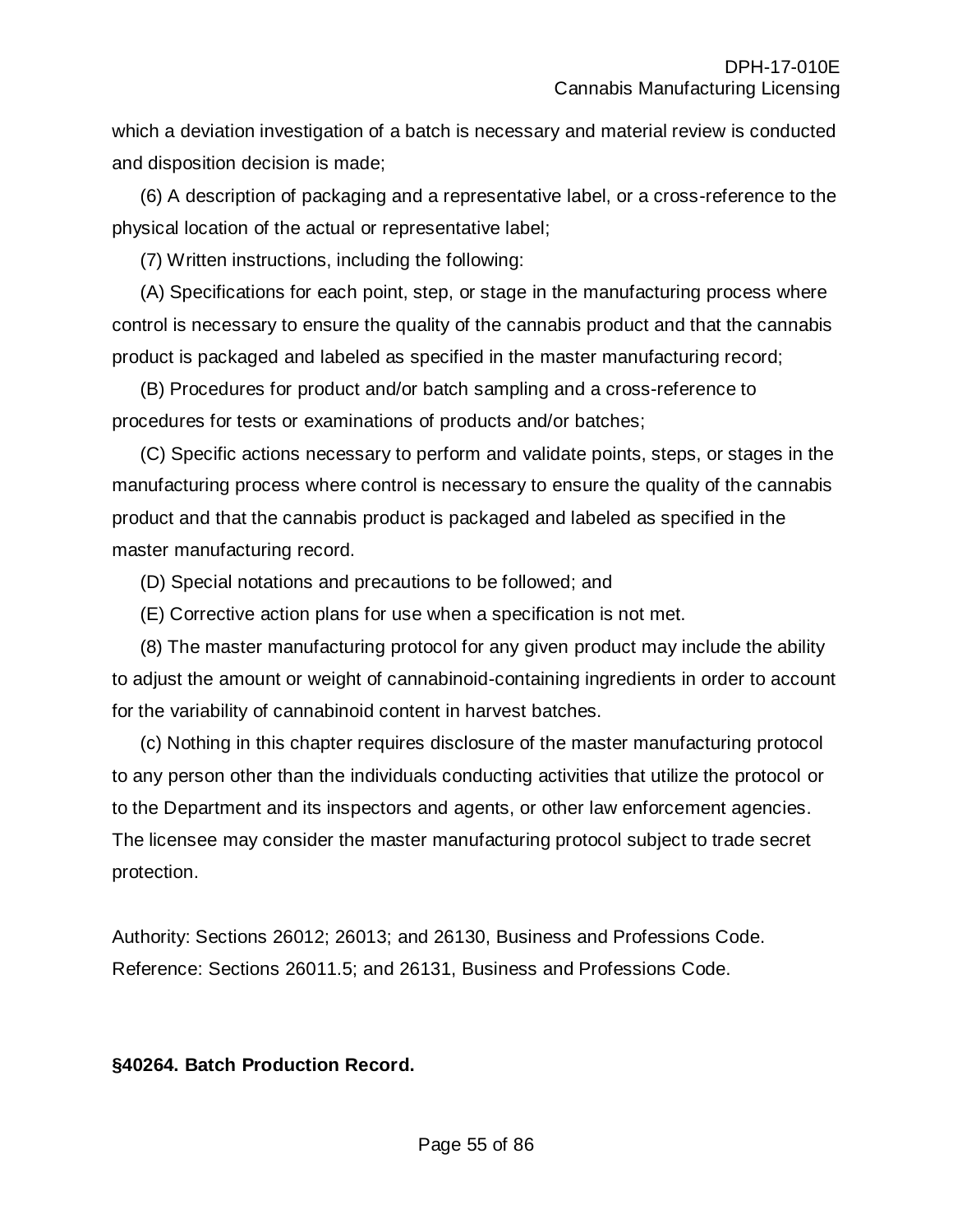which a deviation investigation of a batch is necessary and material review is conducted and disposition decision is made;

(6) A description of packaging and a representative label, or a cross-reference to the physical location of the actual or representative label;

(7) Written instructions, including the following:

(A) Specifications for each point, step, or stage in the manufacturing process where control is necessary to ensure the quality of the cannabis product and that the cannabis product is packaged and labeled as specified in the master manufacturing record;

(B) Procedures for product and/or batch sampling and a cross-reference to procedures for tests or examinations of products and/or batches;

(C) Specific actions necessary to perform and validate points, steps, or stages in the manufacturing process where control is necessary to ensure the quality of the cannabis product and that the cannabis product is packaged and labeled as specified in the master manufacturing record.

(D) Special notations and precautions to be followed; and

(E) Corrective action plans for use when a specification is not met.

(8) The master manufacturing protocol for any given product may include the ability to adjust the amount or weight of cannabinoid-containing ingredients in order to account for the variability of cannabinoid content in harvest batches.

(c) Nothing in this chapter requires disclosure of the master manufacturing protocol to any person other than the individuals conducting activities that utilize the protocol or to the Department and its inspectors and agents, or other law enforcement agencies. The licensee may consider the master manufacturing protocol subject to trade secret protection.

Authority: Sections 26012; 26013; and 26130, Business and Professions Code.
Reference: Sections 26011.5; and 26131, Business and Professions Code.

**§40264. Batch Production Record.**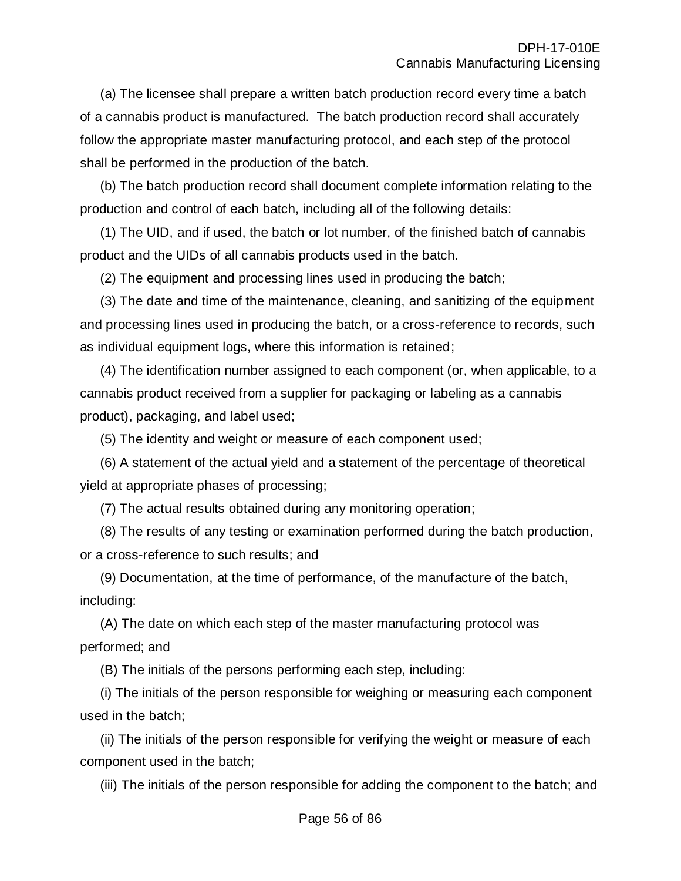(a) The licensee shall prepare a written batch production record every time a batch of a cannabis product is manufactured. The batch production record shall accurately follow the appropriate master manufacturing protocol, and each step of the protocol shall be performed in the production of the batch.

(b) The batch production record shall document complete information relating to the production and control of each batch, including all of the following details:

(1) The UID, and if used, the batch or lot number, of the finished batch of cannabis product and the UIDs of all cannabis products used in the batch.

(2) The equipment and processing lines used in producing the batch;

(3) The date and time of the maintenance, cleaning, and sanitizing of the equipment and processing lines used in producing the batch, or a cross-reference to records, such as individual equipment logs, where this information is retained;

(4) The identification number assigned to each component (or, when applicable, to a cannabis product received from a supplier for packaging or labeling as a cannabis product), packaging, and label used;

(5) The identity and weight or measure of each component used;

(6) A statement of the actual yield and a statement of the percentage of theoretical yield at appropriate phases of processing;

(7) The actual results obtained during any monitoring operation;

(8) The results of any testing or examination performed during the batch production, or a cross-reference to such results; and

(9) Documentation, at the time of performance, of the manufacture of the batch, including:

(A) The date on which each step of the master manufacturing protocol was performed; and

(B) The initials of the persons performing each step, including:

(i) The initials of the person responsible for weighing or measuring each component used in the batch;

(ii) The initials of the person responsible for verifying the weight or measure of each component used in the batch;

(iii) The initials of the person responsible for adding the component to the batch; and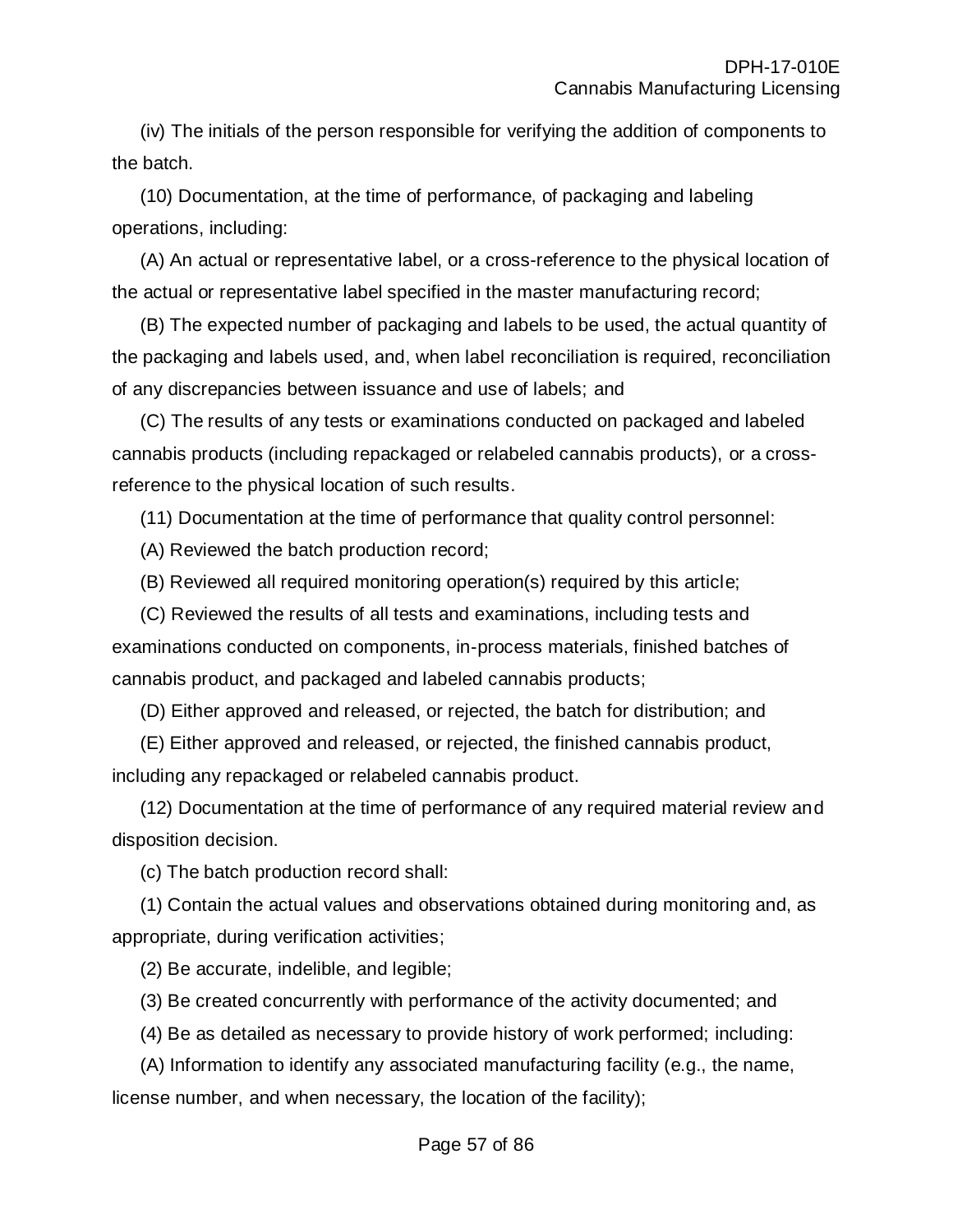(iv) The initials of the person responsible for verifying the addition of components to the batch.

(10) Documentation, at the time of performance, of packaging and labeling operations, including:

(A) An actual or representative label, or a cross-reference to the physical location of the actual or representative label specified in the master manufacturing record;

(B) The expected number of packaging and labels to be used, the actual quantity of the packaging and labels used, and, when label reconciliation is required, reconciliation of any discrepancies between issuance and use of labels; and

(C) The results of any tests or examinations conducted on packaged and labeled cannabis products (including repackaged or relabeled cannabis products), or a cross-reference to the physical location of such results.

(11) Documentation at the time of performance that quality control personnel:

(A) Reviewed the batch production record;

(B) Reviewed all required monitoring operation(s) required by this article;

(C) Reviewed the results of all tests and examinations, including tests and examinations conducted on components, in-process materials, finished batches of cannabis product, and packaged and labeled cannabis products;

(D) Either approved and released, or rejected, the batch for distribution; and

(E) Either approved and released, or rejected, the finished cannabis product, including any repackaged or relabeled cannabis product.

(12) Documentation at the time of performance of any required material review and disposition decision.

(c) The batch production record shall:

(1) Contain the actual values and observations obtained during monitoring and, as appropriate, during verification activities;

(2) Be accurate, indelible, and legible;

(3) Be created concurrently with performance of the activity documented; and

(4) Be as detailed as necessary to provide history of work performed; including:

(A) Information to identify any associated manufacturing facility (e.g., the name, license number, and when necessary, the location of the facility);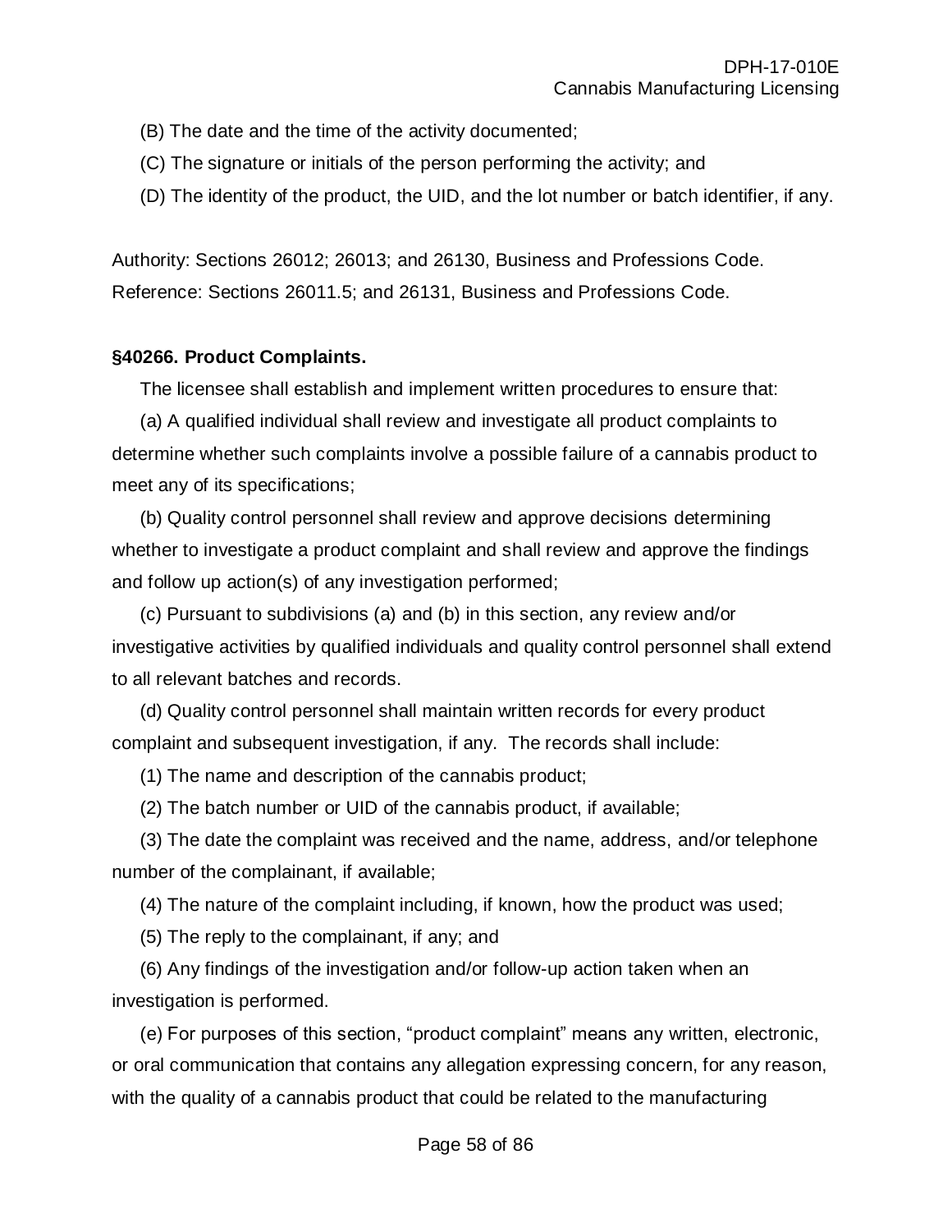(B) The date and the time of the activity documented;

(C) The signature or initials of the person performing the activity; and

(D) The identity of the product, the UID, and the lot number or batch identifier, if any.

Authority: Sections 26012; 26013; and 26130, Business and Professions Code.
Reference: Sections 26011.5; and 26131, Business and Professions Code.

**§40266. Product Complaints.**

The licensee shall establish and implement written procedures to ensure that:

(a) A qualified individual shall review and investigate all product complaints to determine whether such complaints involve a possible failure of a cannabis product to meet any of its specifications;

(b) Quality control personnel shall review and approve decisions determining whether to investigate a product complaint and shall review and approve the findings and follow up action(s) of any investigation performed;

(c) Pursuant to subdivisions (a) and (b) in this section, any review and/or investigative activities by qualified individuals and quality control personnel shall extend to all relevant batches and records.

(d) Quality control personnel shall maintain written records for every product complaint and subsequent investigation, if any. The records shall include:

(1) The name and description of the cannabis product;

(2) The batch number or UID of the cannabis product, if available;

(3) The date the complaint was received and the name, address, and/or telephone number of the complainant, if available;

(4) The nature of the complaint including, if known, how the product was used;

(5) The reply to the complainant, if any; and

(6) Any findings of the investigation and/or follow-up action taken when an investigation is performed.

(e) For purposes of this section, "product complaint" means any written, electronic, or oral communication that contains any allegation expressing concern, for any reason, with the quality of a cannabis product that could be related to the manufacturing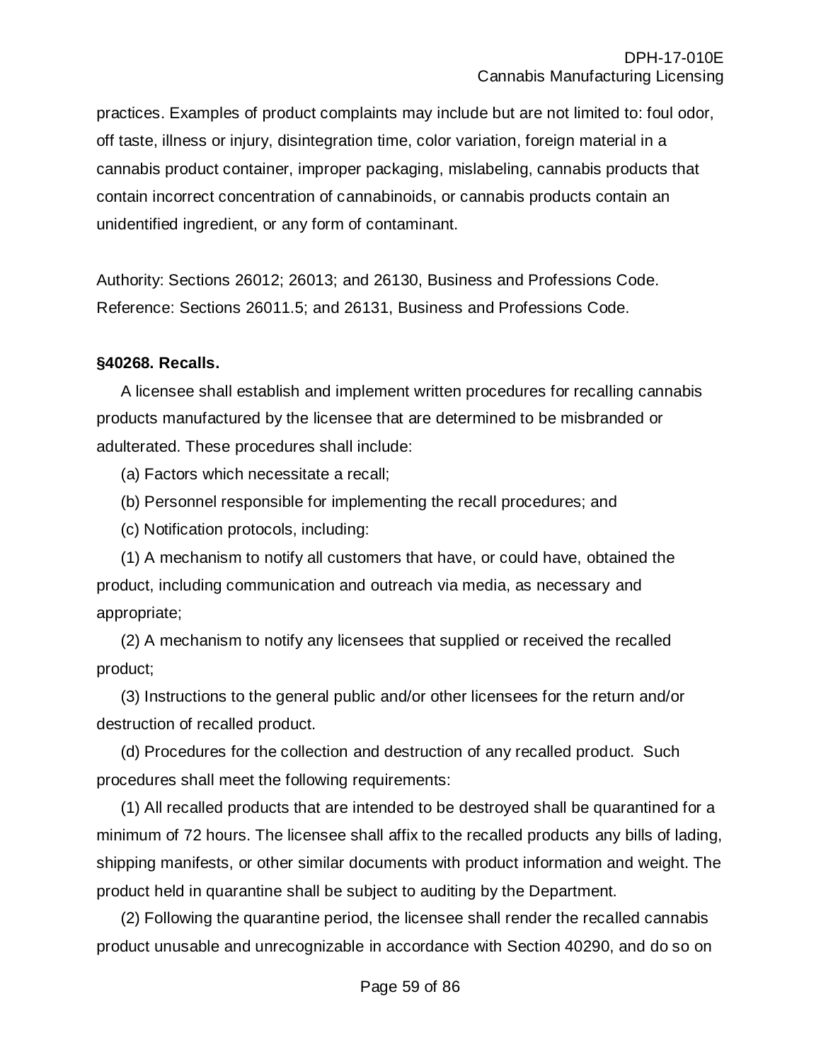practices. Examples of product complaints may include but are not limited to: foul odor, off taste, illness or injury, disintegration time, color variation, foreign material in a cannabis product container, improper packaging, mislabeling, cannabis products that contain incorrect concentration of cannabinoids, or cannabis products contain an unidentified ingredient, or any form of contaminant.

Authority: Sections 26012; 26013; and 26130, Business and Professions Code. Reference: Sections 26011.5; and 26131, Business and Professions Code.

**§40268. Recalls.**

A licensee shall establish and implement written procedures for recalling cannabis products manufactured by the licensee that are determined to be misbranded or adulterated. These procedures shall include:

(a) Factors which necessitate a recall;

(b) Personnel responsible for implementing the recall procedures; and

(c) Notification protocols, including:

(1) A mechanism to notify all customers that have, or could have, obtained the product, including communication and outreach via media, as necessary and appropriate;

(2) A mechanism to notify any licensees that supplied or received the recalled product;

(3) Instructions to the general public and/or other licensees for the return and/or destruction of recalled product.

(d) Procedures for the collection and destruction of any recalled product. Such procedures shall meet the following requirements:

(1) All recalled products that are intended to be destroyed shall be quarantined for a minimum of 72 hours. The licensee shall affix to the recalled products any bills of lading, shipping manifests, or other similar documents with product information and weight. The product held in quarantine shall be subject to auditing by the Department.

(2) Following the quarantine period, the licensee shall render the recalled cannabis product unusable and unrecognizable in accordance with Section 40290, and do so on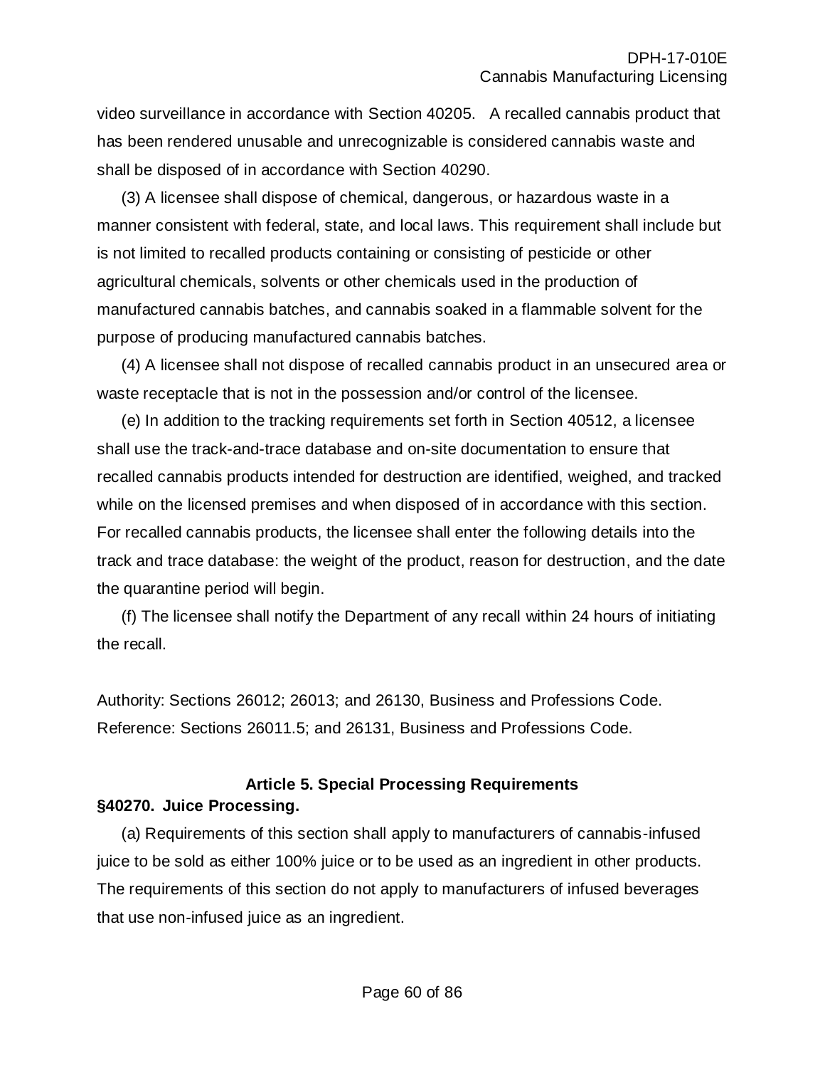video surveillance in accordance with Section 40205. A recalled cannabis product that has been rendered unusable and unrecognizable is considered cannabis waste and shall be disposed of in accordance with Section 40290.

(3) A licensee shall dispose of chemical, dangerous, or hazardous waste in a manner consistent with federal, state, and local laws. This requirement shall include but is not limited to recalled products containing or consisting of pesticide or other agricultural chemicals, solvents or other chemicals used in the production of manufactured cannabis batches, and cannabis soaked in a flammable solvent for the purpose of producing manufactured cannabis batches.

(4) A licensee shall not dispose of recalled cannabis product in an unsecured area or waste receptacle that is not in the possession and/or control of the licensee.

(e) In addition to the tracking requirements set forth in Section 40512, a licensee shall use the track-and-trace database and on-site documentation to ensure that recalled cannabis products intended for destruction are identified, weighed, and tracked while on the licensed premises and when disposed of in accordance with this section. For recalled cannabis products, the licensee shall enter the following details into the track and trace database: the weight of the product, reason for destruction, and the date the quarantine period will begin.

(f) The licensee shall notify the Department of any recall within 24 hours of initiating the recall.

Authority: Sections 26012; 26013; and 26130, Business and Professions Code.
Reference: Sections 26011.5; and 26131, Business and Professions Code.

## Article 5. Special Processing Requirements

### §40270. Juice Processing.

(a) Requirements of this section shall apply to manufacturers of cannabis-infused juice to be sold as either 100% juice or to be used as an ingredient in other products. The requirements of this section do not apply to manufacturers of infused beverages that use non-infused juice as an ingredient.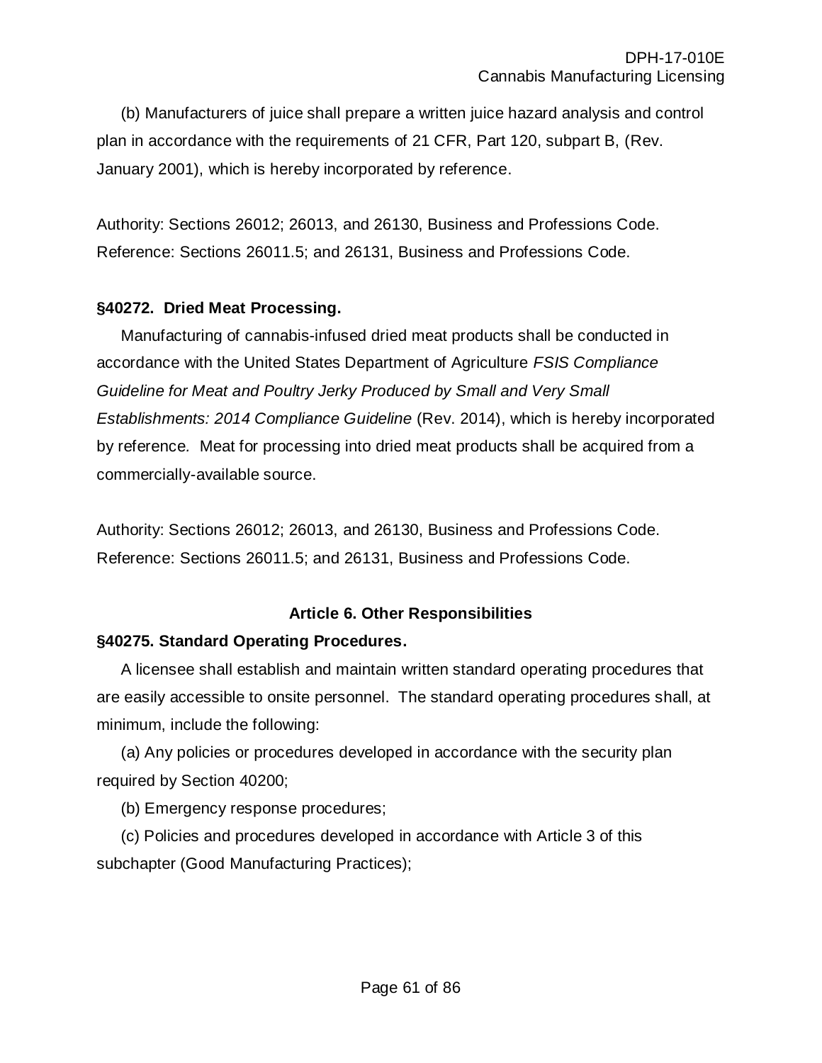(b) Manufacturers of juice shall prepare a written juice hazard analysis and control plan in accordance with the requirements of 21 CFR, Part 120, subpart B, (Rev. January 2001), which is hereby incorporated by reference.

Authority: Sections 26012; 26013, and 26130, Business and Professions Code. Reference: Sections 26011.5; and 26131, Business and Professions Code.

### §40272. Dried Meat Processing.

Manufacturing of cannabis-infused dried meat products shall be conducted in accordance with the United States Department of Agriculture *FSIS Compliance Guideline for Meat and Poultry Jerky Produced by Small and Very Small Establishments: 2014 Compliance Guideline* (Rev. 2014), which is hereby incorporated by reference. Meat for processing into dried meat products shall be acquired from a commercially-available source.

Authority: Sections 26012; 26013, and 26130, Business and Professions Code. Reference: Sections 26011.5; and 26131, Business and Professions Code.

## Article 6. Other Responsibilities

### §40275. Standard Operating Procedures.

A licensee shall establish and maintain written standard operating procedures that are easily accessible to onsite personnel. The standard operating procedures shall, at minimum, include the following:

(a) Any policies or procedures developed in accordance with the security plan required by Section 40200;

(b) Emergency response procedures;

(c) Policies and procedures developed in accordance with Article 3 of this subchapter (Good Manufacturing Practices);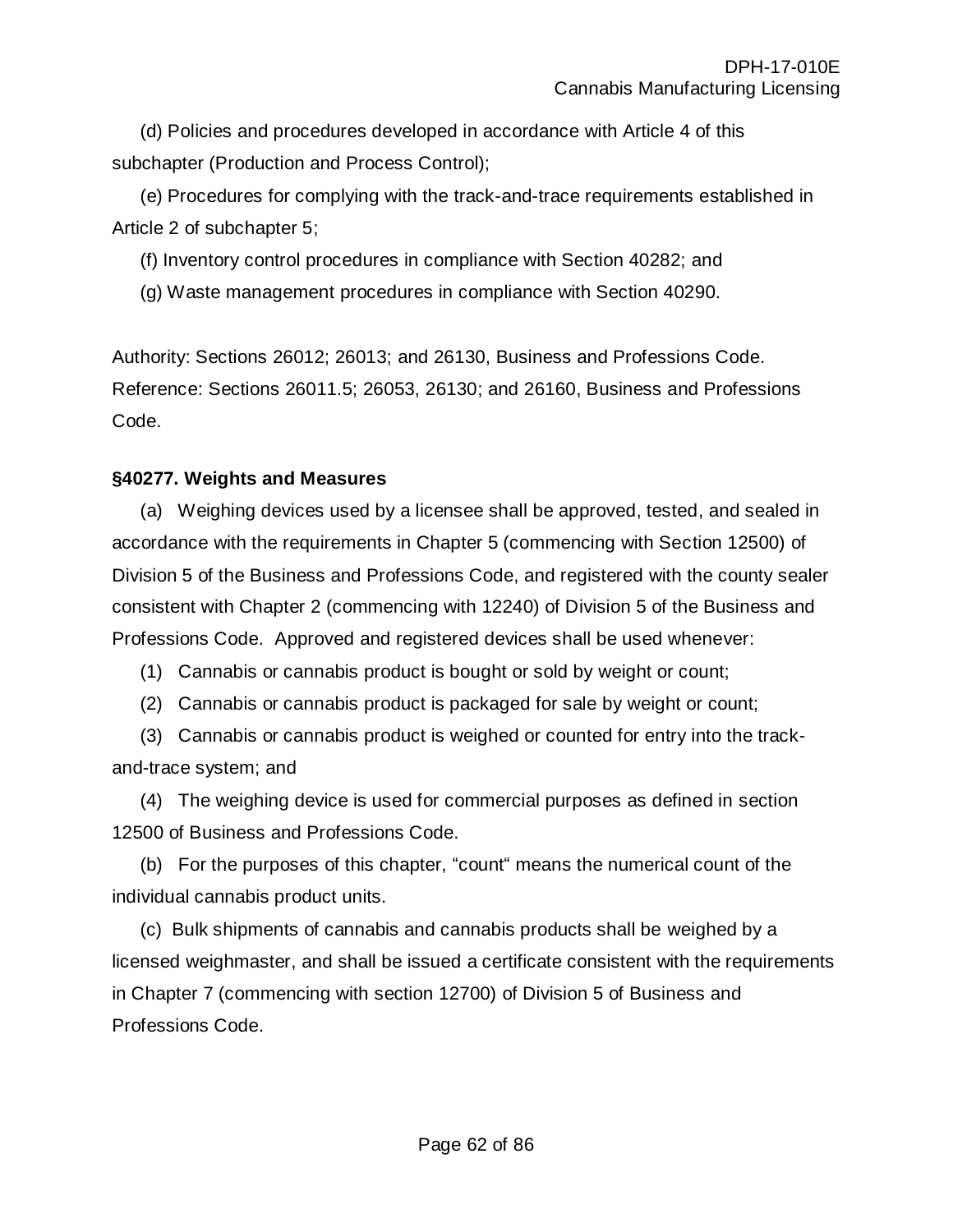(d) Policies and procedures developed in accordance with Article 4 of this subchapter (Production and Process Control);

(e) Procedures for complying with the track-and-trace requirements established in Article 2 of subchapter 5;

(f) Inventory control procedures in compliance with Section 40282; and

(g) Waste management procedures in compliance with Section 40290.

Authority: Sections 26012; 26013; and 26130, Business and Professions Code. Reference: Sections 26011.5; 26053, 26130; and 26160, Business and Professions Code.

### §40277. Weights and Measures

(a) Weighing devices used by a licensee shall be approved, tested, and sealed in accordance with the requirements in Chapter 5 (commencing with Section 12500) of Division 5 of the Business and Professions Code, and registered with the county sealer consistent with Chapter 2 (commencing with 12240) of Division 5 of the Business and Professions Code. Approved and registered devices shall be used whenever:

(1) Cannabis or cannabis product is bought or sold by weight or count;

(2) Cannabis or cannabis product is packaged for sale by weight or count;

(3) Cannabis or cannabis product is weighed or counted for entry into the track-and-trace system; and

(4) The weighing device is used for commercial purposes as defined in section 12500 of Business and Professions Code.

(b) For the purposes of this chapter, "count" means the numerical count of the individual cannabis product units.

(c) Bulk shipments of cannabis and cannabis products shall be weighed by a licensed weighmaster, and shall be issued a certificate consistent with the requirements in Chapter 7 (commencing with section 12700) of Division 5 of Business and Professions Code.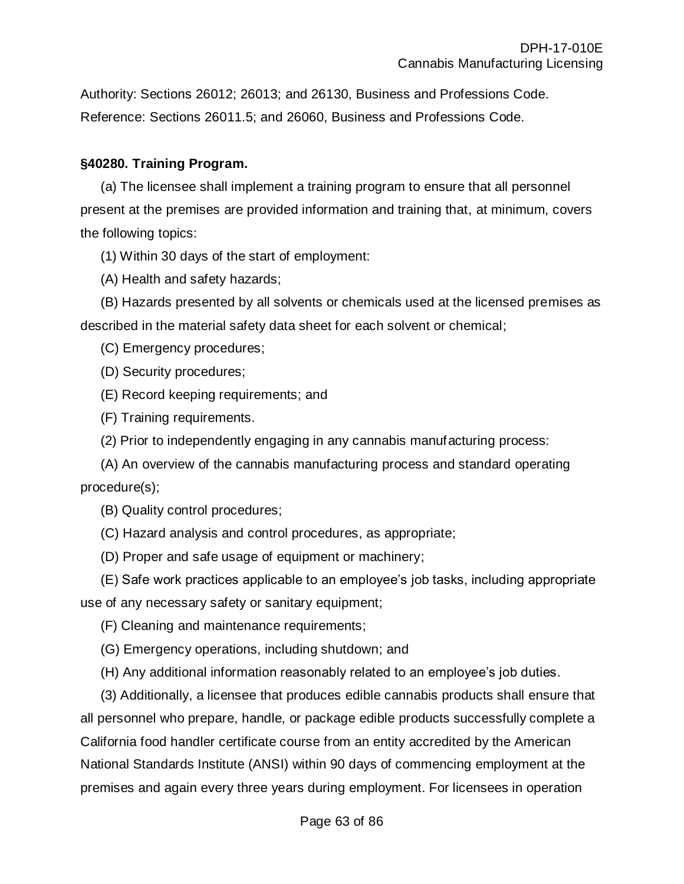Authority: Sections 26012; 26013; and 26130, Business and Professions Code. Reference: Sections 26011.5; and 26060, Business and Professions Code.

**§40280. Training Program.**

(a) The licensee shall implement a training program to ensure that all personnel present at the premises are provided information and training that, at minimum, covers the following topics:

(1) Within 30 days of the start of employment:

(A) Health and safety hazards;

(B) Hazards presented by all solvents or chemicals used at the licensed premises as described in the material safety data sheet for each solvent or chemical;

(C) Emergency procedures;

(D) Security procedures;

(E) Record keeping requirements; and

(F) Training requirements.

(2) Prior to independently engaging in any cannabis manufacturing process:

(A) An overview of the cannabis manufacturing process and standard operating procedure(s);

(B) Quality control procedures;

(C) Hazard analysis and control procedures, as appropriate;

(D) Proper and safe usage of equipment or machinery;

(E) Safe work practices applicable to an employee's job tasks, including appropriate use of any necessary safety or sanitary equipment;

(F) Cleaning and maintenance requirements;

(G) Emergency operations, including shutdown; and

(H) Any additional information reasonably related to an employee's job duties.

(3) Additionally, a licensee that produces edible cannabis products shall ensure that all personnel who prepare, handle, or package edible products successfully complete a California food handler certificate course from an entity accredited by the American National Standards Institute (ANSI) within 90 days of commencing employment at the premises and again every three years during employment. For licensees in operation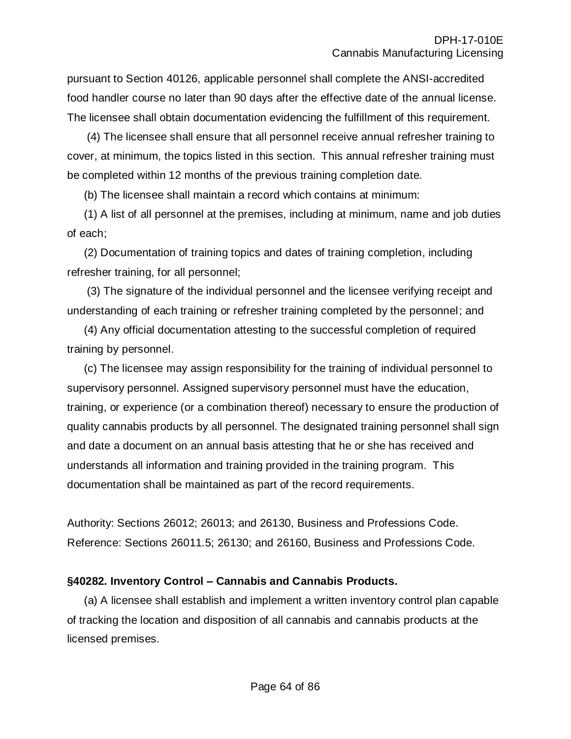pursuant to Section 40126, applicable personnel shall complete the ANSI-accredited food handler course no later than 90 days after the effective date of the annual license. The licensee shall obtain documentation evidencing the fulfillment of this requirement.

(4) The licensee shall ensure that all personnel receive annual refresher training to cover, at minimum, the topics listed in this section. This annual refresher training must be completed within 12 months of the previous training completion date.

(b) The licensee shall maintain a record which contains at minimum:

(1) A list of all personnel at the premises, including at minimum, name and job duties of each;

(2) Documentation of training topics and dates of training completion, including refresher training, for all personnel;

(3) The signature of the individual personnel and the licensee verifying receipt and understanding of each training or refresher training completed by the personnel; and

(4) Any official documentation attesting to the successful completion of required training by personnel.

(c) The licensee may assign responsibility for the training of individual personnel to supervisory personnel. Assigned supervisory personnel must have the education, training, or experience (or a combination thereof) necessary to ensure the production of quality cannabis products by all personnel. The designated training personnel shall sign and date a document on an annual basis attesting that he or she has received and understands all information and training provided in the training program. This documentation shall be maintained as part of the record requirements.

Authority: Sections 26012; 26013; and 26130, Business and Professions Code.
Reference: Sections 26011.5; 26130; and 26160, Business and Professions Code.

**§40282. Inventory Control – Cannabis and Cannabis Products.**

(a) A licensee shall establish and implement a written inventory control plan capable of tracking the location and disposition of all cannabis and cannabis products at the licensed premises.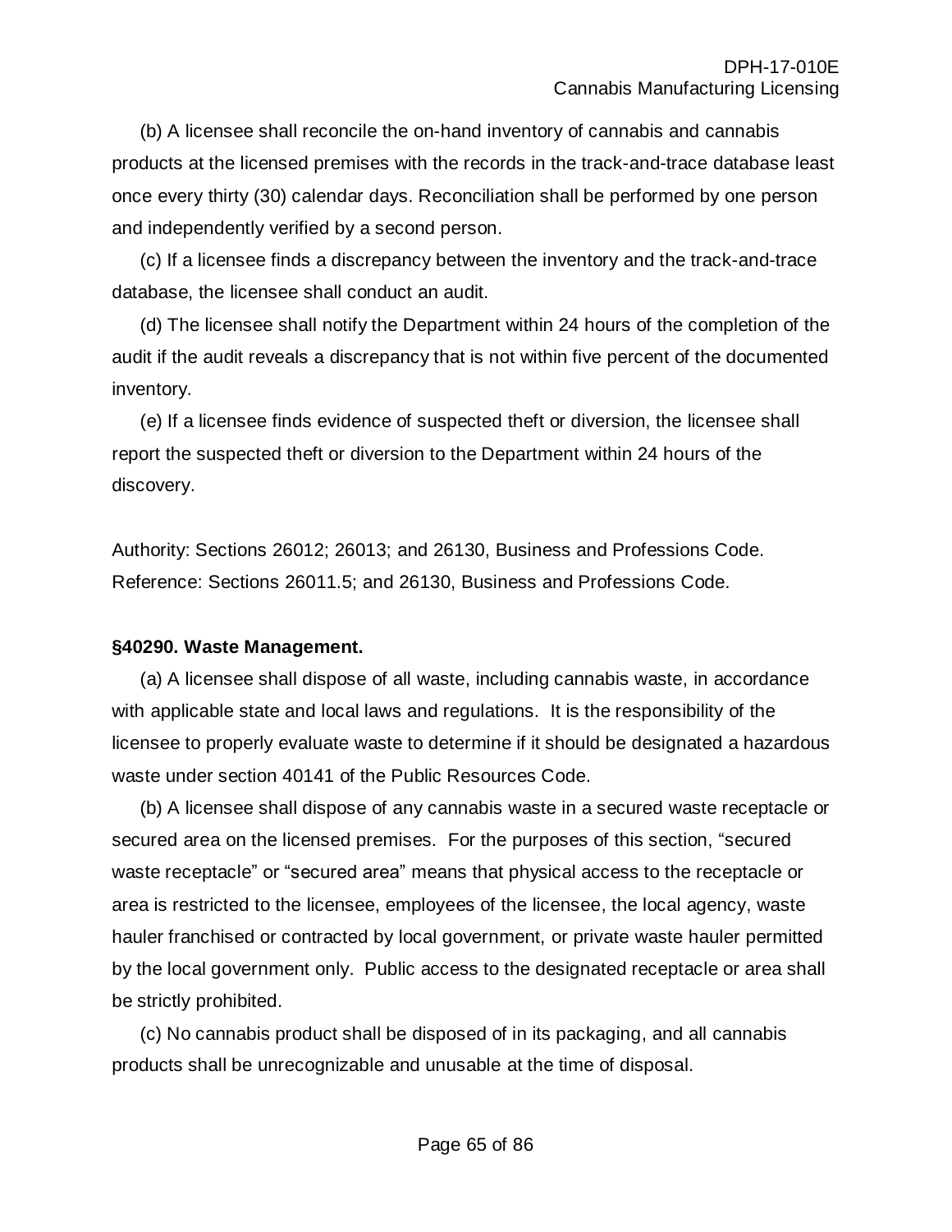(b) A licensee shall reconcile the on-hand inventory of cannabis and cannabis products at the licensed premises with the records in the track-and-trace database least once every thirty (30) calendar days. Reconciliation shall be performed by one person and independently verified by a second person.

(c) If a licensee finds a discrepancy between the inventory and the track-and-trace database, the licensee shall conduct an audit.

(d) The licensee shall notify the Department within 24 hours of the completion of the audit if the audit reveals a discrepancy that is not within five percent of the documented inventory.

(e) If a licensee finds evidence of suspected theft or diversion, the licensee shall report the suspected theft or diversion to the Department within 24 hours of the discovery.

Authority: Sections 26012; 26013; and 26130, Business and Professions Code.
Reference: Sections 26011.5; and 26130, Business and Professions Code.

**§40290. Waste Management.**

(a) A licensee shall dispose of all waste, including cannabis waste, in accordance with applicable state and local laws and regulations. It is the responsibility of the licensee to properly evaluate waste to determine if it should be designated a hazardous waste under section 40141 of the Public Resources Code.

(b) A licensee shall dispose of any cannabis waste in a secured waste receptacle or secured area on the licensed premises. For the purposes of this section, "secured waste receptacle" or "secured area" means that physical access to the receptacle or area is restricted to the licensee, employees of the licensee, the local agency, waste hauler franchised or contracted by local government, or private waste hauler permitted by the local government only. Public access to the designated receptacle or area shall be strictly prohibited.

(c) No cannabis product shall be disposed of in its packaging, and all cannabis products shall be unrecognizable and unusable at the time of disposal.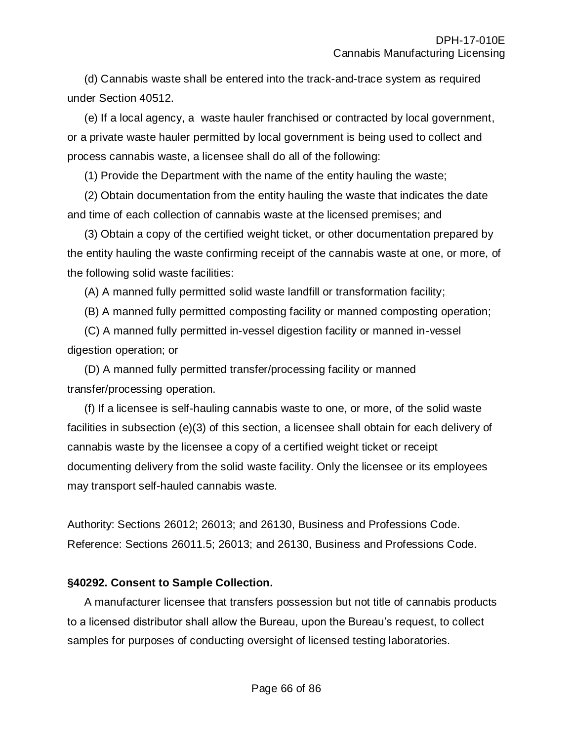(d) Cannabis waste shall be entered into the track-and-trace system as required under Section 40512.

(e) If a local agency, a waste hauler franchised or contracted by local government, or a private waste hauler permitted by local government is being used to collect and process cannabis waste, a licensee shall do all of the following:

(1) Provide the Department with the name of the entity hauling the waste;

(2) Obtain documentation from the entity hauling the waste that indicates the date and time of each collection of cannabis waste at the licensed premises; and

(3) Obtain a copy of the certified weight ticket, or other documentation prepared by the entity hauling the waste confirming receipt of the cannabis waste at one, or more, of the following solid waste facilities:

(A) A manned fully permitted solid waste landfill or transformation facility;

(B) A manned fully permitted composting facility or manned composting operation;

(C) A manned fully permitted in-vessel digestion facility or manned in-vessel digestion operation; or

(D) A manned fully permitted transfer/processing facility or manned transfer/processing operation.

(f) If a licensee is self-hauling cannabis waste to one, or more, of the solid waste facilities in subsection (e)(3) of this section, a licensee shall obtain for each delivery of cannabis waste by the licensee a copy of a certified weight ticket or receipt documenting delivery from the solid waste facility. Only the licensee or its employees may transport self-hauled cannabis waste.

Authority: Sections 26012; 26013; and 26130, Business and Professions Code. Reference: Sections 26011.5; 26013; and 26130, Business and Professions Code.

**§40292. Consent to Sample Collection.**

A manufacturer licensee that transfers possession but not title of cannabis products to a licensed distributor shall allow the Bureau, upon the Bureau's request, to collect samples for purposes of conducting oversight of licensed testing laboratories.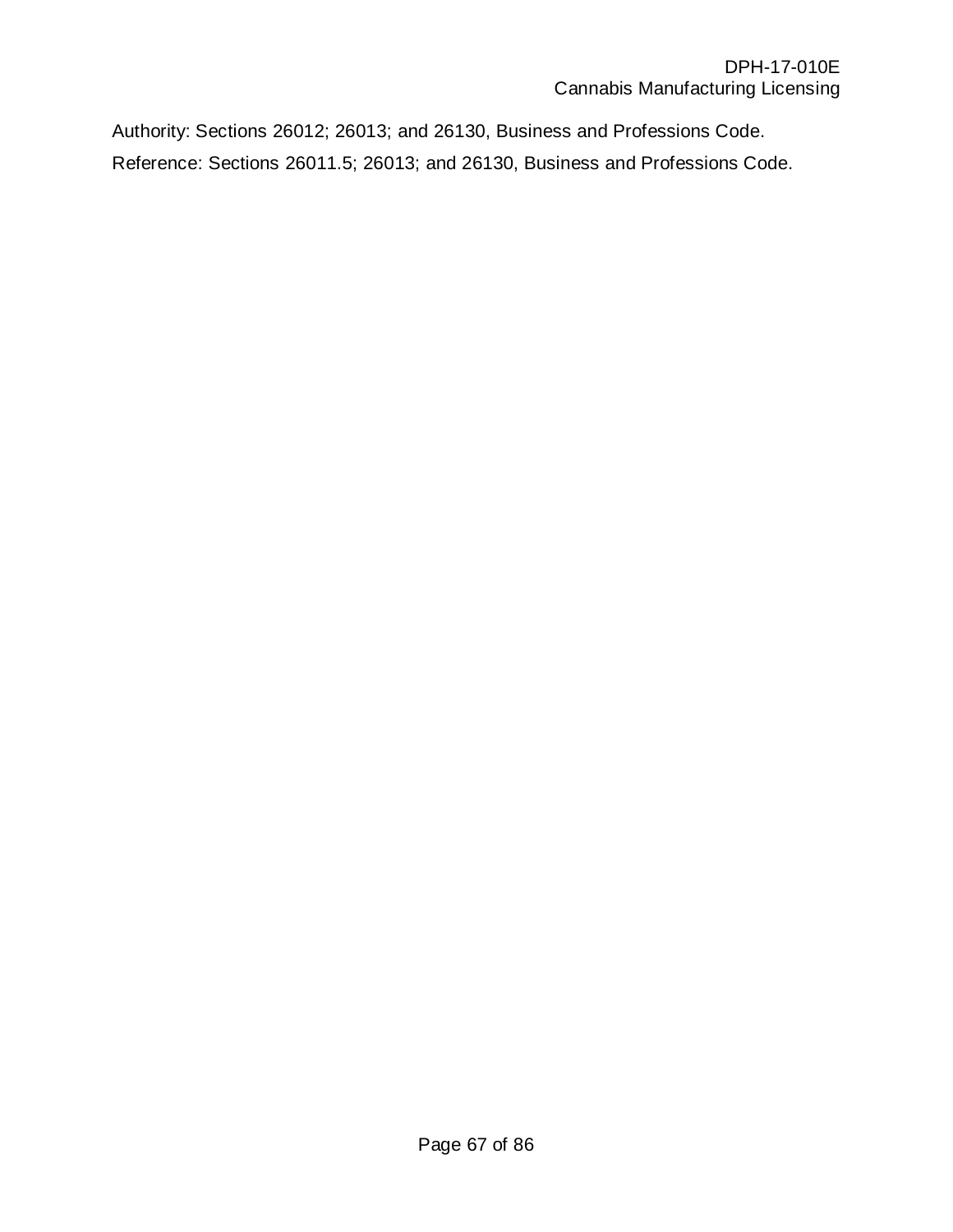Authority: Sections 26012; 26013; and 26130, Business and Professions Code.

Reference: Sections 26011.5; 26013; and 26130, Business and Professions Code.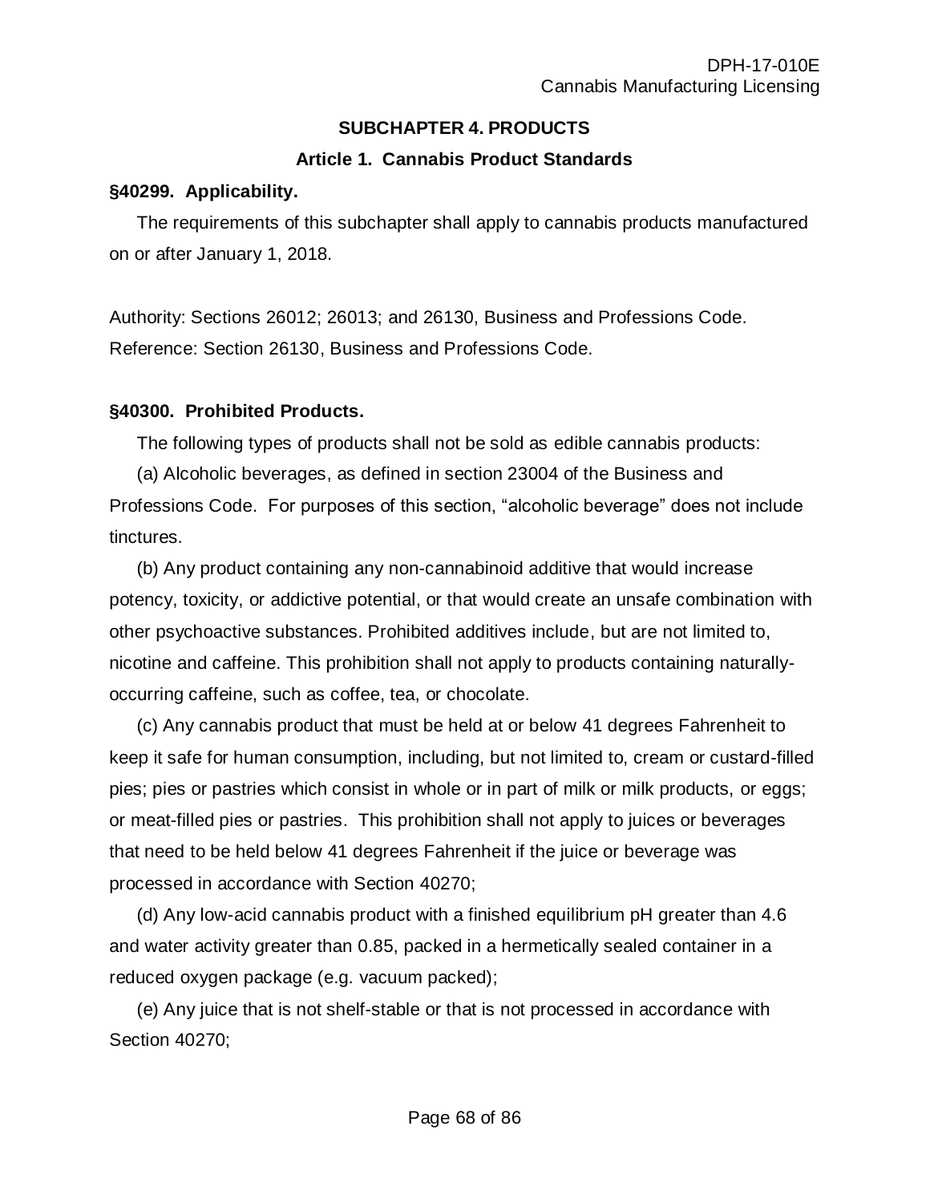## SUBCHAPTER 4. PRODUCTS

### Article 1. Cannabis Product Standards

**§40299. Applicability.**

The requirements of this subchapter shall apply to cannabis products manufactured on or after January 1, 2018.

Authority: Sections 26012; 26013; and 26130, Business and Professions Code.
Reference: Section 26130, Business and Professions Code.

**§40300. Prohibited Products.**

The following types of products shall not be sold as edible cannabis products:

(a) Alcoholic beverages, as defined in section 23004 of the Business and Professions Code. For purposes of this section, "alcoholic beverage" does not include tinctures.

(b) Any product containing any non-cannabinoid additive that would increase potency, toxicity, or addictive potential, or that would create an unsafe combination with other psychoactive substances. Prohibited additives include, but are not limited to, nicotine and caffeine. This prohibition shall not apply to products containing naturally-occurring caffeine, such as coffee, tea, or chocolate.

(c) Any cannabis product that must be held at or below 41 degrees Fahrenheit to keep it safe for human consumption, including, but not limited to, cream or custard-filled pies; pies or pastries which consist in whole or in part of milk or milk products, or eggs; or meat-filled pies or pastries. This prohibition shall not apply to juices or beverages that need to be held below 41 degrees Fahrenheit if the juice or beverage was processed in accordance with Section 40270;

(d) Any low-acid cannabis product with a finished equilibrium pH greater than 4.6 and water activity greater than 0.85, packed in a hermetically sealed container in a reduced oxygen package (e.g. vacuum packed);

(e) Any juice that is not shelf-stable or that is not processed in accordance with Section 40270;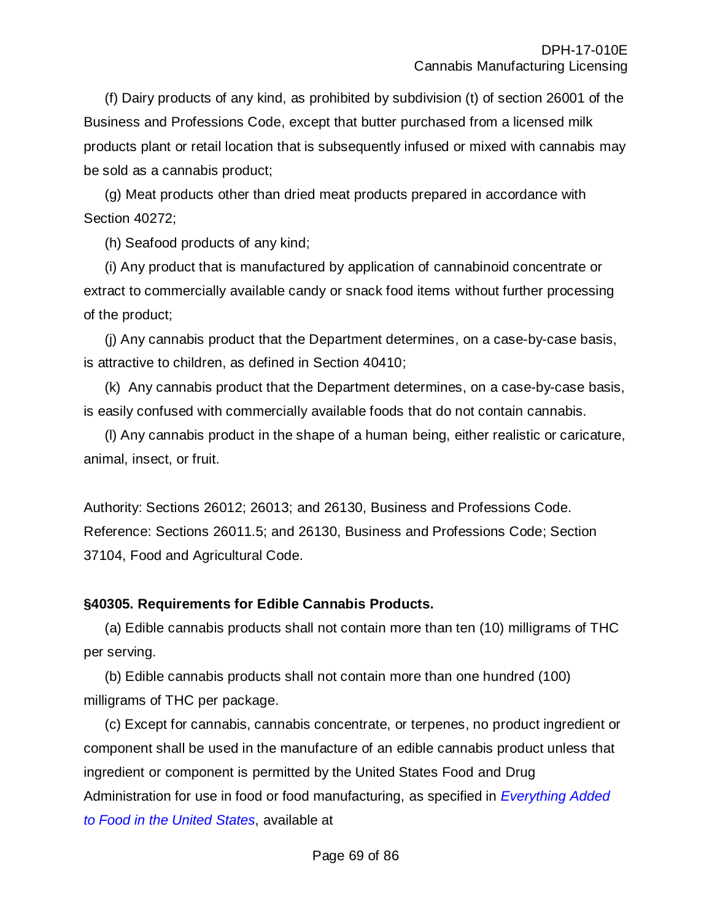(f) Dairy products of any kind, as prohibited by subdivision (t) of section 26001 of the Business and Professions Code, except that butter purchased from a licensed milk products plant or retail location that is subsequently infused or mixed with cannabis may be sold as a cannabis product;

(g) Meat products other than dried meat products prepared in accordance with Section 40272;

(h) Seafood products of any kind;

(i) Any product that is manufactured by application of cannabinoid concentrate or extract to commercially available candy or snack food items without further processing of the product;

(j) Any cannabis product that the Department determines, on a case-by-case basis, is attractive to children, as defined in Section 40410;

(k) Any cannabis product that the Department determines, on a case-by-case basis, is easily confused with commercially available foods that do not contain cannabis.

(l) Any cannabis product in the shape of a human being, either realistic or caricature, animal, insect, or fruit.

Authority: Sections 26012; 26013; and 26130, Business and Professions Code. Reference: Sections 26011.5; and 26130, Business and Professions Code; Section 37104, Food and Agricultural Code.

**§40305. Requirements for Edible Cannabis Products.**

(a) Edible cannabis products shall not contain more than ten (10) milligrams of THC per serving.

(b) Edible cannabis products shall not contain more than one hundred (100) milligrams of THC per package.

(c) Except for cannabis, cannabis concentrate, or terpenes, no product ingredient or component shall be used in the manufacture of an edible cannabis product unless that ingredient or component is permitted by the United States Food and Drug Administration for use in food or food manufacturing, as specified in *Everything Added to Food in the United States*, available at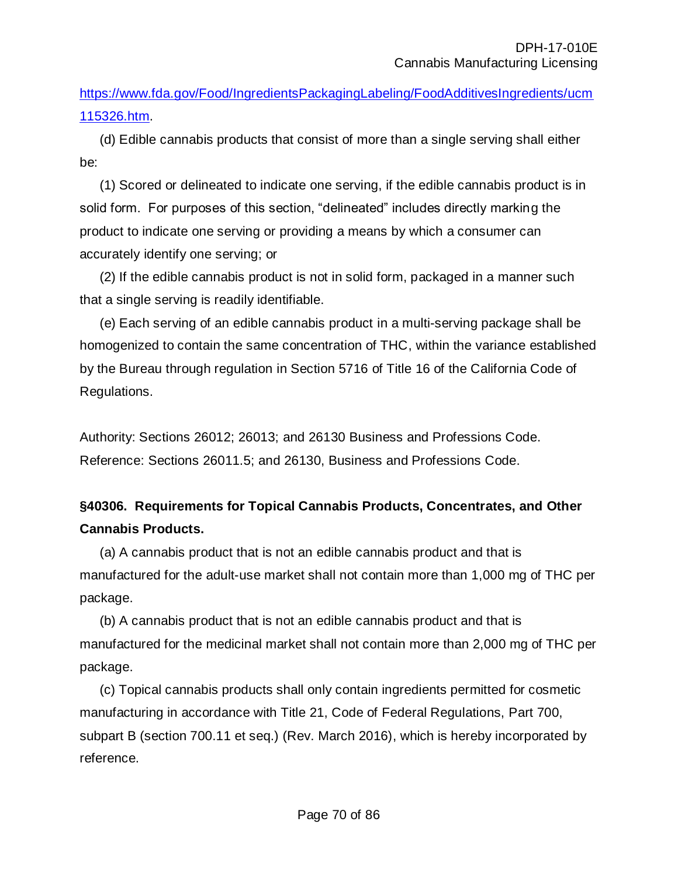https://www.fda.gov/Food/IngredientsPackagingLabeling/FoodAdditivesIngredients/ucm115326.htm.

(d) Edible cannabis products that consist of more than a single serving shall either be:

(1) Scored or delineated to indicate one serving, if the edible cannabis product is in solid form. For purposes of this section, "delineated" includes directly marking the product to indicate one serving or providing a means by which a consumer can accurately identify one serving; or

(2) If the edible cannabis product is not in solid form, packaged in a manner such that a single serving is readily identifiable.

(e) Each serving of an edible cannabis product in a multi-serving package shall be homogenized to contain the same concentration of THC, within the variance established by the Bureau through regulation in Section 5716 of Title 16 of the California Code of Regulations.

Authority: Sections 26012; 26013; and 26130 Business and Professions Code. Reference: Sections 26011.5; and 26130, Business and Professions Code.

**§40306. Requirements for Topical Cannabis Products, Concentrates, and Other Cannabis Products.**

(a) A cannabis product that is not an edible cannabis product and that is manufactured for the adult-use market shall not contain more than 1,000 mg of THC per package.

(b) A cannabis product that is not an edible cannabis product and that is manufactured for the medicinal market shall not contain more than 2,000 mg of THC per package.

(c) Topical cannabis products shall only contain ingredients permitted for cosmetic manufacturing in accordance with Title 21, Code of Federal Regulations, Part 700, subpart B (section 700.11 et seq.) (Rev. March 2016), which is hereby incorporated by reference.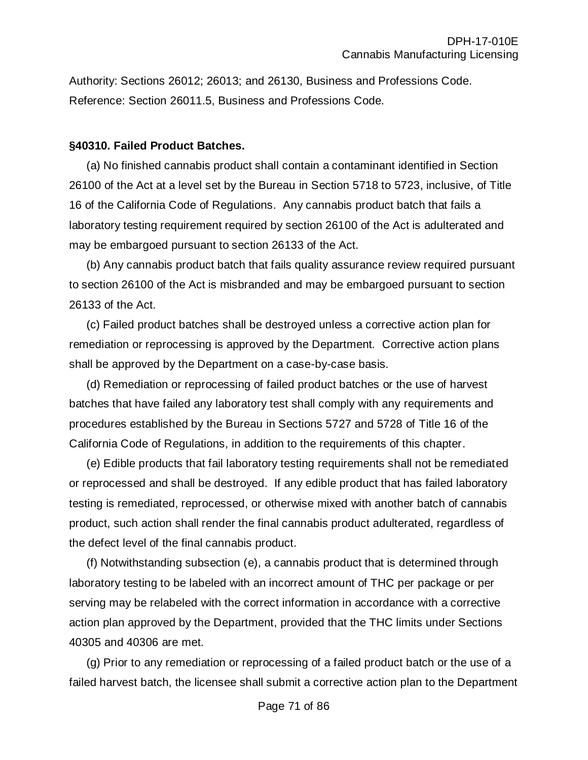Authority: Sections 26012; 26013; and 26130, Business and Professions Code. Reference: Section 26011.5, Business and Professions Code.

**§40310. Failed Product Batches.**

(a) No finished cannabis product shall contain a contaminant identified in Section 26100 of the Act at a level set by the Bureau in Section 5718 to 5723, inclusive, of Title 16 of the California Code of Regulations. Any cannabis product batch that fails a laboratory testing requirement required by section 26100 of the Act is adulterated and may be embargoed pursuant to section 26133 of the Act.

(b) Any cannabis product batch that fails quality assurance review required pursuant to section 26100 of the Act is misbranded and may be embargoed pursuant to section 26133 of the Act.

(c) Failed product batches shall be destroyed unless a corrective action plan for remediation or reprocessing is approved by the Department. Corrective action plans shall be approved by the Department on a case-by-case basis.

(d) Remediation or reprocessing of failed product batches or the use of harvest batches that have failed any laboratory test shall comply with any requirements and procedures established by the Bureau in Sections 5727 and 5728 of Title 16 of the California Code of Regulations, in addition to the requirements of this chapter.

(e) Edible products that fail laboratory testing requirements shall not be remediated or reprocessed and shall be destroyed. If any edible product that has failed laboratory testing is remediated, reprocessed, or otherwise mixed with another batch of cannabis product, such action shall render the final cannabis product adulterated, regardless of the defect level of the final cannabis product.

(f) Notwithstanding subsection (e), a cannabis product that is determined through laboratory testing to be labeled with an incorrect amount of THC per package or per serving may be relabeled with the correct information in accordance with a corrective action plan approved by the Department, provided that the THC limits under Sections 40305 and 40306 are met.

(g) Prior to any remediation or reprocessing of a failed product batch or the use of a failed harvest batch, the licensee shall submit a corrective action plan to the Department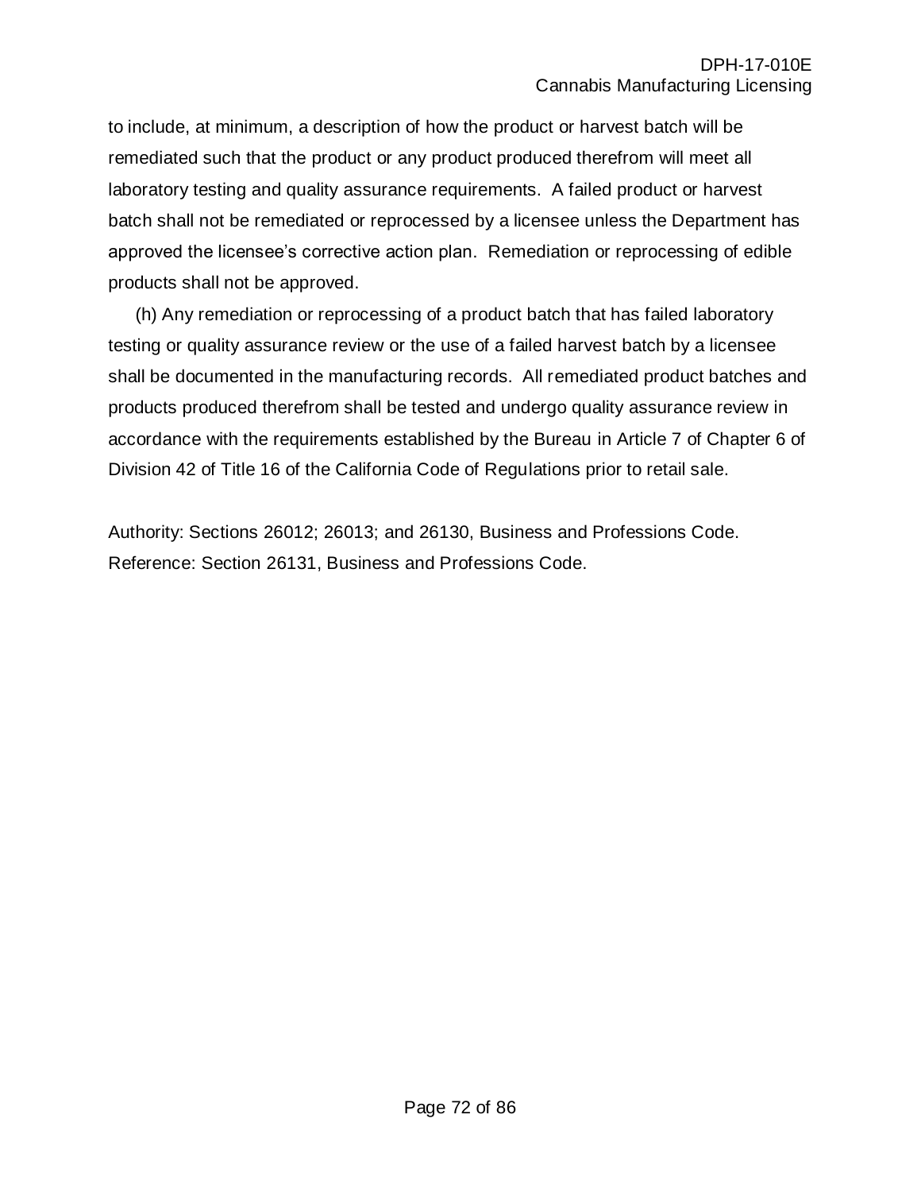to include, at minimum, a description of how the product or harvest batch will be remediated such that the product or any product produced therefrom will meet all laboratory testing and quality assurance requirements. A failed product or harvest batch shall not be remediated or reprocessed by a licensee unless the Department has approved the licensee's corrective action plan. Remediation or reprocessing of edible products shall not be approved.

(h) Any remediation or reprocessing of a product batch that has failed laboratory testing or quality assurance review or the use of a failed harvest batch by a licensee shall be documented in the manufacturing records. All remediated product batches and products produced therefrom shall be tested and undergo quality assurance review in accordance with the requirements established by the Bureau in Article 7 of Chapter 6 of Division 42 of Title 16 of the California Code of Regulations prior to retail sale.

Authority: Sections 26012; 26013; and 26130, Business and Professions Code.
Reference: Section 26131, Business and Professions Code.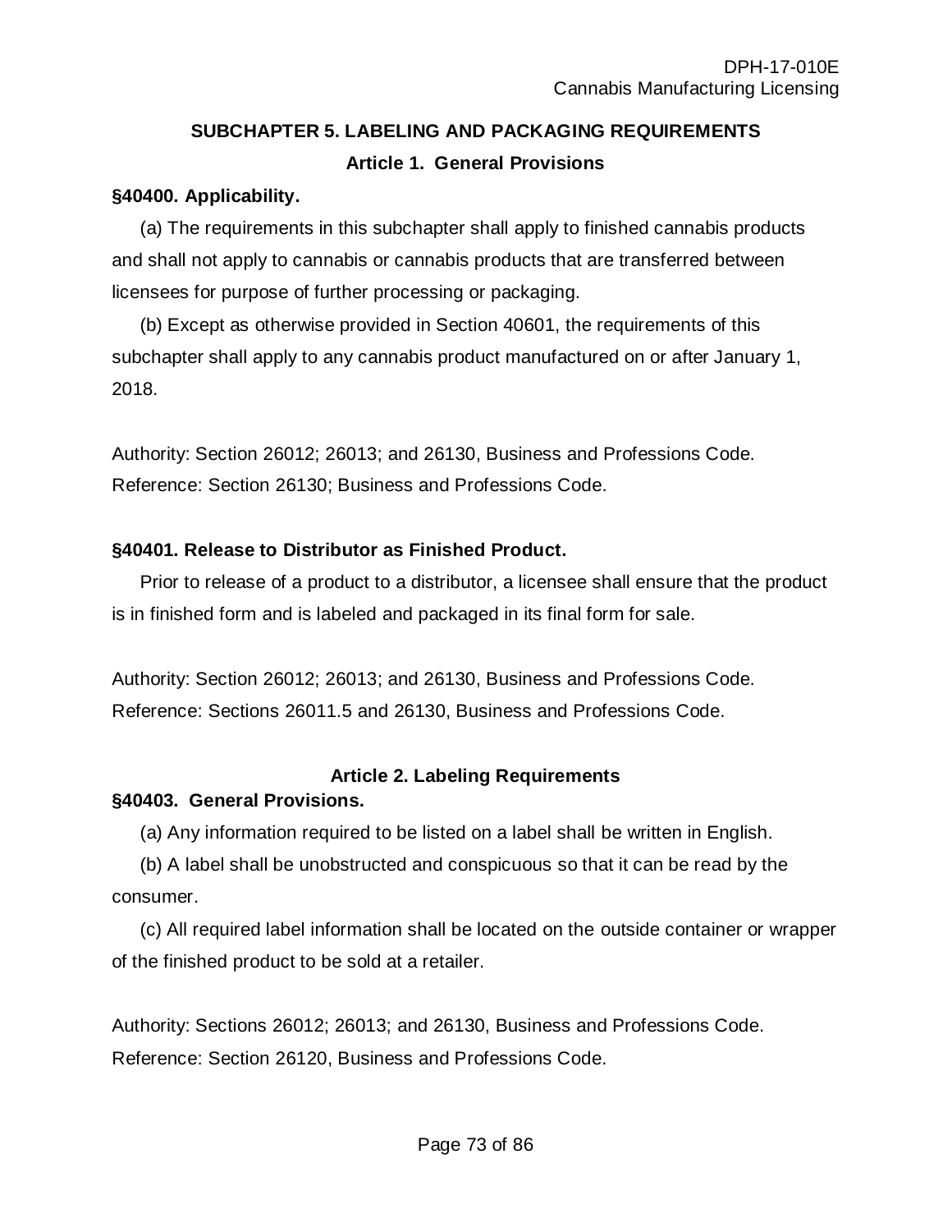## SUBCHAPTER 5. LABELING AND PACKAGING REQUIREMENTS

### Article 1. General Provisions

**§40400. Applicability.**

(a) The requirements in this subchapter shall apply to finished cannabis products and shall not apply to cannabis or cannabis products that are transferred between licensees for purpose of further processing or packaging.

(b) Except as otherwise provided in Section 40601, the requirements of this subchapter shall apply to any cannabis product manufactured on or after January 1, 2018.

Authority: Section 26012; 26013; and 26130, Business and Professions Code.
Reference: Section 26130; Business and Professions Code.

**§40401. Release to Distributor as Finished Product.**

Prior to release of a product to a distributor, a licensee shall ensure that the product is in finished form and is labeled and packaged in its final form for sale.

Authority: Section 26012; 26013; and 26130, Business and Professions Code.
Reference: Sections 26011.5 and 26130, Business and Professions Code.

### Article 2. Labeling Requirements

**§40403. General Provisions.**

(a) Any information required to be listed on a label shall be written in English.

(b) A label shall be unobstructed and conspicuous so that it can be read by the consumer.

(c) All required label information shall be located on the outside container or wrapper of the finished product to be sold at a retailer.

Authority: Sections 26012; 26013; and 26130, Business and Professions Code.
Reference: Section 26120, Business and Professions Code.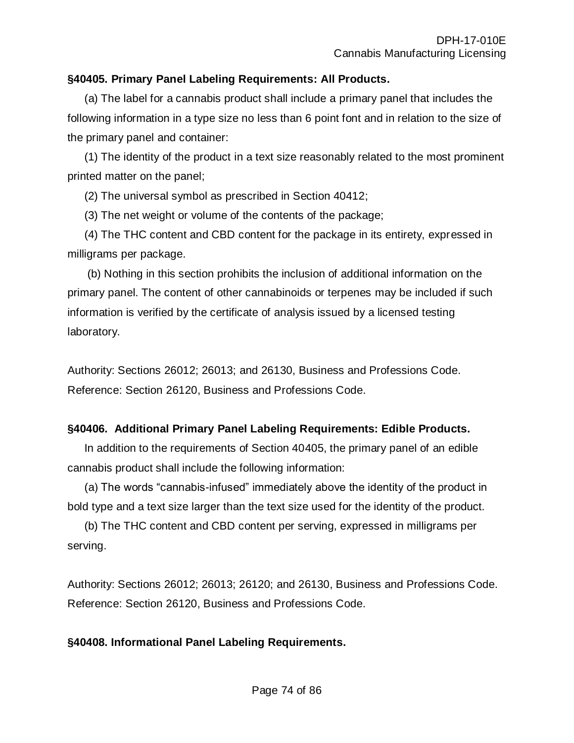**§40405. Primary Panel Labeling Requirements: All Products.**

(a) The label for a cannabis product shall include a primary panel that includes the following information in a type size no less than 6 point font and in relation to the size of the primary panel and container:

(1) The identity of the product in a text size reasonably related to the most prominent printed matter on the panel;

(2) The universal symbol as prescribed in Section 40412;

(3) The net weight or volume of the contents of the package;

(4) The THC content and CBD content for the package in its entirety, expressed in milligrams per package.

(b) Nothing in this section prohibits the inclusion of additional information on the primary panel. The content of other cannabinoids or terpenes may be included if such information is verified by the certificate of analysis issued by a licensed testing laboratory.

Authority: Sections 26012; 26013; and 26130, Business and Professions Code.
Reference: Section 26120, Business and Professions Code.

**§40406. Additional Primary Panel Labeling Requirements: Edible Products.**

In addition to the requirements of Section 40405, the primary panel of an edible cannabis product shall include the following information:

(a) The words "cannabis-infused" immediately above the identity of the product in bold type and a text size larger than the text size used for the identity of the product.

(b) The THC content and CBD content per serving, expressed in milligrams per serving.

Authority: Sections 26012; 26013; 26120; and 26130, Business and Professions Code.
Reference: Section 26120, Business and Professions Code.

**§40408. Informational Panel Labeling Requirements.**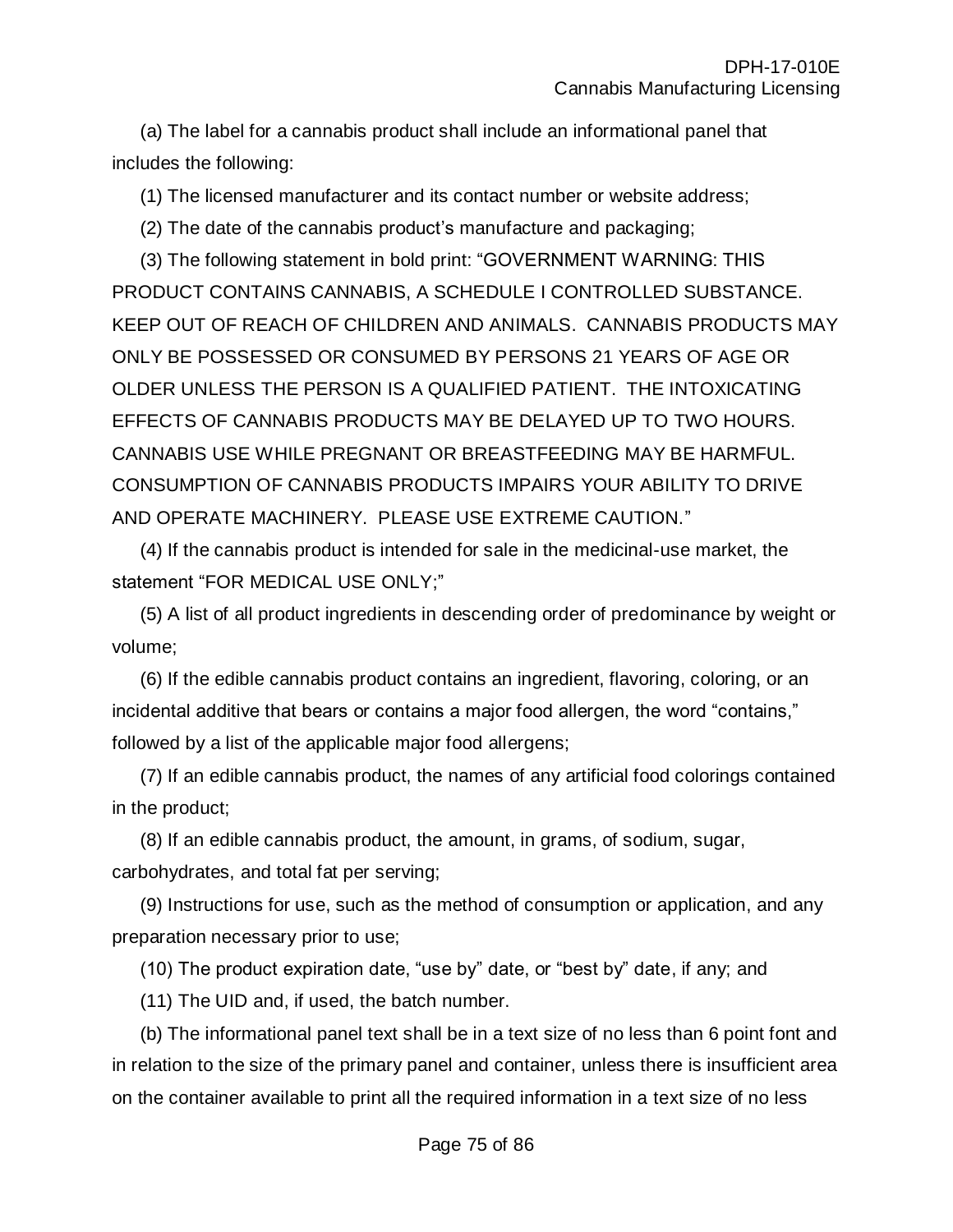(a) The label for a cannabis product shall include an informational panel that includes the following:

(1) The licensed manufacturer and its contact number or website address;

(2) The date of the cannabis product's manufacture and packaging;

(3) The following statement in bold print: "GOVERNMENT WARNING: THIS PRODUCT CONTAINS CANNABIS, A SCHEDULE I CONTROLLED SUBSTANCE. KEEP OUT OF REACH OF CHILDREN AND ANIMALS. CANNABIS PRODUCTS MAY ONLY BE POSSESSED OR CONSUMED BY PERSONS 21 YEARS OF AGE OR OLDER UNLESS THE PERSON IS A QUALIFIED PATIENT. THE INTOXICATING EFFECTS OF CANNABIS PRODUCTS MAY BE DELAYED UP TO TWO HOURS. CANNABIS USE WHILE PREGNANT OR BREASTFEEDING MAY BE HARMFUL. CONSUMPTION OF CANNABIS PRODUCTS IMPAIRS YOUR ABILITY TO DRIVE AND OPERATE MACHINERY. PLEASE USE EXTREME CAUTION."

(4) If the cannabis product is intended for sale in the medicinal-use market, the statement "FOR MEDICAL USE ONLY;"

(5) A list of all product ingredients in descending order of predominance by weight or volume;

(6) If the edible cannabis product contains an ingredient, flavoring, coloring, or an incidental additive that bears or contains a major food allergen, the word "contains," followed by a list of the applicable major food allergens;

(7) If an edible cannabis product, the names of any artificial food colorings contained in the product;

(8) If an edible cannabis product, the amount, in grams, of sodium, sugar, carbohydrates, and total fat per serving;

(9) Instructions for use, such as the method of consumption or application, and any preparation necessary prior to use;

(10) The product expiration date, "use by" date, or "best by" date, if any; and

(11) The UID and, if used, the batch number.

(b) The informational panel text shall be in a text size of no less than 6 point font and in relation to the size of the primary panel and container, unless there is insufficient area on the container available to print all the required information in a text size of no less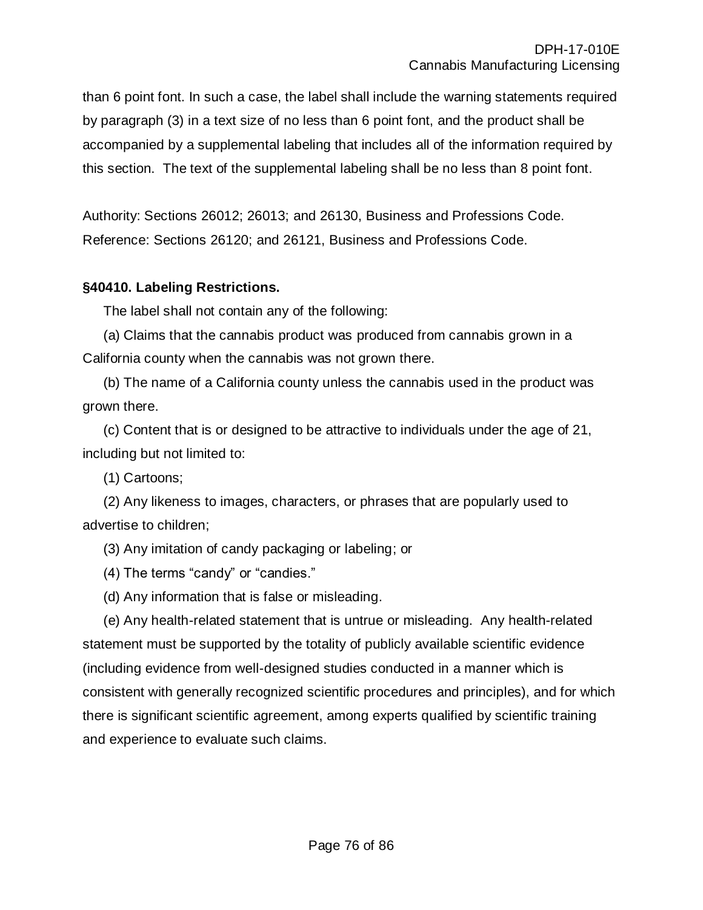than 6 point font. In such a case, the label shall include the warning statements required by paragraph (3) in a text size of no less than 6 point font, and the product shall be accompanied by a supplemental labeling that includes all of the information required by this section. The text of the supplemental labeling shall be no less than 8 point font.

Authority: Sections 26012; 26013; and 26130, Business and Professions Code.
Reference: Sections 26120; and 26121, Business and Professions Code.

**§40410. Labeling Restrictions.**

The label shall not contain any of the following:

(a) Claims that the cannabis product was produced from cannabis grown in a California county when the cannabis was not grown there.

(b) The name of a California county unless the cannabis used in the product was grown there.

(c) Content that is or designed to be attractive to individuals under the age of 21, including but not limited to:

(1) Cartoons;

(2) Any likeness to images, characters, or phrases that are popularly used to advertise to children;

(3) Any imitation of candy packaging or labeling; or

(4) The terms "candy" or "candies."

(d) Any information that is false or misleading.

(e) Any health-related statement that is untrue or misleading. Any health-related statement must be supported by the totality of publicly available scientific evidence (including evidence from well-designed studies conducted in a manner which is consistent with generally recognized scientific procedures and principles), and for which there is significant scientific agreement, among experts qualified by scientific training and experience to evaluate such claims.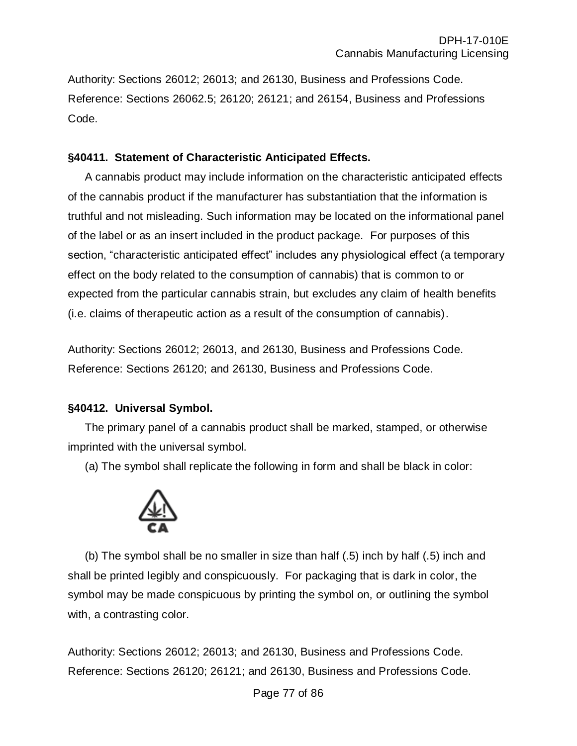Authority: Sections 26012; 26013; and 26130, Business and Professions Code. Reference: Sections 26062.5; 26120; 26121; and 26154, Business and Professions Code.

**§40411. Statement of Characteristic Anticipated Effects.**

A cannabis product may include information on the characteristic anticipated effects of the cannabis product if the manufacturer has substantiation that the information is truthful and not misleading. Such information may be located on the informational panel of the label or as an insert included in the product package. For purposes of this section, "characteristic anticipated effect" includes any physiological effect (a temporary effect on the body related to the consumption of cannabis) that is common to or expected from the particular cannabis strain, but excludes any claim of health benefits (i.e. claims of therapeutic action as a result of the consumption of cannabis).

Authority: Sections 26012; 26013, and 26130, Business and Professions Code. Reference: Sections 26120; and 26130, Business and Professions Code.

**§40412. Universal Symbol.**

The primary panel of a cannabis product shall be marked, stamped, or otherwise imprinted with the universal symbol.

(a) The symbol shall replicate the following in form and shall be black in color:

CA

(b) The symbol shall be no smaller in size than half (.5) inch by half (.5) inch and shall be printed legibly and conspicuously. For packaging that is dark in color, the symbol may be made conspicuous by printing the symbol on, or outlining the symbol with, a contrasting color.

Authority: Sections 26012; 26013; and 26130, Business and Professions Code. Reference: Sections 26120; 26121; and 26130, Business and Professions Code.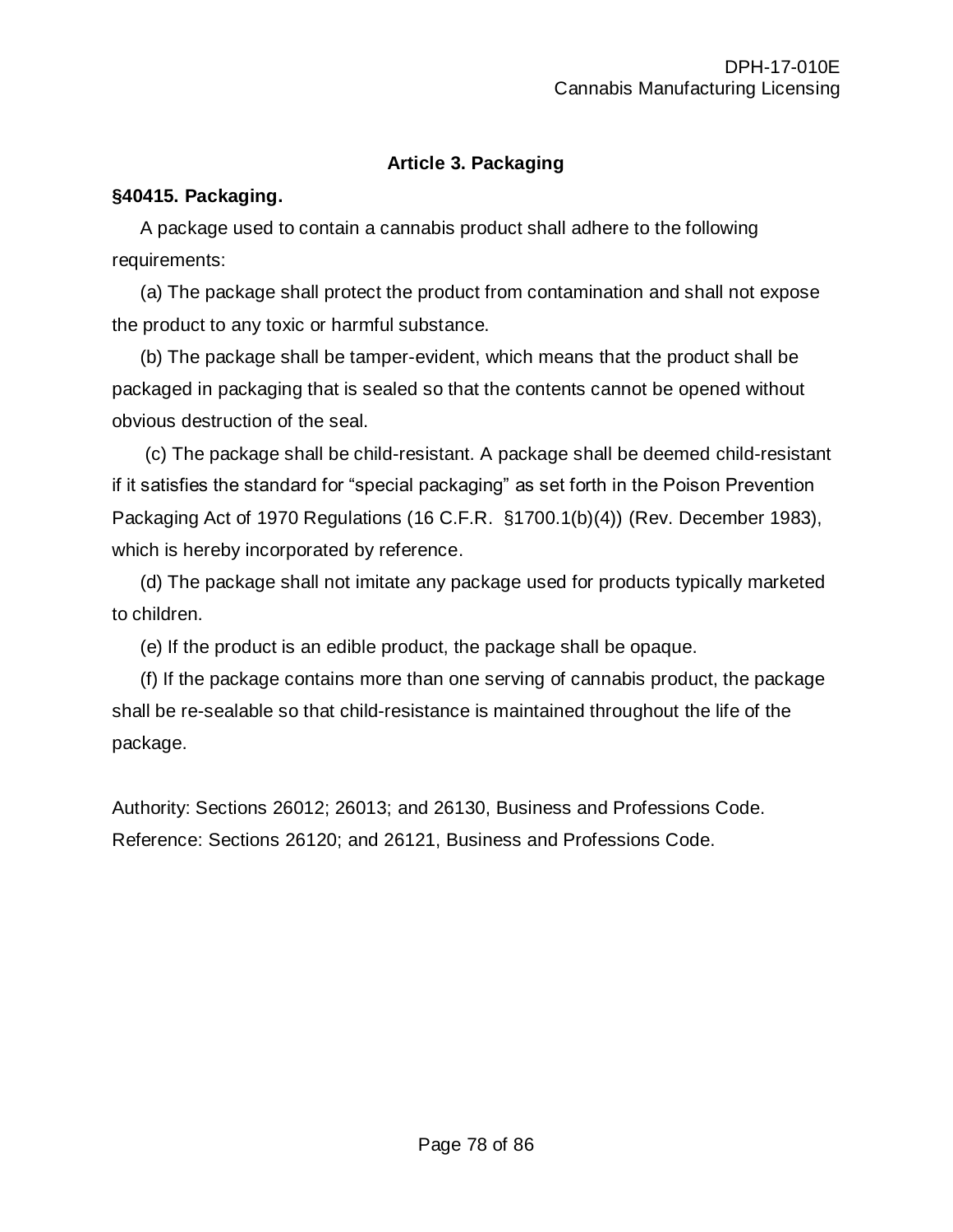## Article 3. Packaging

**§40415. Packaging.**

A package used to contain a cannabis product shall adhere to the following requirements:

(a) The package shall protect the product from contamination and shall not expose the product to any toxic or harmful substance.

(b) The package shall be tamper-evident, which means that the product shall be packaged in packaging that is sealed so that the contents cannot be opened without obvious destruction of the seal.

(c) The package shall be child-resistant. A package shall be deemed child-resistant if it satisfies the standard for "special packaging" as set forth in the Poison Prevention Packaging Act of 1970 Regulations (16 C.F.R. §1700.1(b)(4)) (Rev. December 1983), which is hereby incorporated by reference.

(d) The package shall not imitate any package used for products typically marketed to children.

(e) If the product is an edible product, the package shall be opaque.

(f) If the package contains more than one serving of cannabis product, the package shall be re-sealable so that child-resistance is maintained throughout the life of the package.

Authority: Sections 26012; 26013; and 26130, Business and Professions Code.
Reference: Sections 26120; and 26121, Business and Professions Code.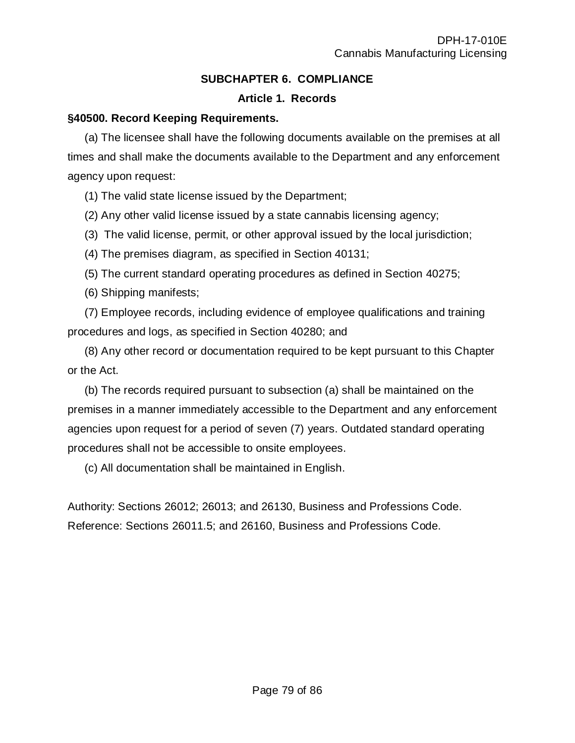## SUBCHAPTER 6. COMPLIANCE

### Article 1. Records

**§40500. Record Keeping Requirements.**

(a) The licensee shall have the following documents available on the premises at all times and shall make the documents available to the Department and any enforcement agency upon request:

(1) The valid state license issued by the Department;

(2) Any other valid license issued by a state cannabis licensing agency;

(3) The valid license, permit, or other approval issued by the local jurisdiction;

(4) The premises diagram, as specified in Section 40131;

(5) The current standard operating procedures as defined in Section 40275;

(6) Shipping manifests;

(7) Employee records, including evidence of employee qualifications and training procedures and logs, as specified in Section 40280; and

(8) Any other record or documentation required to be kept pursuant to this Chapter or the Act.

(b) The records required pursuant to subsection (a) shall be maintained on the premises in a manner immediately accessible to the Department and any enforcement agencies upon request for a period of seven (7) years. Outdated standard operating procedures shall not be accessible to onsite employees.

(c) All documentation shall be maintained in English.

Authority: Sections 26012; 26013; and 26130, Business and Professions Code.
Reference: Sections 26011.5; and 26160, Business and Professions Code.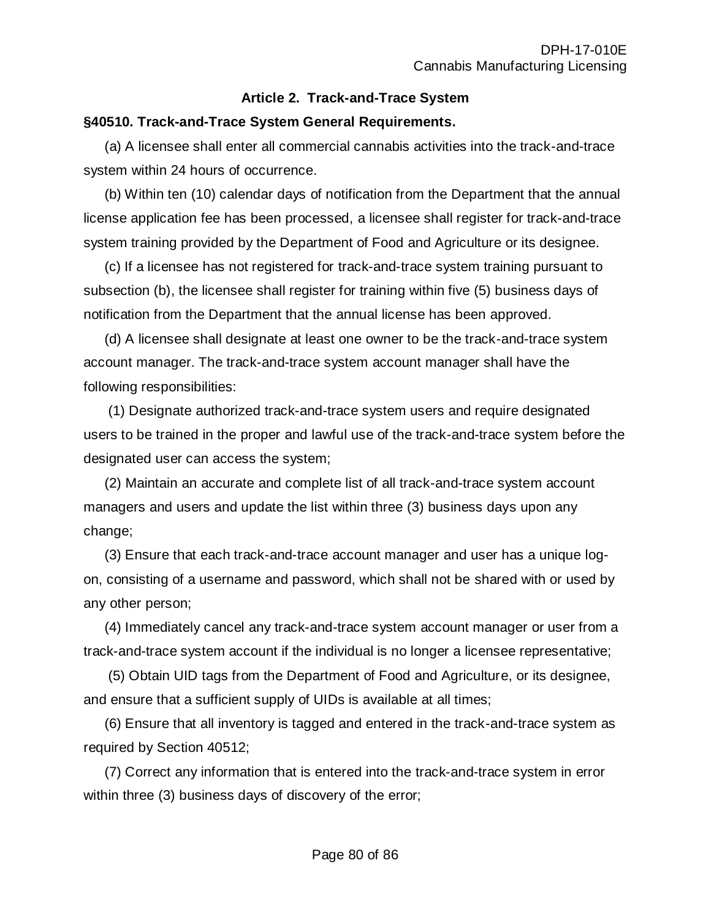### Article 2. Track-and-Trace System

**§40510. Track-and-Trace System General Requirements.**

(a) A licensee shall enter all commercial cannabis activities into the track-and-trace system within 24 hours of occurrence.

(b) Within ten (10) calendar days of notification from the Department that the annual license application fee has been processed, a licensee shall register for track-and-trace system training provided by the Department of Food and Agriculture or its designee.

(c) If a licensee has not registered for track-and-trace system training pursuant to subsection (b), the licensee shall register for training within five (5) business days of notification from the Department that the annual license has been approved.

(d) A licensee shall designate at least one owner to be the track-and-trace system account manager. The track-and-trace system account manager shall have the following responsibilities:

(1) Designate authorized track-and-trace system users and require designated users to be trained in the proper and lawful use of the track-and-trace system before the designated user can access the system;

(2) Maintain an accurate and complete list of all track-and-trace system account managers and users and update the list within three (3) business days upon any change;

(3) Ensure that each track-and-trace account manager and user has a unique log-on, consisting of a username and password, which shall not be shared with or used by any other person;

(4) Immediately cancel any track-and-trace system account manager or user from a track-and-trace system account if the individual is no longer a licensee representative;

(5) Obtain UID tags from the Department of Food and Agriculture, or its designee, and ensure that a sufficient supply of UIDs is available at all times;

(6) Ensure that all inventory is tagged and entered in the track-and-trace system as required by Section 40512;

(7) Correct any information that is entered into the track-and-trace system in error within three (3) business days of discovery of the error;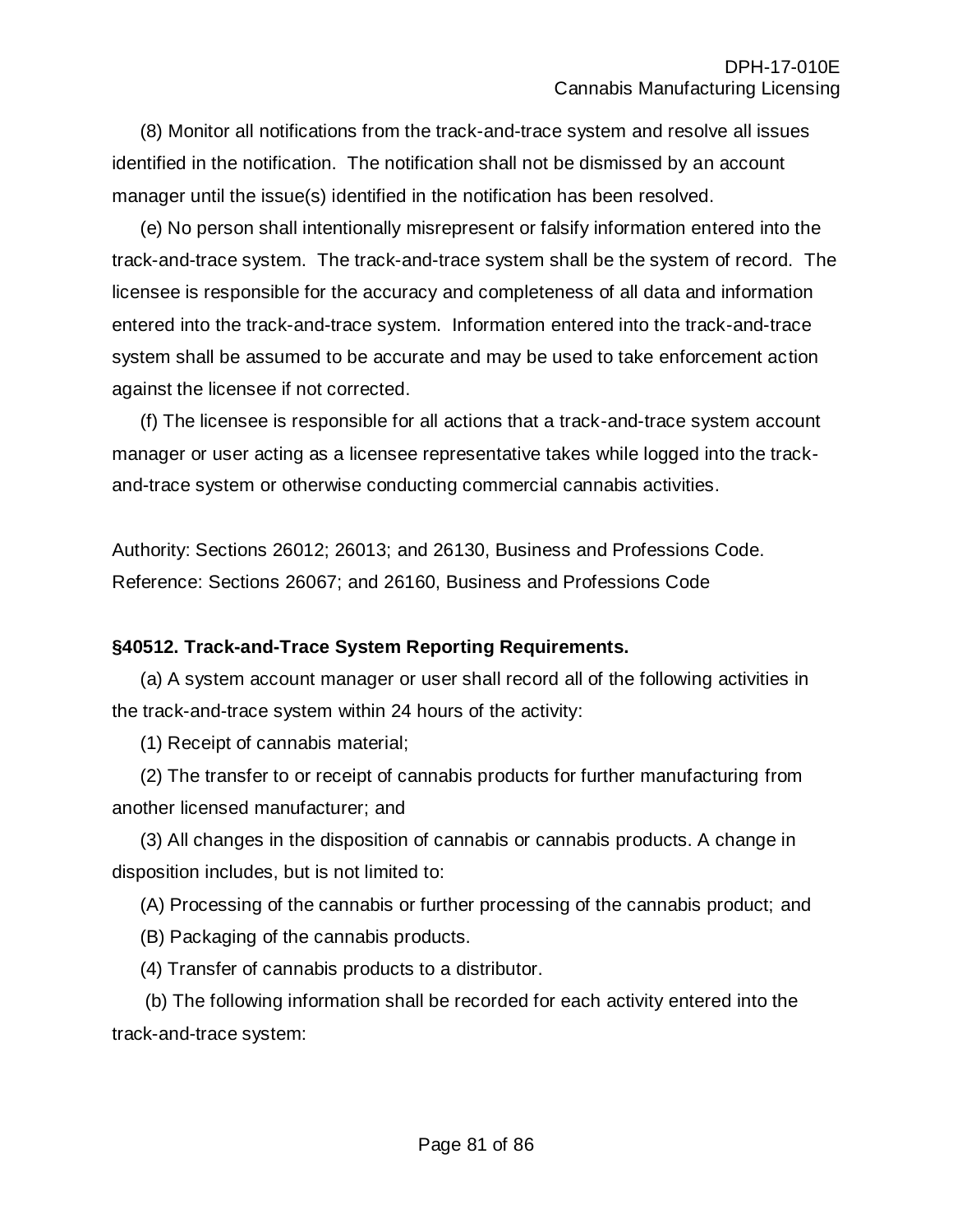(8) Monitor all notifications from the track-and-trace system and resolve all issues identified in the notification. The notification shall not be dismissed by an account manager until the issue(s) identified in the notification has been resolved.

(e) No person shall intentionally misrepresent or falsify information entered into the track-and-trace system. The track-and-trace system shall be the system of record. The licensee is responsible for the accuracy and completeness of all data and information entered into the track-and-trace system. Information entered into the track-and-trace system shall be assumed to be accurate and may be used to take enforcement action against the licensee if not corrected.

(f) The licensee is responsible for all actions that a track-and-trace system account manager or user acting as a licensee representative takes while logged into the track-and-trace system or otherwise conducting commercial cannabis activities.

Authority: Sections 26012; 26013; and 26130, Business and Professions Code.
Reference: Sections 26067; and 26160, Business and Professions Code

**§40512. Track-and-Trace System Reporting Requirements.**

(a) A system account manager or user shall record all of the following activities in the track-and-trace system within 24 hours of the activity:

(1) Receipt of cannabis material;

(2) The transfer to or receipt of cannabis products for further manufacturing from another licensed manufacturer; and

(3) All changes in the disposition of cannabis or cannabis products. A change in disposition includes, but is not limited to:

(A) Processing of the cannabis or further processing of the cannabis product; and

(B) Packaging of the cannabis products.

(4) Transfer of cannabis products to a distributor.

(b) The following information shall be recorded for each activity entered into the track-and-trace system: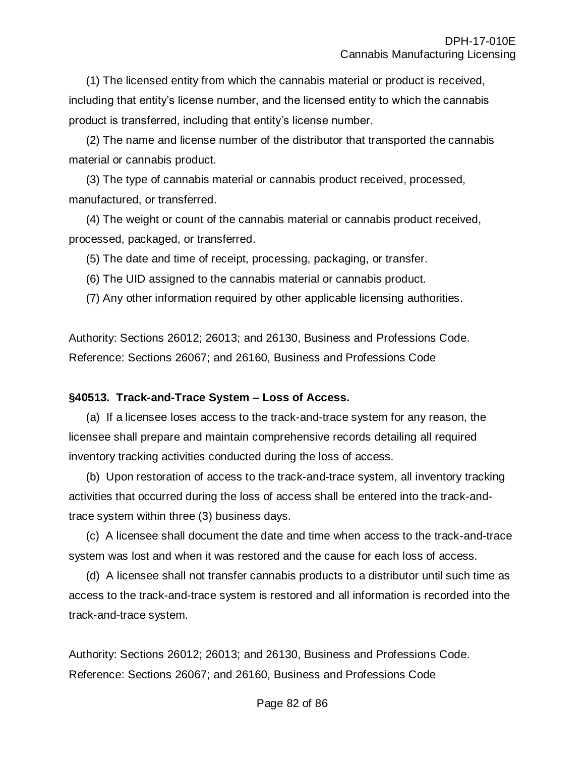(1) The licensed entity from which the cannabis material or product is received, including that entity's license number, and the licensed entity to which the cannabis product is transferred, including that entity's license number.

(2) The name and license number of the distributor that transported the cannabis material or cannabis product.

(3) The type of cannabis material or cannabis product received, processed, manufactured, or transferred.

(4) The weight or count of the cannabis material or cannabis product received, processed, packaged, or transferred.

(5) The date and time of receipt, processing, packaging, or transfer.

(6) The UID assigned to the cannabis material or cannabis product.

(7) Any other information required by other applicable licensing authorities.

Authority: Sections 26012; 26013; and 26130, Business and Professions Code.
Reference: Sections 26067; and 26160, Business and Professions Code

**§40513. Track-and-Trace System – Loss of Access.**

(a) If a licensee loses access to the track-and-trace system for any reason, the licensee shall prepare and maintain comprehensive records detailing all required inventory tracking activities conducted during the loss of access.

(b) Upon restoration of access to the track-and-trace system, all inventory tracking activities that occurred during the loss of access shall be entered into the track-and-trace system within three (3) business days.

(c) A licensee shall document the date and time when access to the track-and-trace system was lost and when it was restored and the cause for each loss of access.

(d) A licensee shall not transfer cannabis products to a distributor until such time as access to the track-and-trace system is restored and all information is recorded into the track-and-trace system.

Authority: Sections 26012; 26013; and 26130, Business and Professions Code.
Reference: Sections 26067; and 26160, Business and Professions Code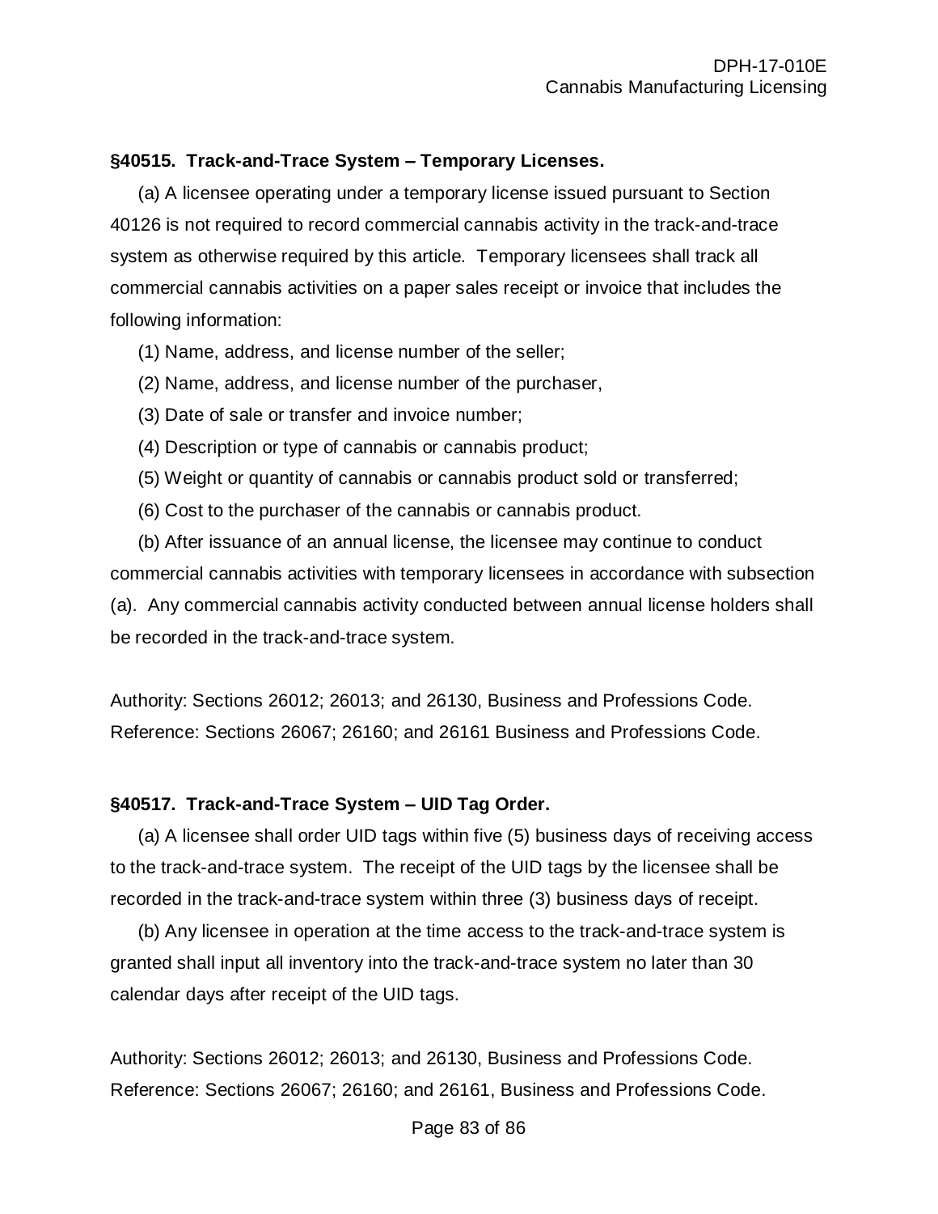**§40515. Track-and-Trace System – Temporary Licenses.**

(a) A licensee operating under a temporary license issued pursuant to Section 40126 is not required to record commercial cannabis activity in the track-and-trace system as otherwise required by this article. Temporary licensees shall track all commercial cannabis activities on a paper sales receipt or invoice that includes the following information:

(1) Name, address, and license number of the seller;

(2) Name, address, and license number of the purchaser,

(3) Date of sale or transfer and invoice number;

(4) Description or type of cannabis or cannabis product;

(5) Weight or quantity of cannabis or cannabis product sold or transferred;

(6) Cost to the purchaser of the cannabis or cannabis product.

(b) After issuance of an annual license, the licensee may continue to conduct commercial cannabis activities with temporary licensees in accordance with subsection (a). Any commercial cannabis activity conducted between annual license holders shall be recorded in the track-and-trace system.

Authority: Sections 26012; 26013; and 26130, Business and Professions Code.
Reference: Sections 26067; 26160; and 26161 Business and Professions Code.

**§40517. Track-and-Trace System – UID Tag Order.**

(a) A licensee shall order UID tags within five (5) business days of receiving access to the track-and-trace system. The receipt of the UID tags by the licensee shall be recorded in the track-and-trace system within three (3) business days of receipt.

(b) Any licensee in operation at the time access to the track-and-trace system is granted shall input all inventory into the track-and-trace system no later than 30 calendar days after receipt of the UID tags.

Authority: Sections 26012; 26013; and 26130, Business and Professions Code.
Reference: Sections 26067; 26160; and 26161, Business and Professions Code.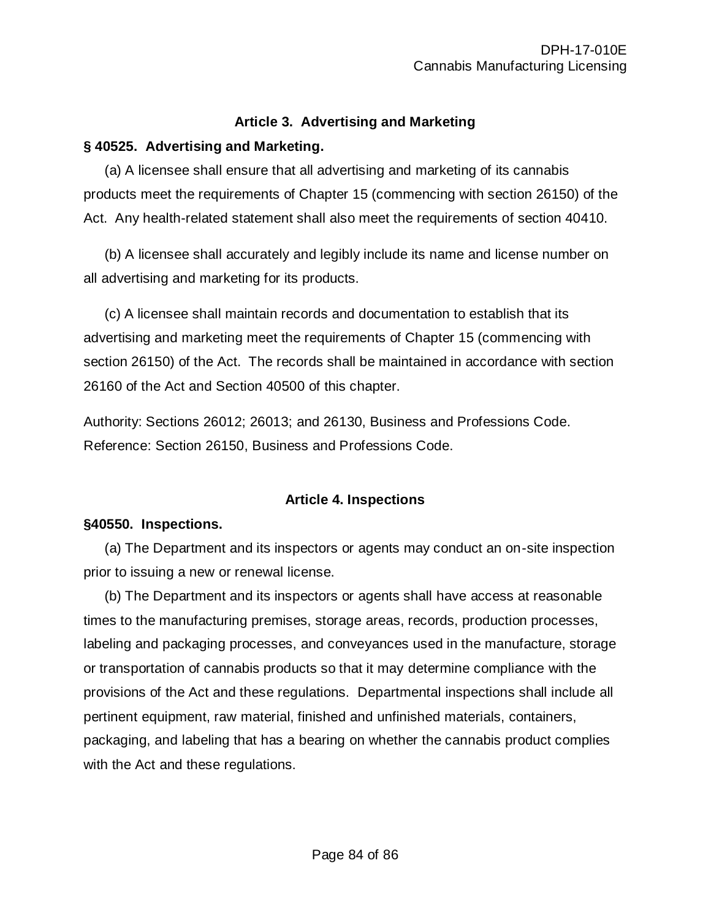### Article 3. Advertising and Marketing

**§ 40525. Advertising and Marketing.**

(a) A licensee shall ensure that all advertising and marketing of its cannabis products meet the requirements of Chapter 15 (commencing with section 26150) of the Act. Any health-related statement shall also meet the requirements of section 40410.

(b) A licensee shall accurately and legibly include its name and license number on all advertising and marketing for its products.

(c) A licensee shall maintain records and documentation to establish that its advertising and marketing meet the requirements of Chapter 15 (commencing with section 26150) of the Act. The records shall be maintained in accordance with section 26160 of the Act and Section 40500 of this chapter.

Authority: Sections 26012; 26013; and 26130, Business and Professions Code. Reference: Section 26150, Business and Professions Code.

### Article 4. Inspections

**§40550. Inspections.**

(a) The Department and its inspectors or agents may conduct an on-site inspection prior to issuing a new or renewal license.

(b) The Department and its inspectors or agents shall have access at reasonable times to the manufacturing premises, storage areas, records, production processes, labeling and packaging processes, and conveyances used in the manufacture, storage or transportation of cannabis products so that it may determine compliance with the provisions of the Act and these regulations. Departmental inspections shall include all pertinent equipment, raw material, finished and unfinished materials, containers, packaging, and labeling that has a bearing on whether the cannabis product complies with the Act and these regulations.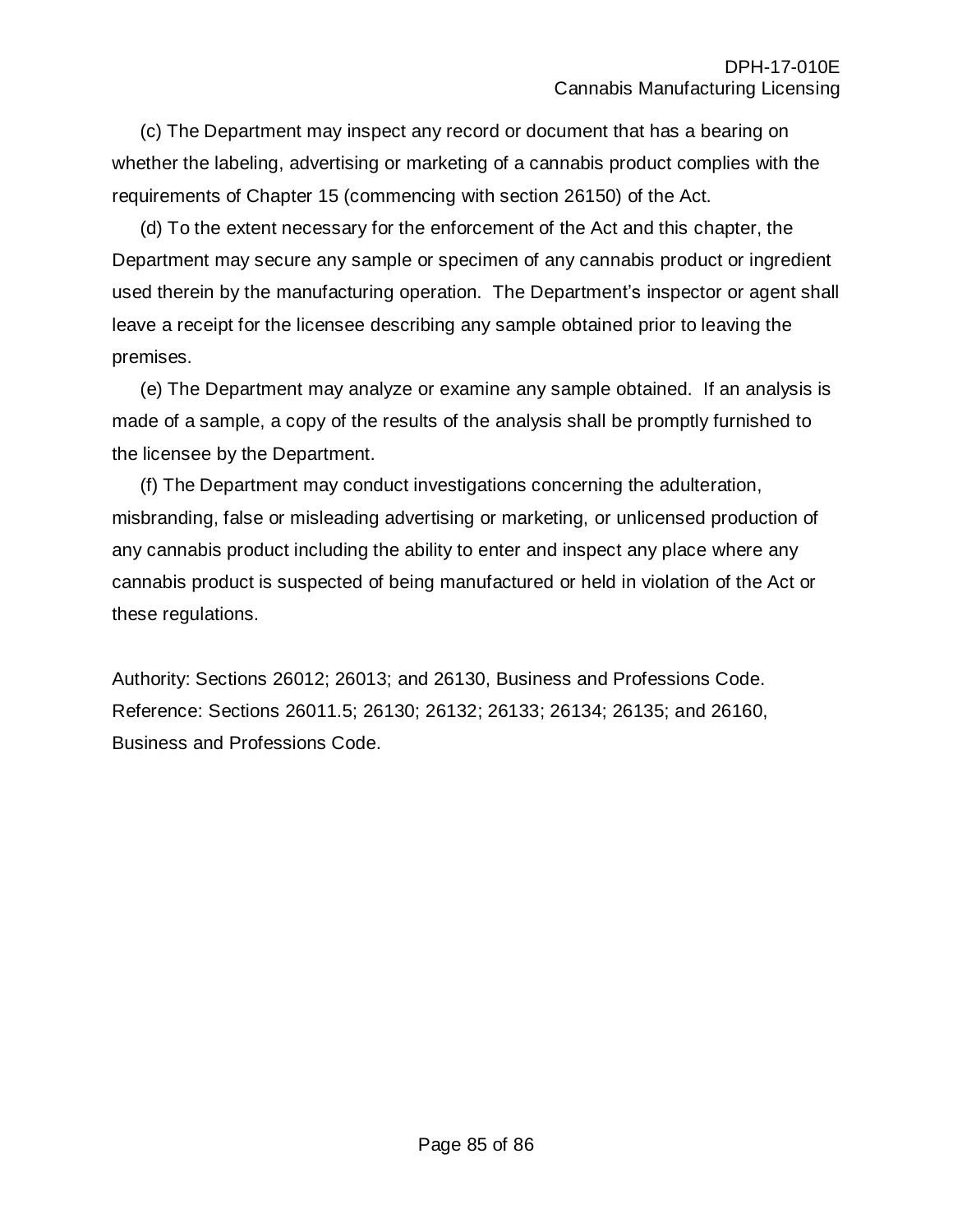(c) The Department may inspect any record or document that has a bearing on whether the labeling, advertising or marketing of a cannabis product complies with the requirements of Chapter 15 (commencing with section 26150) of the Act.

(d) To the extent necessary for the enforcement of the Act and this chapter, the Department may secure any sample or specimen of any cannabis product or ingredient used therein by the manufacturing operation. The Department's inspector or agent shall leave a receipt for the licensee describing any sample obtained prior to leaving the premises.

(e) The Department may analyze or examine any sample obtained. If an analysis is made of a sample, a copy of the results of the analysis shall be promptly furnished to the licensee by the Department.

(f) The Department may conduct investigations concerning the adulteration, misbranding, false or misleading advertising or marketing, or unlicensed production of any cannabis product including the ability to enter and inspect any place where any cannabis product is suspected of being manufactured or held in violation of the Act or these regulations.

Authority: Sections 26012; 26013; and 26130, Business and Professions Code. Reference: Sections 26011.5; 26130; 26132; 26133; 26134; 26135; and 26160, Business and Professions Code.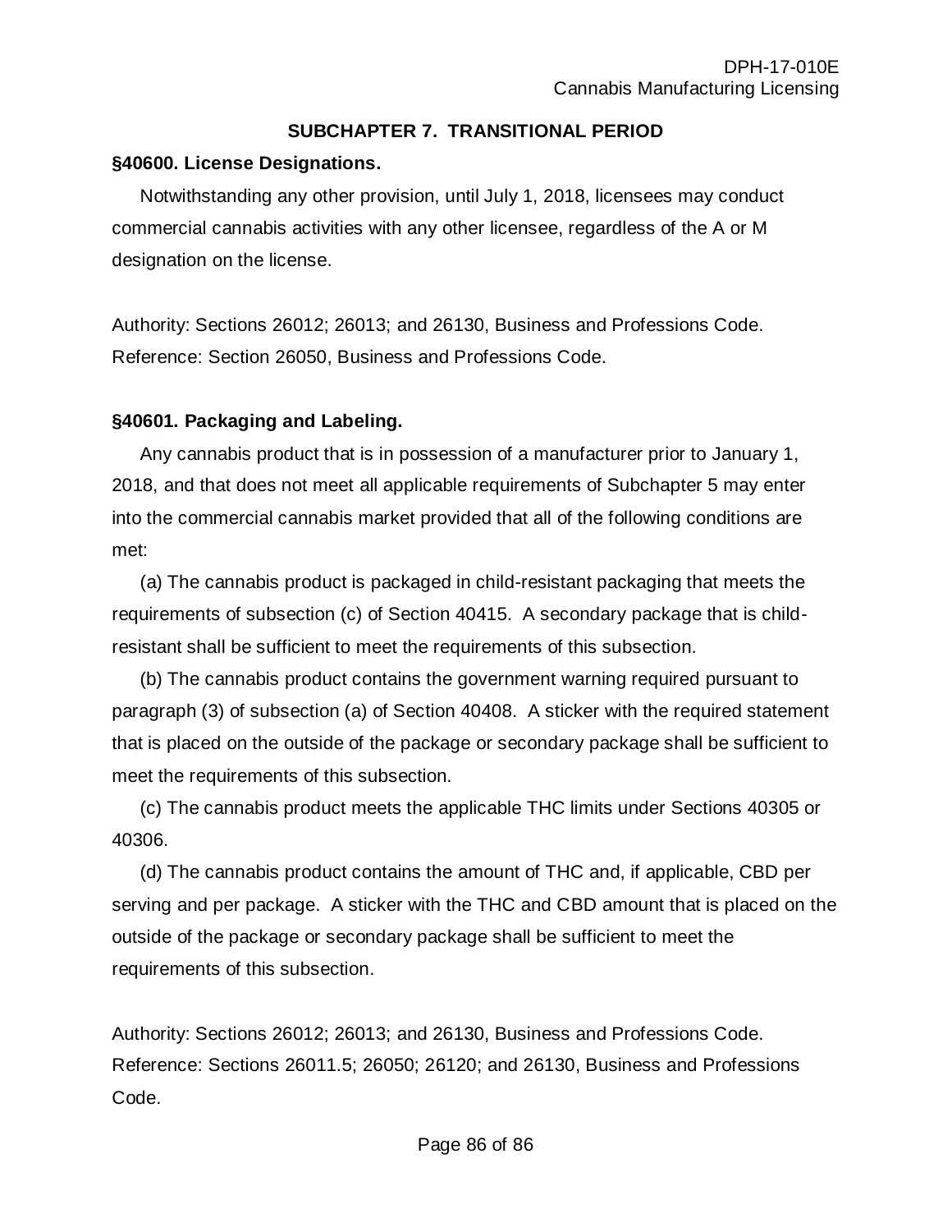## SUBCHAPTER 7. TRANSITIONAL PERIOD

### §40600. License Designations.

Notwithstanding any other provision, until July 1, 2018, licensees may conduct commercial cannabis activities with any other licensee, regardless of the A or M designation on the license.

Authority: Sections 26012; 26013; and 26130, Business and Professions Code. Reference: Section 26050, Business and Professions Code.

### §40601. Packaging and Labeling.

Any cannabis product that is in possession of a manufacturer prior to January 1, 2018, and that does not meet all applicable requirements of Subchapter 5 may enter into the commercial cannabis market provided that all of the following conditions are met:

(a) The cannabis product is packaged in child-resistant packaging that meets the requirements of subsection (c) of Section 40415. A secondary package that is child-resistant shall be sufficient to meet the requirements of this subsection.

(b) The cannabis product contains the government warning required pursuant to paragraph (3) of subsection (a) of Section 40408. A sticker with the required statement that is placed on the outside of the package or secondary package shall be sufficient to meet the requirements of this subsection.

(c) The cannabis product meets the applicable THC limits under Sections 40305 or 40306.

(d) The cannabis product contains the amount of THC and, if applicable, CBD per serving and per package. A sticker with the THC and CBD amount that is placed on the outside of the package or secondary package shall be sufficient to meet the requirements of this subsection.

Authority: Sections 26012; 26013; and 26130, Business and Professions Code. Reference: Sections 26011.5; 26050; 26120; and 26130, Business and Professions Code.